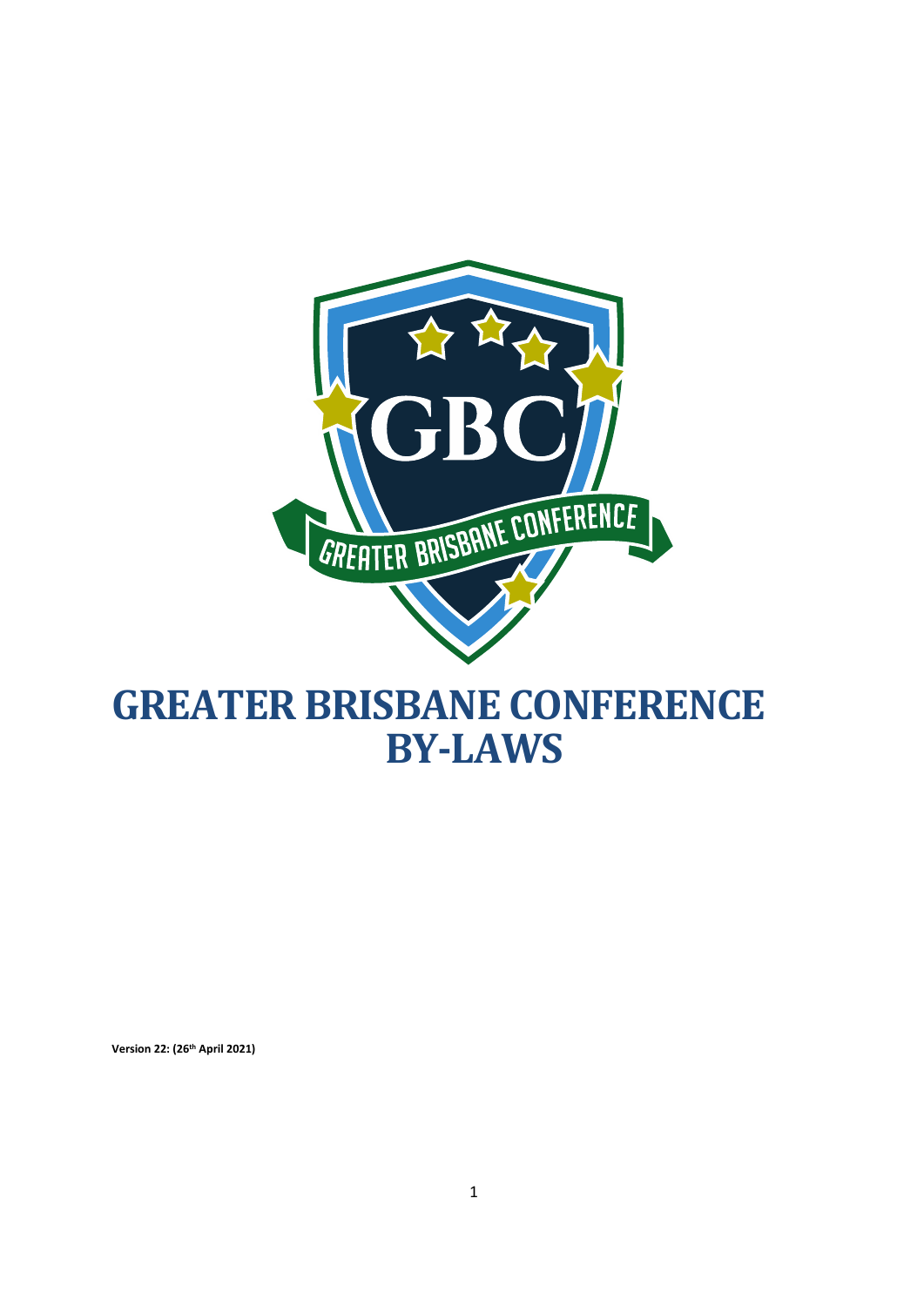# GREATER BRISBANE CONFERENCE BY-LAWS

**Version 22: (26th April 2021)**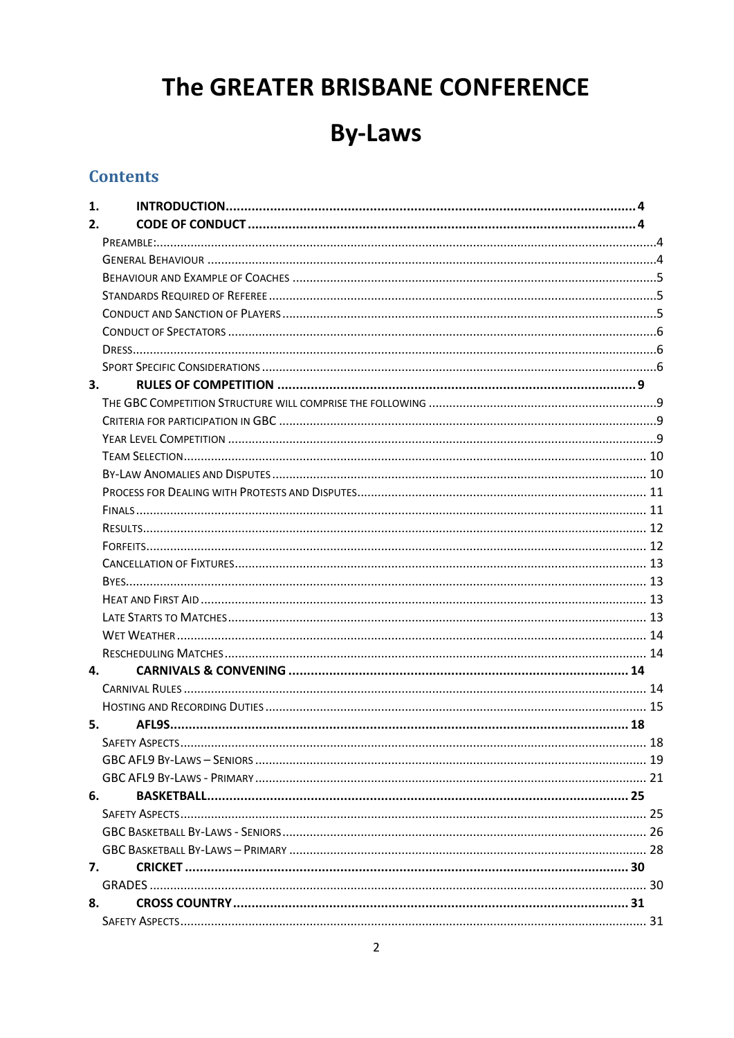# The GREATER BRISBANE CONFERENCE

# By-Laws

## Contents

**1. INTRODUCTION** ..... 4

**2. CODE OF CONDUCT** ..... 4

- Preamble: ..... 4
- General Behaviour ..... 4
- Behaviour and Example of Coaches ..... 5
- Standards Required of Referee ..... 5
- Conduct and Sanction of Players ..... 5
- Conduct of Spectators ..... 6
- Dress ..... 6
- Sport Specific Considerations ..... 6

**3. RULES OF COMPETITION** ..... 9

- The GBC Competition Structure will comprise the following ..... 9
- Criteria for participation in GBC ..... 9
- Year Level Competition ..... 9
- Team Selection ..... 10
- By-Law Anomalies and Disputes ..... 10
- Process for Dealing with Protests and Disputes ..... 11
- Finals ..... 11
- Results ..... 12
- Forfeits ..... 12
- Cancellation of Fixtures ..... 13
- Byes ..... 13
- Heat and First Aid ..... 13
- Late Starts to Matches ..... 13
- Wet Weather ..... 14
- Rescheduling Matches ..... 14

**4. CARNIVALS & CONVENING** ..... 14

- Carnival Rules ..... 14
- Hosting and Recording Duties ..... 15

**5. AFL9S** ..... 18

- Safety Aspects ..... 18
- GBC AFL9 By-Laws – Seniors ..... 19
- GBC AFL9 By-Laws - Primary ..... 21

**6. BASKETBALL** ..... 25

- Safety Aspects ..... 25
- GBC Basketball By-Laws - Seniors ..... 26
- GBC Basketball By-Laws – Primary ..... 28

**7. CRICKET** ..... 30

- Grades ..... 30

**8. CROSS COUNTRY** ..... 31

- Safety Aspects ..... 31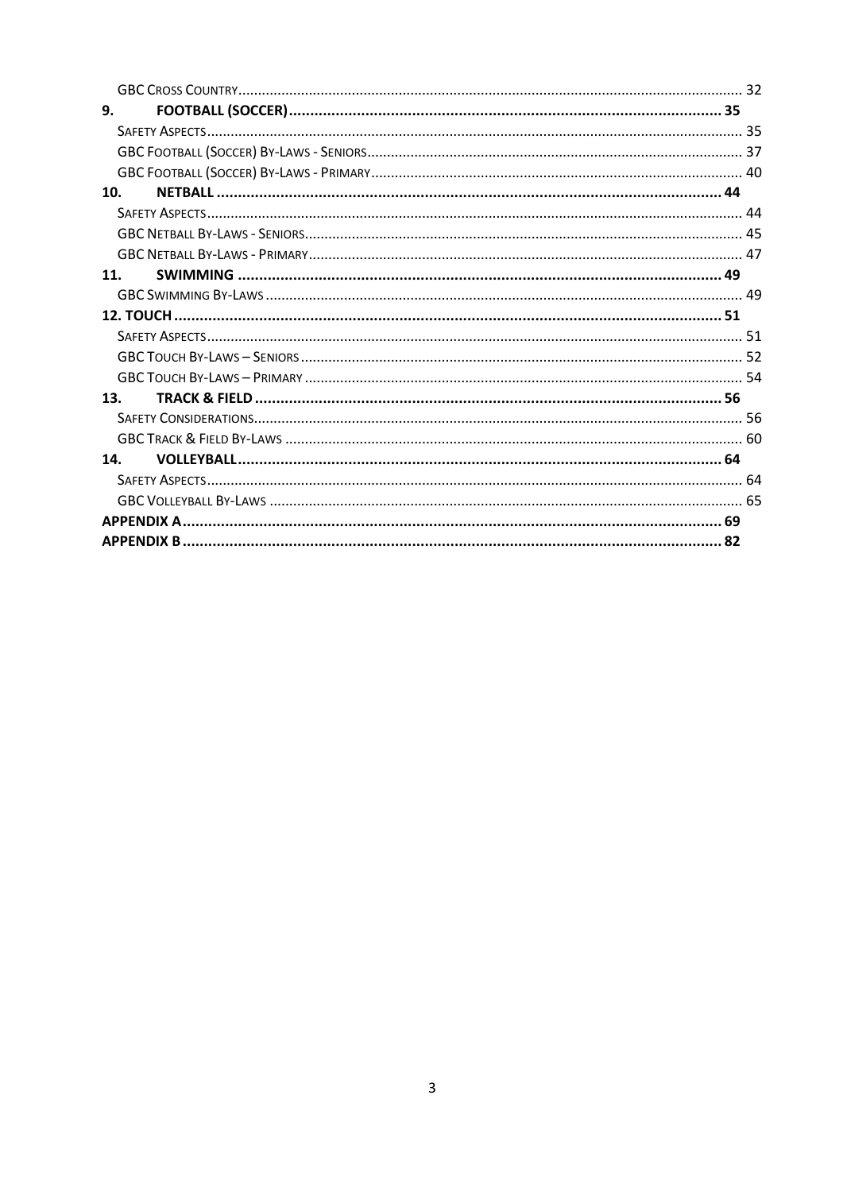GBC Cross Country ..... 32

**9. FOOTBALL (SOCCER) ..... 35**

Safety Aspects ..... 35

GBC Football (Soccer) By-Laws - Seniors ..... 37

GBC Football (Soccer) By-Laws - Primary ..... 40

**10. NETBALL ..... 44**

Safety Aspects ..... 44

GBC Netball By-Laws - Seniors ..... 45

GBC Netball By-Laws - Primary ..... 47

**11. SWIMMING ..... 49**

GBC Swimming By-Laws ..... 49

**12. TOUCH ..... 51**

Safety Aspects ..... 51

GBC Touch By-Laws – Seniors ..... 52

GBC Touch By-Laws – Primary ..... 54

**13. TRACK & FIELD ..... 56**

Safety Considerations ..... 56

GBC Track & Field By-Laws ..... 60

**14. VOLLEYBALL ..... 64**

Safety Aspects ..... 64

GBC Volleyball By-Laws ..... 65

**APPENDIX A ..... 69**

**APPENDIX B ..... 82**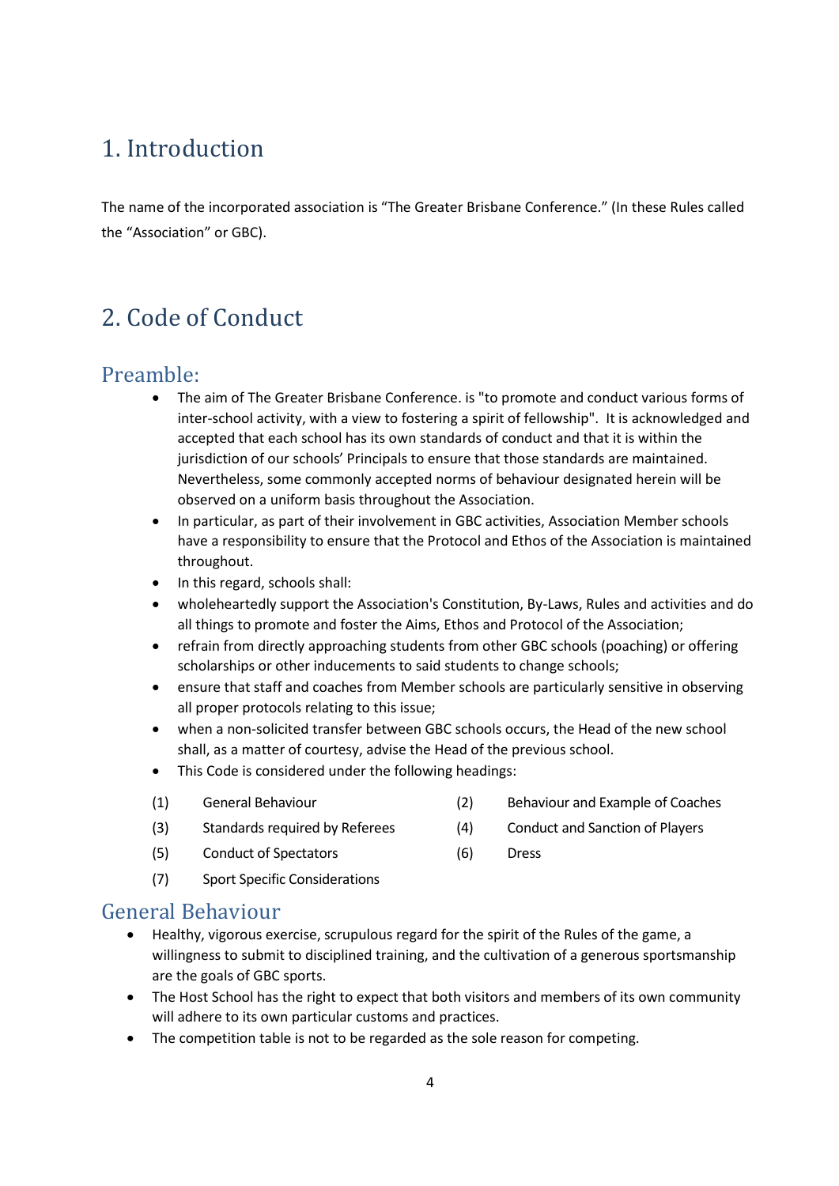# 1. Introduction

The name of the incorporated association is "The Greater Brisbane Conference." (In these Rules called the "Association" or GBC).

# 2. Code of Conduct

## Preamble:

- The aim of The Greater Brisbane Conference. is "to promote and conduct various forms of inter-school activity, with a view to fostering a spirit of fellowship". It is acknowledged and accepted that each school has its own standards of conduct and that it is within the jurisdiction of our schools' Principals to ensure that those standards are maintained. Nevertheless, some commonly accepted norms of behaviour designated herein will be observed on a uniform basis throughout the Association.
- In particular, as part of their involvement in GBC activities, Association Member schools have a responsibility to ensure that the Protocol and Ethos of the Association is maintained throughout.
- In this regard, schools shall:
- wholeheartedly support the Association's Constitution, By-Laws, Rules and activities and do all things to promote and foster the Aims, Ethos and Protocol of the Association;
- refrain from directly approaching students from other GBC schools (poaching) or offering scholarships or other inducements to said students to change schools;
- ensure that staff and coaches from Member schools are particularly sensitive in observing all proper protocols relating to this issue;
- when a non-solicited transfer between GBC schools occurs, the Head of the new school shall, as a matter of courtesy, advise the Head of the previous school.
- This Code is considered under the following headings:

(1) General Behaviour
(2) Behaviour and Example of Coaches
(3) Standards required by Referees
(4) Conduct and Sanction of Players
(5) Conduct of Spectators
(6) Dress
(7) Sport Specific Considerations

## General Behaviour

- Healthy, vigorous exercise, scrupulous regard for the spirit of the Rules of the game, a willingness to submit to disciplined training, and the cultivation of a generous sportsmanship are the goals of GBC sports.
- The Host School has the right to expect that both visitors and members of its own community will adhere to its own particular customs and practices.
- The competition table is not to be regarded as the sole reason for competing.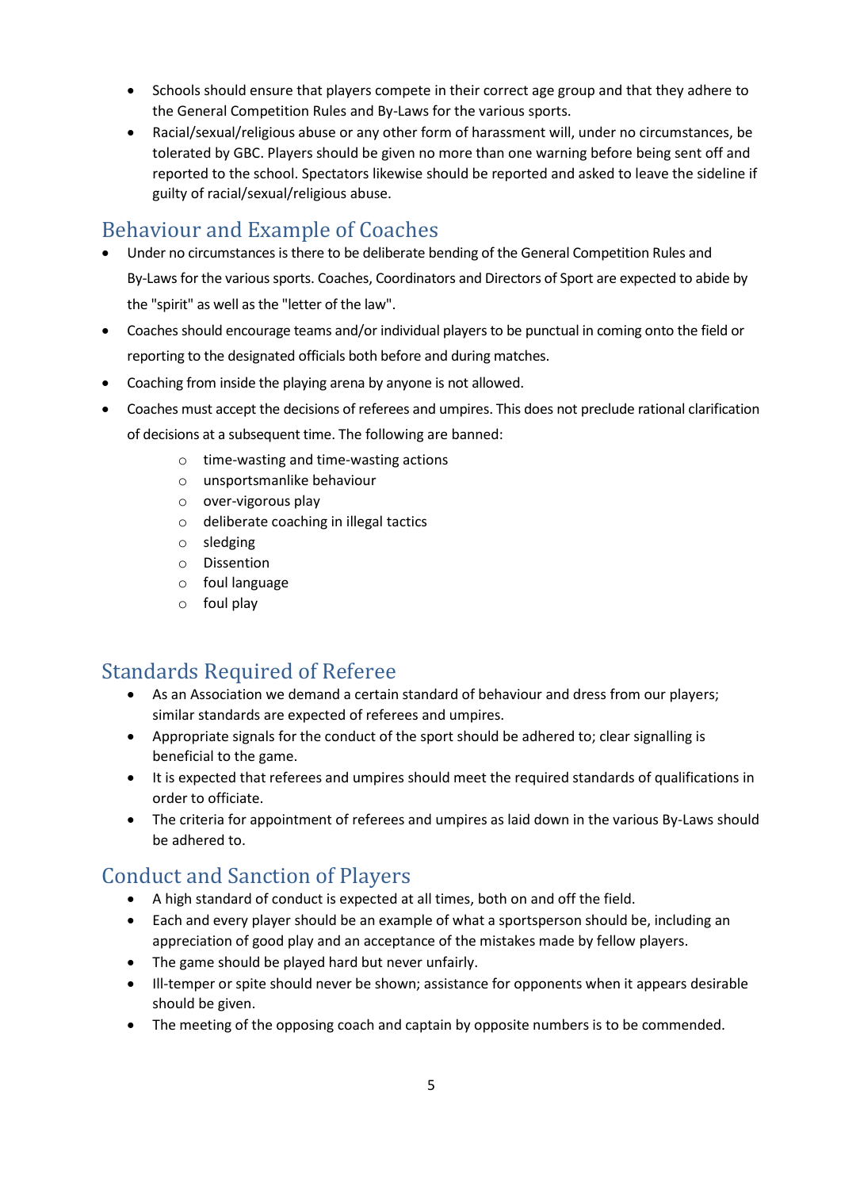- Schools should ensure that players compete in their correct age group and that they adhere to the General Competition Rules and By-Laws for the various sports.
- Racial/sexual/religious abuse or any other form of harassment will, under no circumstances, be tolerated by GBC. Players should be given no more than one warning before being sent off and reported to the school. Spectators likewise should be reported and asked to leave the sideline if guilty of racial/sexual/religious abuse.

## Behaviour and Example of Coaches

- Under no circumstances is there to be deliberate bending of the General Competition Rules and By-Laws for the various sports. Coaches, Coordinators and Directors of Sport are expected to abide by the "spirit" as well as the "letter of the law".
- Coaches should encourage teams and/or individual players to be punctual in coming onto the field or reporting to the designated officials both before and during matches.
- Coaching from inside the playing arena by anyone is not allowed.
- Coaches must accept the decisions of referees and umpires. This does not preclude rational clarification of decisions at a subsequent time. The following are banned:
    - time-wasting and time-wasting actions
    - unsportsmanlike behaviour
    - over-vigorous play
    - deliberate coaching in illegal tactics
    - sledging
    - Dissention
    - foul language
    - foul play

## Standards Required of Referee

- As an Association we demand a certain standard of behaviour and dress from our players; similar standards are expected of referees and umpires.
- Appropriate signals for the conduct of the sport should be adhered to; clear signalling is beneficial to the game.
- It is expected that referees and umpires should meet the required standards of qualifications in order to officiate.
- The criteria for appointment of referees and umpires as laid down in the various By-Laws should be adhered to.

## Conduct and Sanction of Players

- A high standard of conduct is expected at all times, both on and off the field.
- Each and every player should be an example of what a sportsperson should be, including an appreciation of good play and an acceptance of the mistakes made by fellow players.
- The game should be played hard but never unfairly.
- Ill-temper or spite should never be shown; assistance for opponents when it appears desirable should be given.
- The meeting of the opposing coach and captain by opposite numbers is to be commended.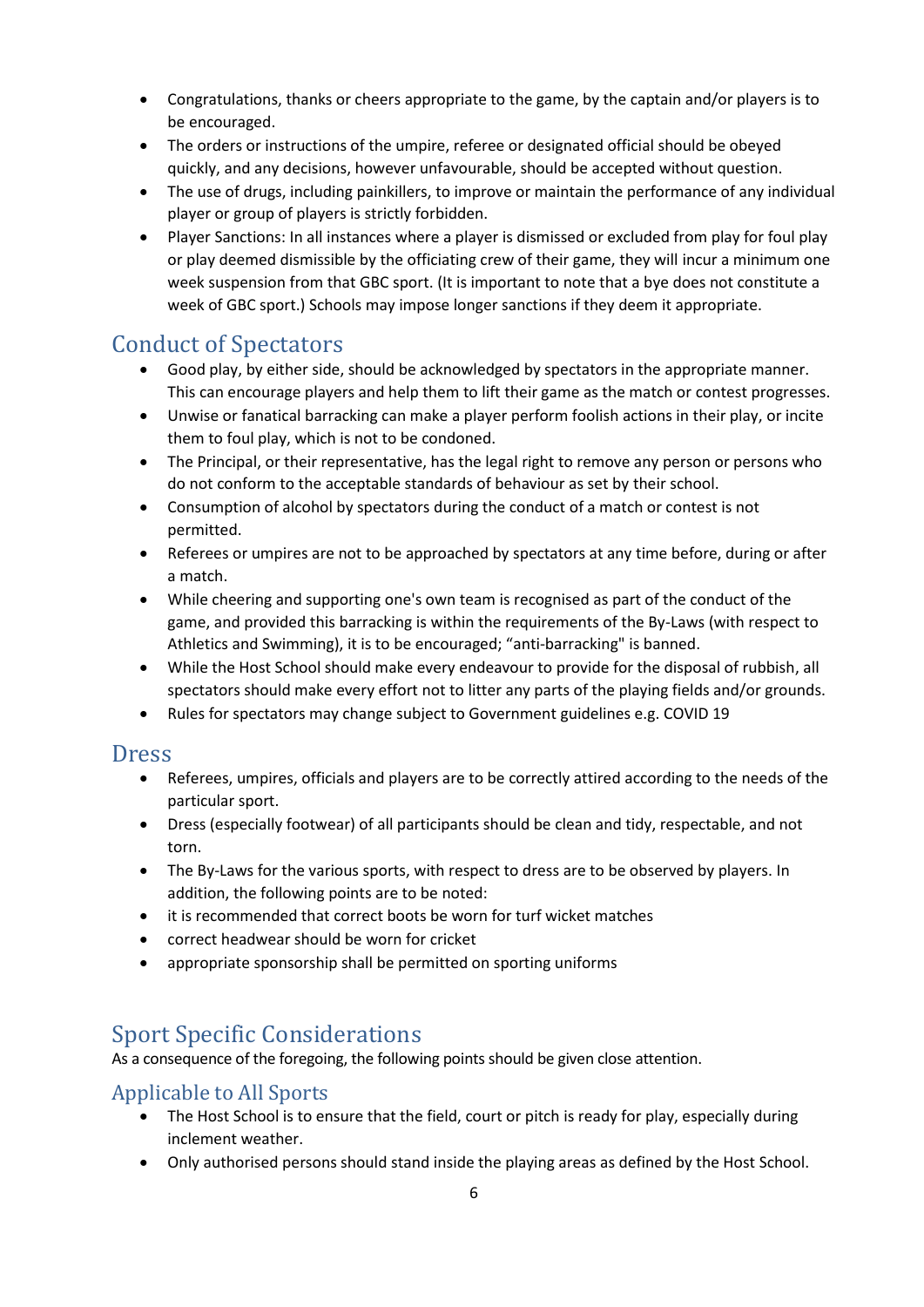- Congratulations, thanks or cheers appropriate to the game, by the captain and/or players is to be encouraged.
- The orders or instructions of the umpire, referee or designated official should be obeyed quickly, and any decisions, however unfavourable, should be accepted without question.
- The use of drugs, including painkillers, to improve or maintain the performance of any individual player or group of players is strictly forbidden.
- Player Sanctions: In all instances where a player is dismissed or excluded from play for foul play or play deemed dismissible by the officiating crew of their game, they will incur a minimum one week suspension from that GBC sport. (It is important to note that a bye does not constitute a week of GBC sport.) Schools may impose longer sanctions if they deem it appropriate.

## Conduct of Spectators

- Good play, by either side, should be acknowledged by spectators in the appropriate manner. This can encourage players and help them to lift their game as the match or contest progresses.
- Unwise or fanatical barracking can make a player perform foolish actions in their play, or incite them to foul play, which is not to be condoned.
- The Principal, or their representative, has the legal right to remove any person or persons who do not conform to the acceptable standards of behaviour as set by their school.
- Consumption of alcohol by spectators during the conduct of a match or contest is not permitted.
- Referees or umpires are not to be approached by spectators at any time before, during or after a match.
- While cheering and supporting one's own team is recognised as part of the conduct of the game, and provided this barracking is within the requirements of the By-Laws (with respect to Athletics and Swimming), it is to be encouraged; "anti-barracking" is banned.
- While the Host School should make every endeavour to provide for the disposal of rubbish, all spectators should make every effort not to litter any parts of the playing fields and/or grounds.
- Rules for spectators may change subject to Government guidelines e.g. COVID 19

## Dress

- Referees, umpires, officials and players are to be correctly attired according to the needs of the particular sport.
- Dress (especially footwear) of all participants should be clean and tidy, respectable, and not torn.
- The By-Laws for the various sports, with respect to dress are to be observed by players. In addition, the following points are to be noted:
- it is recommended that correct boots be worn for turf wicket matches
- correct headwear should be worn for cricket
- appropriate sponsorship shall be permitted on sporting uniforms

## Sport Specific Considerations

As a consequence of the foregoing, the following points should be given close attention.

### Applicable to All Sports

- The Host School is to ensure that the field, court or pitch is ready for play, especially during inclement weather.
- Only authorised persons should stand inside the playing areas as defined by the Host School.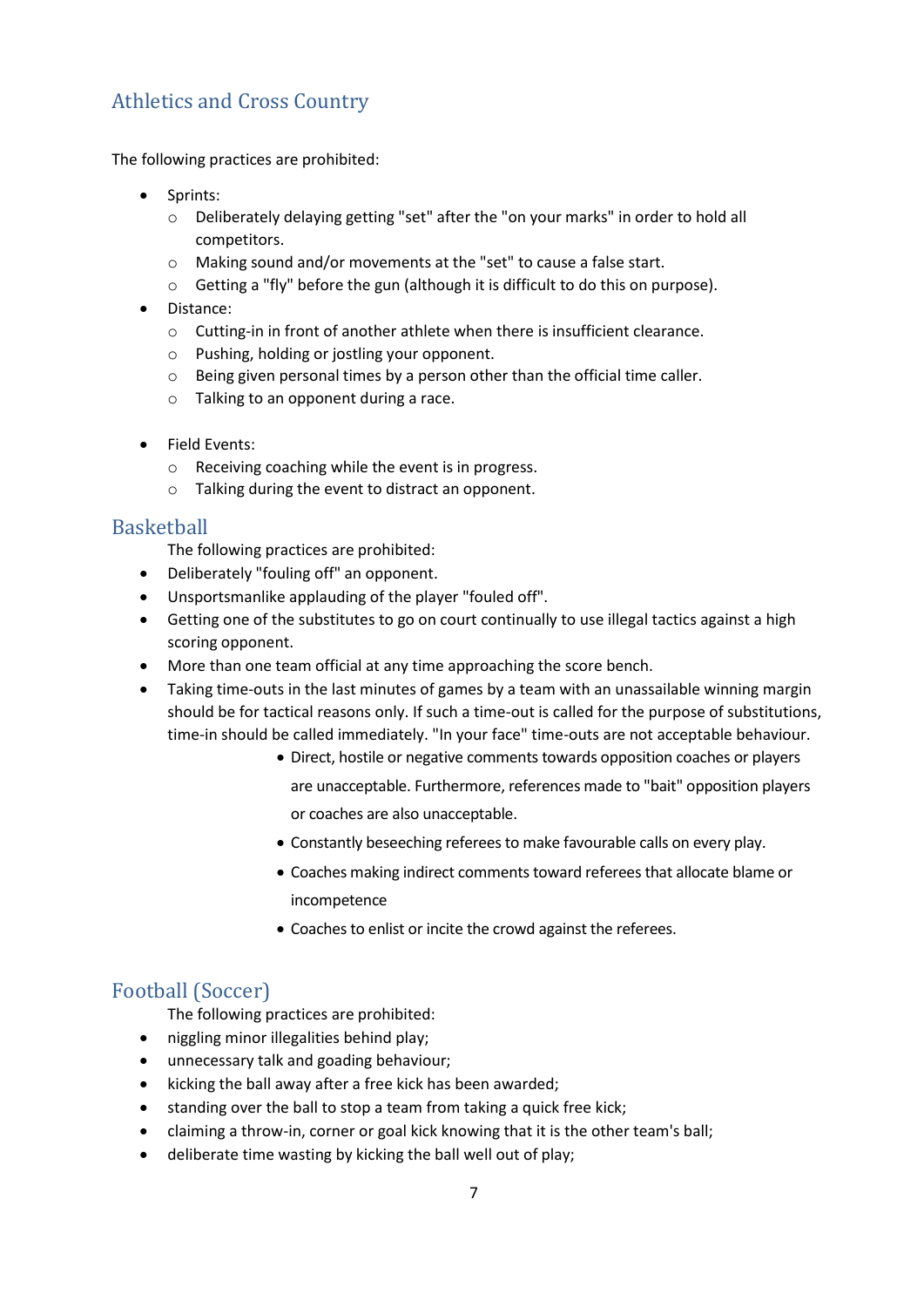## Athletics and Cross Country

The following practices are prohibited:

- Sprints:
  - Deliberately delaying getting "set" after the "on your marks" in order to hold all competitors.
  - Making sound and/or movements at the "set" to cause a false start.
  - Getting a "fly" before the gun (although it is difficult to do this on purpose).
- Distance:
  - Cutting-in in front of another athlete when there is insufficient clearance.
  - Pushing, holding or jostling your opponent.
  - Being given personal times by a person other than the official time caller.
  - Talking to an opponent during a race.
- Field Events:
  - Receiving coaching while the event is in progress.
  - Talking during the event to distract an opponent.

## Basketball

The following practices are prohibited:

- Deliberately "fouling off" an opponent.
- Unsportsmanlike applauding of the player "fouled off".
- Getting one of the substitutes to go on court continually to use illegal tactics against a high scoring opponent.
- More than one team official at any time approaching the score bench.
- Taking time-outs in the last minutes of games by a team with an unassailable winning margin should be for tactical reasons only. If such a time-out is called for the purpose of substitutions, time-in should be called immediately. "In your face" time-outs are not acceptable behaviour.
  - Direct, hostile or negative comments towards opposition coaches or players are unacceptable. Furthermore, references made to "bait" opposition players or coaches are also unacceptable.
  - Constantly beseeching referees to make favourable calls on every play.
  - Coaches making indirect comments toward referees that allocate blame or incompetence
  - Coaches to enlist or incite the crowd against the referees.

## Football (Soccer)

The following practices are prohibited:

- niggling minor illegalities behind play;
- unnecessary talk and goading behaviour;
- kicking the ball away after a free kick has been awarded;
- standing over the ball to stop a team from taking a quick free kick;
- claiming a throw-in, corner or goal kick knowing that it is the other team's ball;
- deliberate time wasting by kicking the ball well out of play;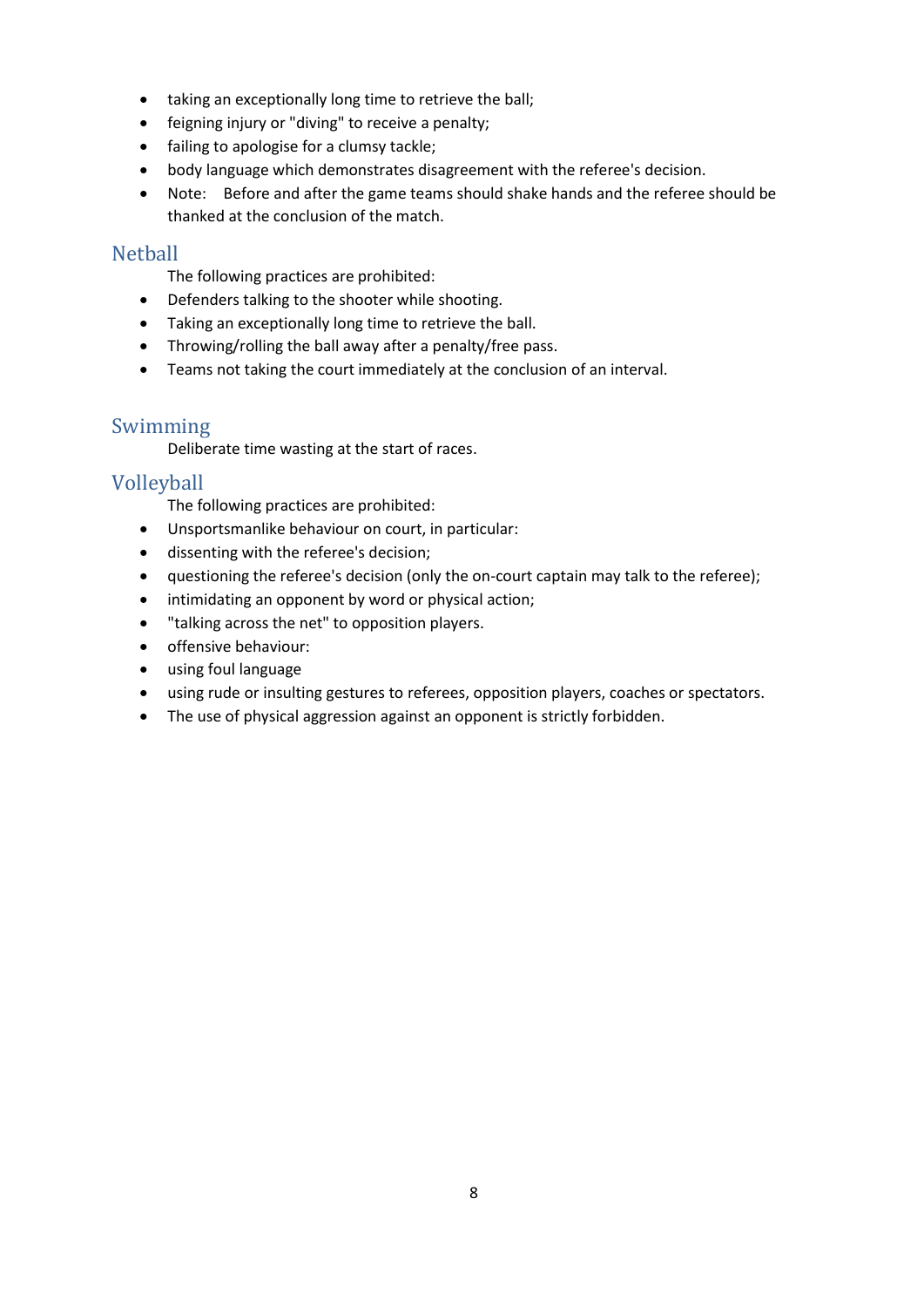- taking an exceptionally long time to retrieve the ball;
- feigning injury or "diving" to receive a penalty;
- failing to apologise for a clumsy tackle;
- body language which demonstrates disagreement with the referee's decision.
- Note: Before and after the game teams should shake hands and the referee should be thanked at the conclusion of the match.

## Netball

The following practices are prohibited:

- Defenders talking to the shooter while shooting.
- Taking an exceptionally long time to retrieve the ball.
- Throwing/rolling the ball away after a penalty/free pass.
- Teams not taking the court immediately at the conclusion of an interval.

## Swimming

Deliberate time wasting at the start of races.

## Volleyball

The following practices are prohibited:

- Unsportsmanlike behaviour on court, in particular:
- dissenting with the referee's decision;
- questioning the referee's decision (only the on-court captain may talk to the referee);
- intimidating an opponent by word or physical action;
- "talking across the net" to opposition players.
- offensive behaviour:
- using foul language
- using rude or insulting gestures to referees, opposition players, coaches or spectators.
- The use of physical aggression against an opponent is strictly forbidden.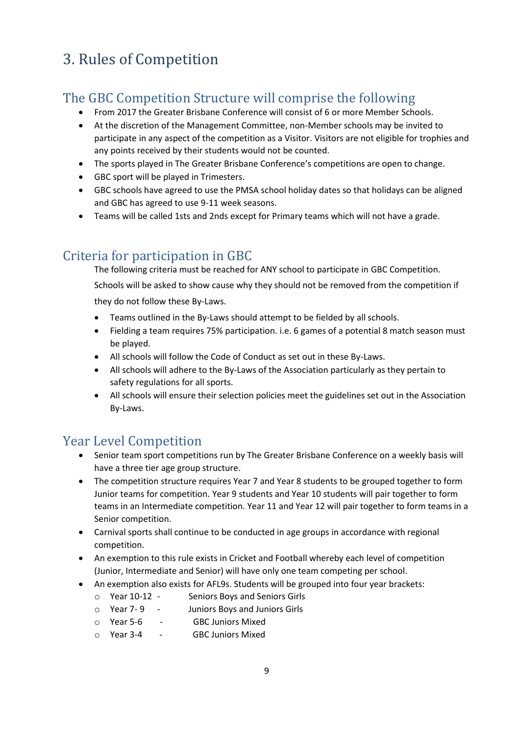# 3. Rules of Competition

## The GBC Competition Structure will comprise the following

- From 2017 the Greater Brisbane Conference will consist of 6 or more Member Schools.
- At the discretion of the Management Committee, non-Member schools may be invited to participate in any aspect of the competition as a Visitor. Visitors are not eligible for trophies and any points received by their students would not be counted.
- The sports played in The Greater Brisbane Conference's competitions are open to change.
- GBC sport will be played in Trimesters.
- GBC schools have agreed to use the PMSA school holiday dates so that holidays can be aligned and GBC has agreed to use 9-11 week seasons.
- Teams will be called 1sts and 2nds except for Primary teams which will not have a grade.

## Criteria for participation in GBC

The following criteria must be reached for ANY school to participate in GBC Competition. Schools will be asked to show cause why they should not be removed from the competition if they do not follow these By-Laws.

- Teams outlined in the By-Laws should attempt to be fielded by all schools.
- Fielding a team requires 75% participation. i.e. 6 games of a potential 8 match season must be played.
- All schools will follow the Code of Conduct as set out in these By-Laws.
- All schools will adhere to the By-Laws of the Association particularly as they pertain to safety regulations for all sports.
- All schools will ensure their selection policies meet the guidelines set out in the Association By-Laws.

## Year Level Competition

- Senior team sport competitions run by The Greater Brisbane Conference on a weekly basis will have a three tier age group structure.
- The competition structure requires Year 7 and Year 8 students to be grouped together to form Junior teams for competition. Year 9 students and Year 10 students will pair together to form teams in an Intermediate competition. Year 11 and Year 12 will pair together to form teams in a Senior competition.
- Carnival sports shall continue to be conducted in age groups in accordance with regional competition.
- An exemption to this rule exists in Cricket and Football whereby each level of competition (Junior, Intermediate and Senior) will have only one team competing per school.
- An exemption also exists for AFL9s. Students will be grouped into four year brackets:
  - Year 10-12 - Seniors Boys and Seniors Girls
  - Year 7- 9 - Juniors Boys and Juniors Girls
  - Year 5-6 - GBC Juniors Mixed
  - Year 3-4 - GBC Juniors Mixed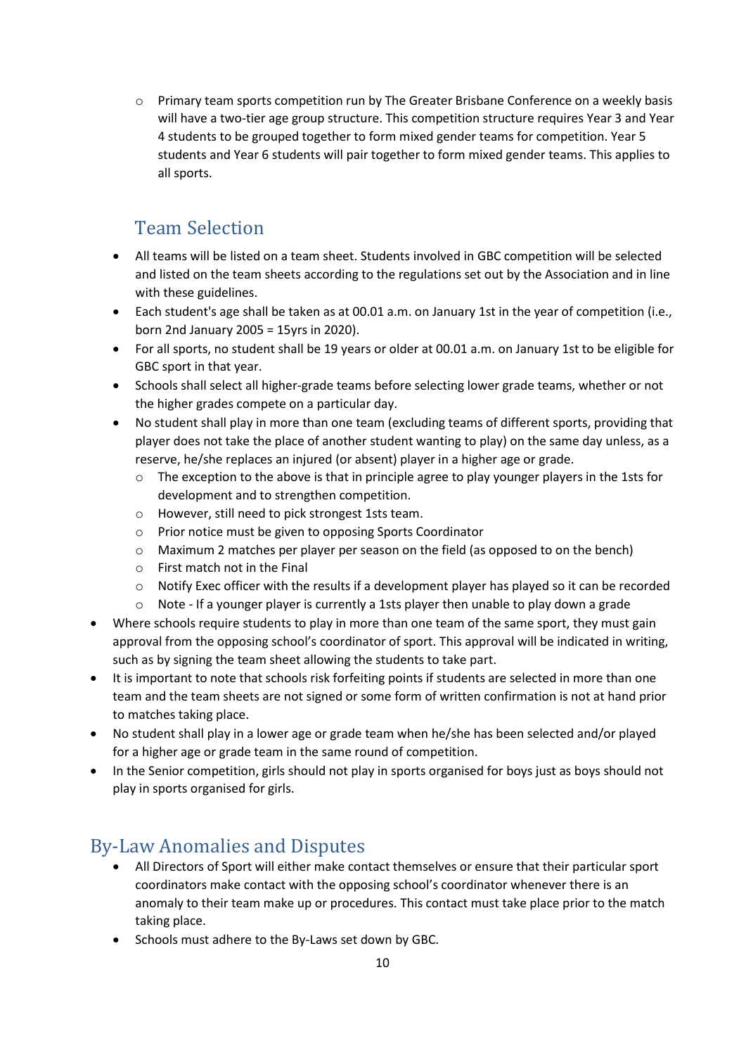- Primary team sports competition run by The Greater Brisbane Conference on a weekly basis will have a two-tier age group structure. This competition structure requires Year 3 and Year 4 students to be grouped together to form mixed gender teams for competition. Year 5 students and Year 6 students will pair together to form mixed gender teams. This applies to all sports.

## Team Selection

- All teams will be listed on a team sheet. Students involved in GBC competition will be selected and listed on the team sheets according to the regulations set out by the Association and in line with these guidelines.
- Each student's age shall be taken as at 00.01 a.m. on January 1st in the year of competition (i.e., born 2nd January 2005 = 15yrs in 2020).
- For all sports, no student shall be 19 years or older at 00.01 a.m. on January 1st to be eligible for GBC sport in that year.
- Schools shall select all higher-grade teams before selecting lower grade teams, whether or not the higher grades compete on a particular day.
- No student shall play in more than one team (excluding teams of different sports, providing that player does not take the place of another student wanting to play) on the same day unless, as a reserve, he/she replaces an injured (or absent) player in a higher age or grade.
  - The exception to the above is that in principle agree to play younger players in the 1sts for development and to strengthen competition.
  - However, still need to pick strongest 1sts team.
  - Prior notice must be given to opposing Sports Coordinator
  - Maximum 2 matches per player per season on the field (as opposed to on the bench)
  - First match not in the Final
  - Notify Exec officer with the results if a development player has played so it can be recorded
  - Note - If a younger player is currently a 1sts player then unable to play down a grade
- Where schools require students to play in more than one team of the same sport, they must gain approval from the opposing school's coordinator of sport. This approval will be indicated in writing, such as by signing the team sheet allowing the students to take part.
- It is important to note that schools risk forfeiting points if students are selected in more than one team and the team sheets are not signed or some form of written confirmation is not at hand prior to matches taking place.
- No student shall play in a lower age or grade team when he/she has been selected and/or played for a higher age or grade team in the same round of competition.
- In the Senior competition, girls should not play in sports organised for boys just as boys should not play in sports organised for girls.

## By-Law Anomalies and Disputes

- All Directors of Sport will either make contact themselves or ensure that their particular sport coordinators make contact with the opposing school's coordinator whenever there is an anomaly to their team make up or procedures. This contact must take place prior to the match taking place.
- Schools must adhere to the By-Laws set down by GBC.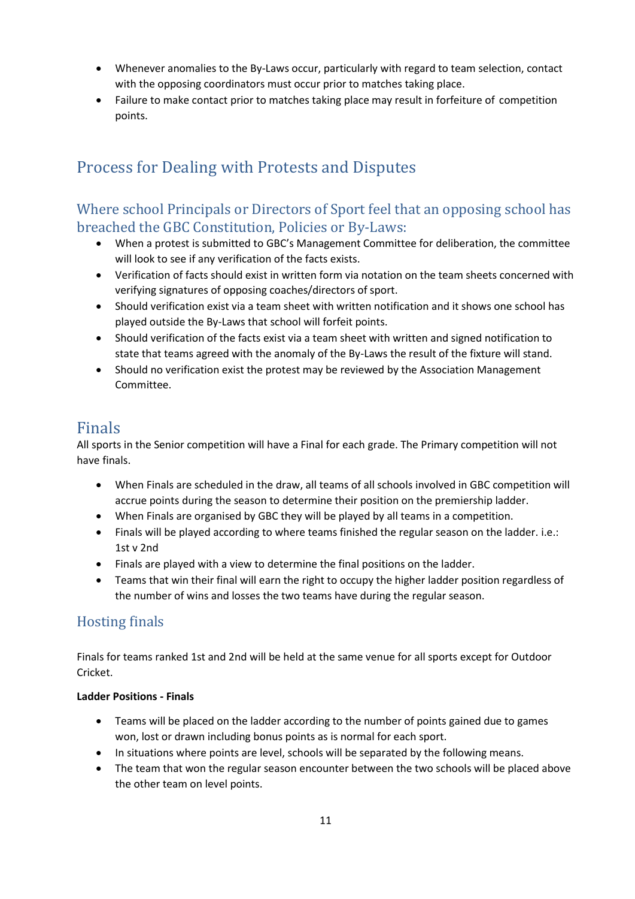- Whenever anomalies to the By-Laws occur, particularly with regard to team selection, contact with the opposing coordinators must occur prior to matches taking place.
- Failure to make contact prior to matches taking place may result in forfeiture of competition points.

## Process for Dealing with Protests and Disputes

### Where school Principals or Directors of Sport feel that an opposing school has breached the GBC Constitution, Policies or By-Laws:

- When a protest is submitted to GBC's Management Committee for deliberation, the committee will look to see if any verification of the facts exists.
- Verification of facts should exist in written form via notation on the team sheets concerned with verifying signatures of opposing coaches/directors of sport.
- Should verification exist via a team sheet with written notification and it shows one school has played outside the By-Laws that school will forfeit points.
- Should verification of the facts exist via a team sheet with written and signed notification to state that teams agreed with the anomaly of the By-Laws the result of the fixture will stand.
- Should no verification exist the protest may be reviewed by the Association Management Committee.

## Finals

All sports in the Senior competition will have a Final for each grade. The Primary competition will not have finals.

- When Finals are scheduled in the draw, all teams of all schools involved in GBC competition will accrue points during the season to determine their position on the premiership ladder.
- When Finals are organised by GBC they will be played by all teams in a competition.
- Finals will be played according to where teams finished the regular season on the ladder. i.e.: 1st v 2nd
- Finals are played with a view to determine the final positions on the ladder.
- Teams that win their final will earn the right to occupy the higher ladder position regardless of the number of wins and losses the two teams have during the regular season.

### Hosting finals

Finals for teams ranked 1st and 2nd will be held at the same venue for all sports except for Outdoor Cricket.

**Ladder Positions - Finals**

- Teams will be placed on the ladder according to the number of points gained due to games won, lost or drawn including bonus points as is normal for each sport.
- In situations where points are level, schools will be separated by the following means.
- The team that won the regular season encounter between the two schools will be placed above the other team on level points.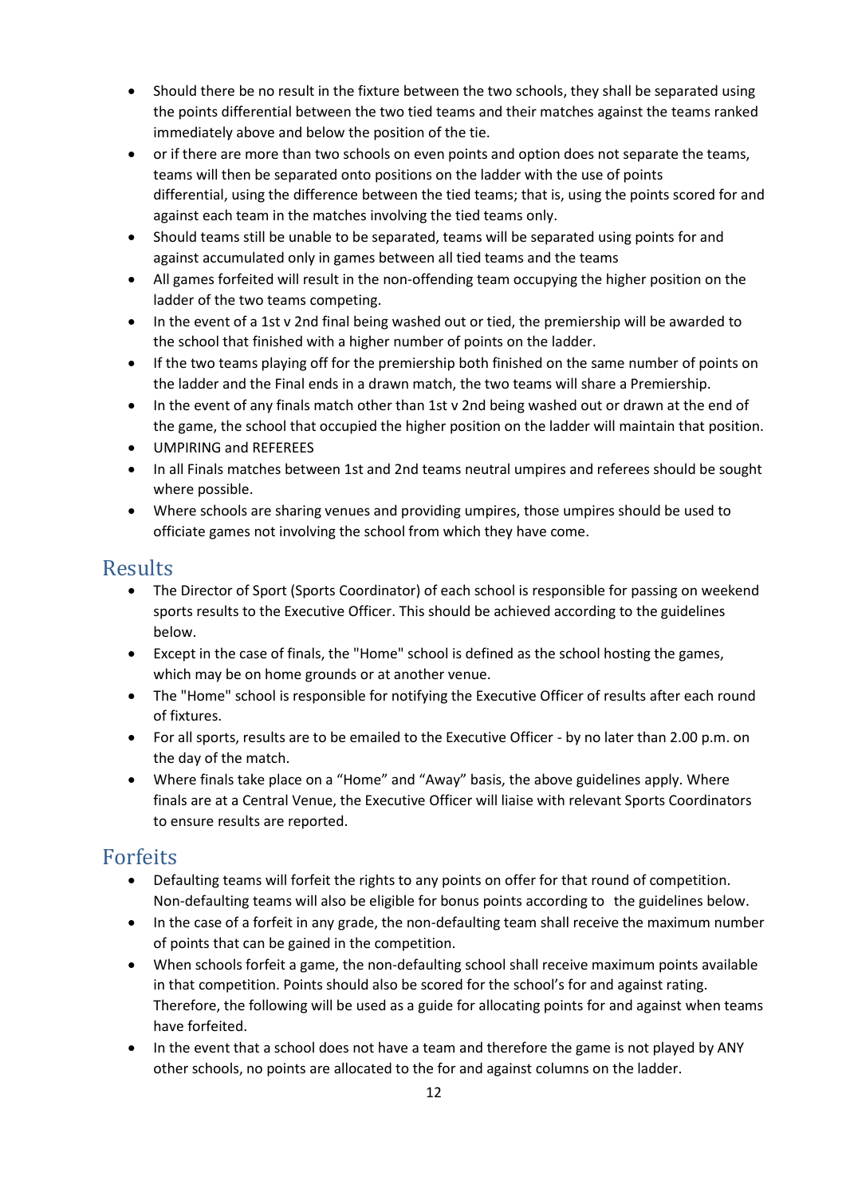- Should there be no result in the fixture between the two schools, they shall be separated using the points differential between the two tied teams and their matches against the teams ranked immediately above and below the position of the tie.
- or if there are more than two schools on even points and option does not separate the teams, teams will then be separated onto positions on the ladder with the use of points differential, using the difference between the tied teams; that is, using the points scored for and against each team in the matches involving the tied teams only.
- Should teams still be unable to be separated, teams will be separated using points for and against accumulated only in games between all tied teams and the teams
- All games forfeited will result in the non-offending team occupying the higher position on the ladder of the two teams competing.
- In the event of a 1st v 2nd final being washed out or tied, the premiership will be awarded to the school that finished with a higher number of points on the ladder.
- If the two teams playing off for the premiership both finished on the same number of points on the ladder and the Final ends in a drawn match, the two teams will share a Premiership.
- In the event of any finals match other than 1st v 2nd being washed out or drawn at the end of the game, the school that occupied the higher position on the ladder will maintain that position.
- UMPIRING and REFEREES
- In all Finals matches between 1st and 2nd teams neutral umpires and referees should be sought where possible.
- Where schools are sharing venues and providing umpires, those umpires should be used to officiate games not involving the school from which they have come.

## Results

- The Director of Sport (Sports Coordinator) of each school is responsible for passing on weekend sports results to the Executive Officer. This should be achieved according to the guidelines below.
- Except in the case of finals, the "Home" school is defined as the school hosting the games, which may be on home grounds or at another venue.
- The "Home" school is responsible for notifying the Executive Officer of results after each round of fixtures.
- For all sports, results are to be emailed to the Executive Officer - by no later than 2.00 p.m. on the day of the match.
- Where finals take place on a "Home" and "Away" basis, the above guidelines apply. Where finals are at a Central Venue, the Executive Officer will liaise with relevant Sports Coordinators to ensure results are reported.

## Forfeits

- Defaulting teams will forfeit the rights to any points on offer for that round of competition. Non-defaulting teams will also be eligible for bonus points according to the guidelines below.
- In the case of a forfeit in any grade, the non-defaulting team shall receive the maximum number of points that can be gained in the competition.
- When schools forfeit a game, the non-defaulting school shall receive maximum points available in that competition. Points should also be scored for the school's for and against rating. Therefore, the following will be used as a guide for allocating points for and against when teams have forfeited.
- In the event that a school does not have a team and therefore the game is not played by ANY other schools, no points are allocated to the for and against columns on the ladder.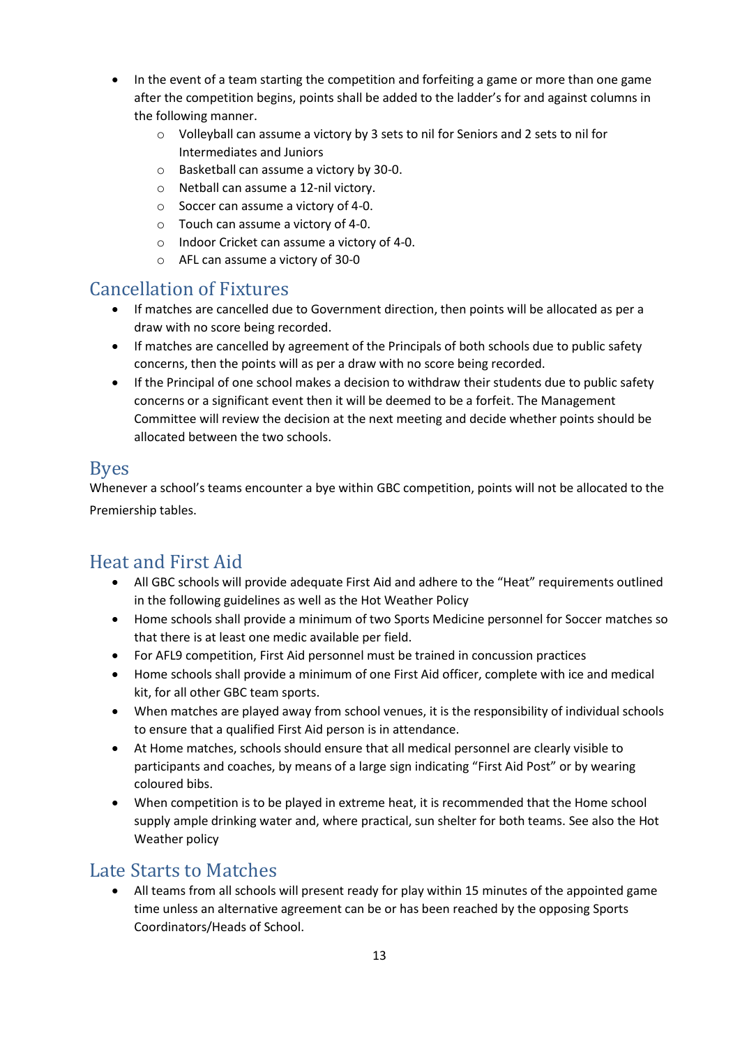- In the event of a team starting the competition and forfeiting a game or more than one game after the competition begins, points shall be added to the ladder's for and against columns in the following manner.
  - Volleyball can assume a victory by 3 sets to nil for Seniors and 2 sets to nil for Intermediates and Juniors
  - Basketball can assume a victory by 30-0.
  - Netball can assume a 12-nil victory.
  - Soccer can assume a victory of 4-0.
  - Touch can assume a victory of 4-0.
  - Indoor Cricket can assume a victory of 4-0.
  - AFL can assume a victory of 30-0

## Cancellation of Fixtures

- If matches are cancelled due to Government direction, then points will be allocated as per a draw with no score being recorded.
- If matches are cancelled by agreement of the Principals of both schools due to public safety concerns, then the points will as per a draw with no score being recorded.
- If the Principal of one school makes a decision to withdraw their students due to public safety concerns or a significant event then it will be deemed to be a forfeit. The Management Committee will review the decision at the next meeting and decide whether points should be allocated between the two schools.

## Byes

Whenever a school's teams encounter a bye within GBC competition, points will not be allocated to the Premiership tables.

## Heat and First Aid

- All GBC schools will provide adequate First Aid and adhere to the "Heat" requirements outlined in the following guidelines as well as the Hot Weather Policy
- Home schools shall provide a minimum of two Sports Medicine personnel for Soccer matches so that there is at least one medic available per field.
- For AFL9 competition, First Aid personnel must be trained in concussion practices
- Home schools shall provide a minimum of one First Aid officer, complete with ice and medical kit, for all other GBC team sports.
- When matches are played away from school venues, it is the responsibility of individual schools to ensure that a qualified First Aid person is in attendance.
- At Home matches, schools should ensure that all medical personnel are clearly visible to participants and coaches, by means of a large sign indicating "First Aid Post" or by wearing coloured bibs.
- When competition is to be played in extreme heat, it is recommended that the Home school supply ample drinking water and, where practical, sun shelter for both teams. See also the Hot Weather policy

## Late Starts to Matches

- All teams from all schools will present ready for play within 15 minutes of the appointed game time unless an alternative agreement can be or has been reached by the opposing Sports Coordinators/Heads of School.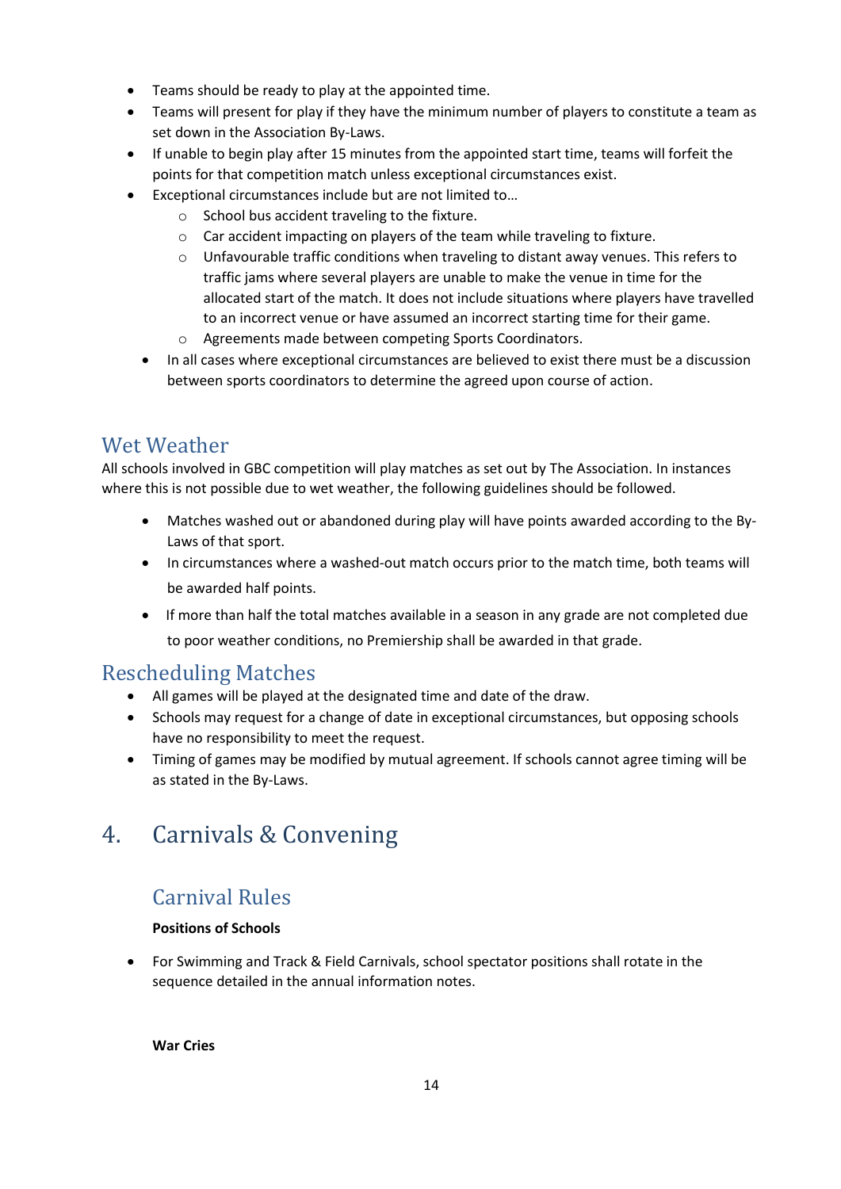- Teams should be ready to play at the appointed time.
- Teams will present for play if they have the minimum number of players to constitute a team as set down in the Association By-Laws.
- If unable to begin play after 15 minutes from the appointed start time, teams will forfeit the points for that competition match unless exceptional circumstances exist.
- Exceptional circumstances include but are not limited to…
  - School bus accident traveling to the fixture.
  - Car accident impacting on players of the team while traveling to fixture.
  - Unfavourable traffic conditions when traveling to distant away venues. This refers to traffic jams where several players are unable to make the venue in time for the allocated start of the match. It does not include situations where players have travelled to an incorrect venue or have assumed an incorrect starting time for their game.
  - Agreements made between competing Sports Coordinators.
- In all cases where exceptional circumstances are believed to exist there must be a discussion between sports coordinators to determine the agreed upon course of action.

## Wet Weather

All schools involved in GBC competition will play matches as set out by The Association. In instances where this is not possible due to wet weather, the following guidelines should be followed.

- Matches washed out or abandoned during play will have points awarded according to the By-Laws of that sport.
- In circumstances where a washed-out match occurs prior to the match time, both teams will be awarded half points.
- If more than half the total matches available in a season in any grade are not completed due to poor weather conditions, no Premiership shall be awarded in that grade.

## Rescheduling Matches

- All games will be played at the designated time and date of the draw.
- Schools may request for a change of date in exceptional circumstances, but opposing schools have no responsibility to meet the request.
- Timing of games may be modified by mutual agreement. If schools cannot agree timing will be as stated in the By-Laws.

# 4. Carnivals & Convening

## Carnival Rules

**Positions of Schools**

- For Swimming and Track & Field Carnivals, school spectator positions shall rotate in the sequence detailed in the annual information notes.

**War Cries**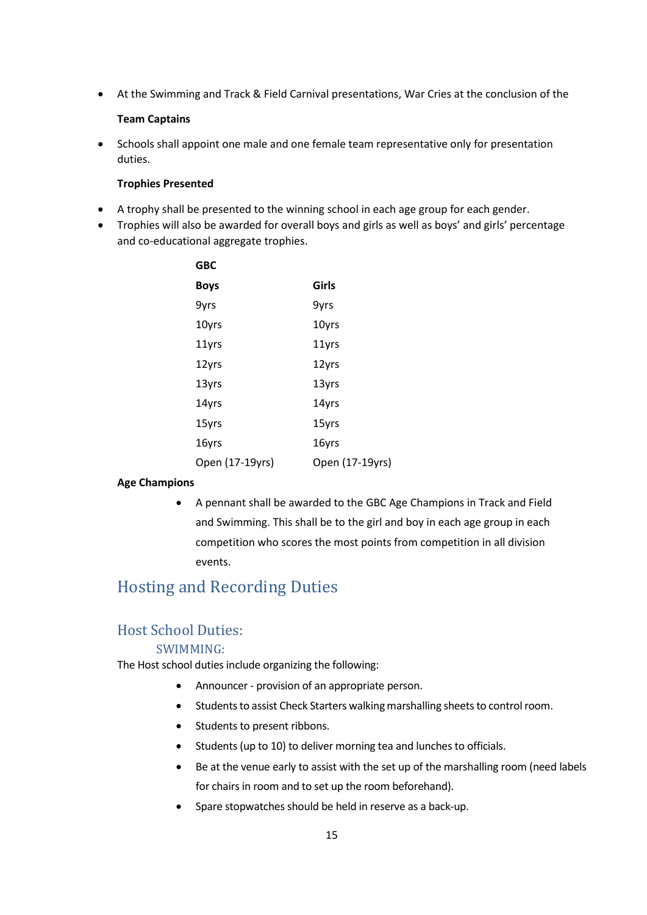- At the Swimming and Track & Field Carnival presentations, War Cries at the conclusion of the

**Team Captains**

- Schools shall appoint one male and one female team representative only for presentation duties.

**Trophies Presented**

- A trophy shall be presented to the winning school in each age group for each gender.
- Trophies will also be awarded for overall boys and girls as well as boys' and girls' percentage and co-educational aggregate trophies.

**GBC**

| Boys | Girls |
|---|---|
| 9yrs | 9yrs |
| 10yrs | 10yrs |
| 11yrs | 11yrs |
| 12yrs | 12yrs |
| 13yrs | 13yrs |
| 14yrs | 14yrs |
| 15yrs | 15yrs |
| 16yrs | 16yrs |
| Open (17-19yrs) | Open (17-19yrs) |

**Age Champions**

- A pennant shall be awarded to the GBC Age Champions in Track and Field and Swimming. This shall be to the girl and boy in each age group in each competition who scores the most points from competition in all division events.

# Hosting and Recording Duties

## Host School Duties:

### SWIMMING:

The Host school duties include organizing the following:

- Announcer - provision of an appropriate person.
- Students to assist Check Starters walking marshalling sheets to control room.
- Students to present ribbons.
- Students (up to 10) to deliver morning tea and lunches to officials.
- Be at the venue early to assist with the set up of the marshalling room (need labels for chairs in room and to set up the room beforehand).
- Spare stopwatches should be held in reserve as a back-up.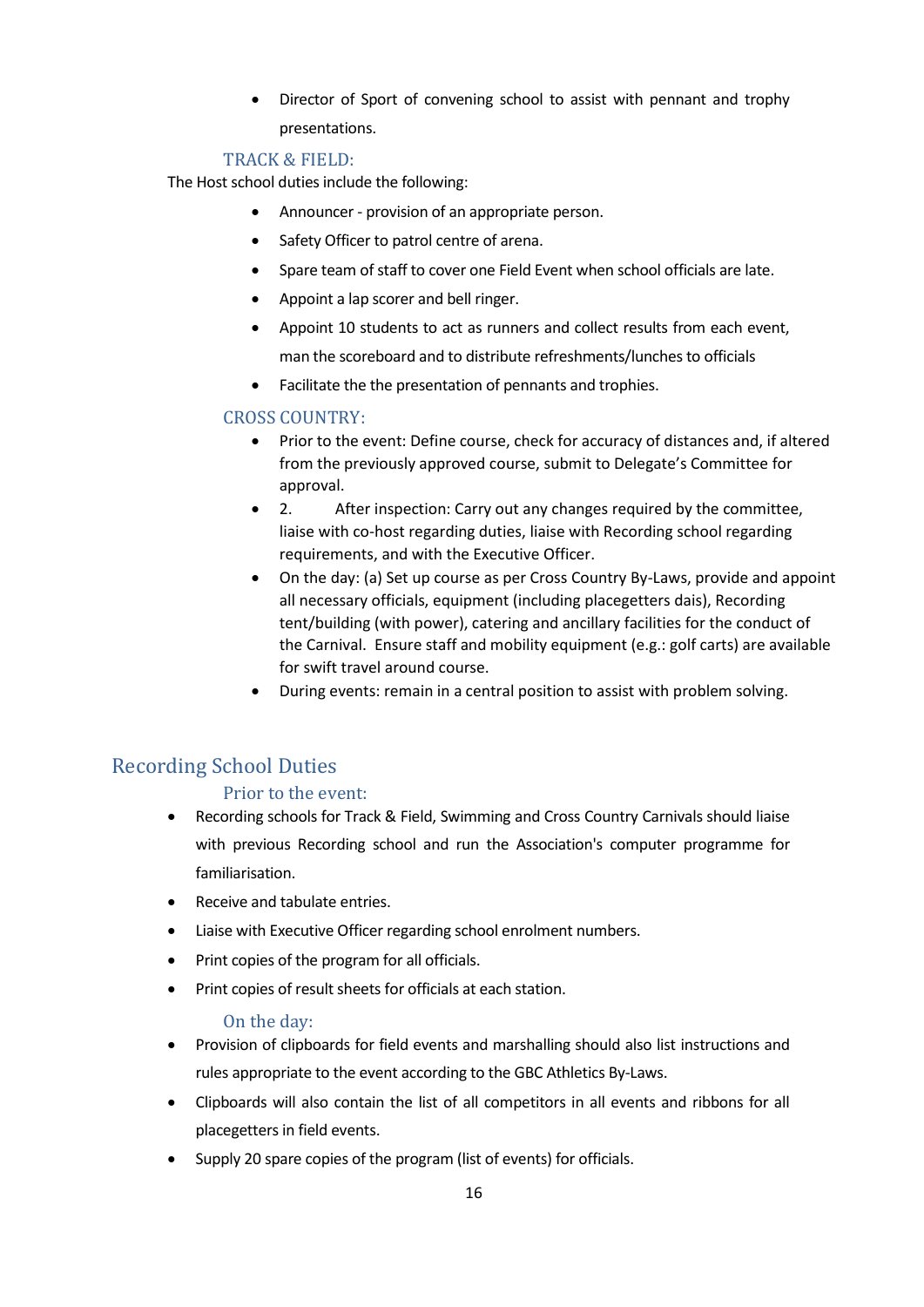- Director of Sport of convening school to assist with pennant and trophy presentations.

### TRACK & FIELD:

The Host school duties include the following:

- Announcer - provision of an appropriate person.
- Safety Officer to patrol centre of arena.
- Spare team of staff to cover one Field Event when school officials are late.
- Appoint a lap scorer and bell ringer.
- Appoint 10 students to act as runners and collect results from each event, man the scoreboard and to distribute refreshments/lunches to officials
- Facilitate the the presentation of pennants and trophies.

### CROSS COUNTRY:

- Prior to the event: Define course, check for accuracy of distances and, if altered from the previously approved course, submit to Delegate's Committee for approval.
- 2. After inspection: Carry out any changes required by the committee, liaise with co-host regarding duties, liaise with Recording school regarding requirements, and with the Executive Officer.
- On the day: (a) Set up course as per Cross Country By-Laws, provide and appoint all necessary officials, equipment (including placegetters dais), Recording tent/building (with power), catering and ancillary facilities for the conduct of the Carnival. Ensure staff and mobility equipment (e.g.: golf carts) are available for swift travel around course.
- During events: remain in a central position to assist with problem solving.

## Recording School Duties

### Prior to the event:

- Recording schools for Track & Field, Swimming and Cross Country Carnivals should liaise with previous Recording school and run the Association's computer programme for familiarisation.
- Receive and tabulate entries.
- Liaise with Executive Officer regarding school enrolment numbers.
- Print copies of the program for all officials.
- Print copies of result sheets for officials at each station.

### On the day:

- Provision of clipboards for field events and marshalling should also list instructions and rules appropriate to the event according to the GBC Athletics By-Laws.
- Clipboards will also contain the list of all competitors in all events and ribbons for all placegetters in field events.
- Supply 20 spare copies of the program (list of events) for officials.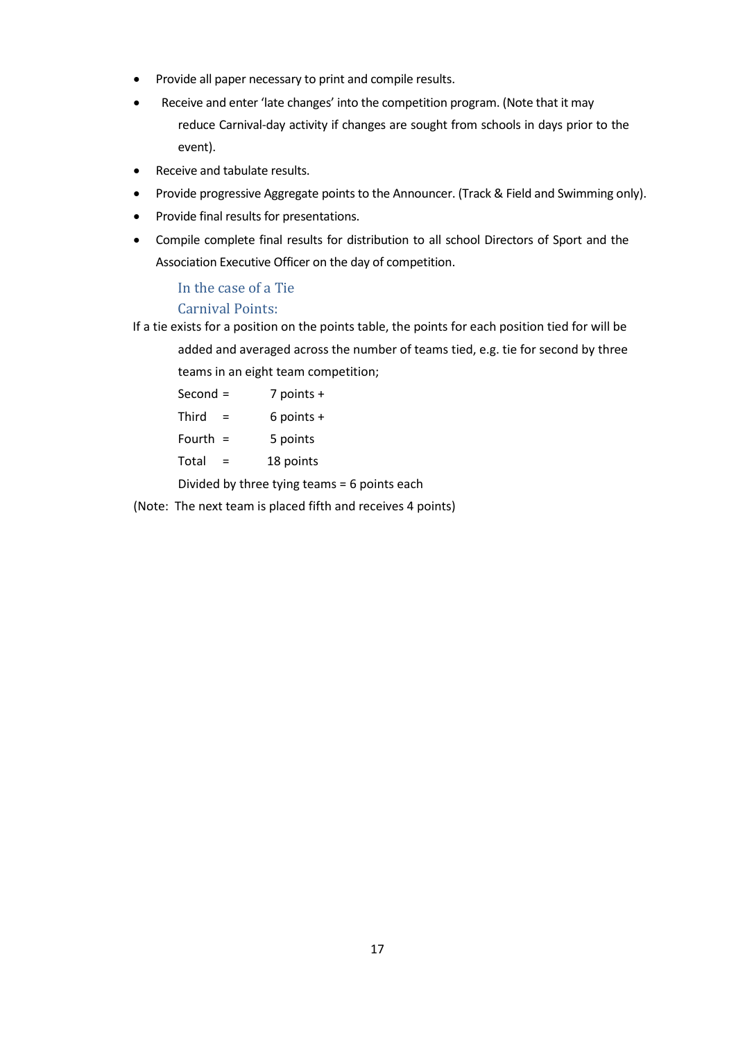- Provide all paper necessary to print and compile results.
- Receive and enter 'late changes' into the competition program. (Note that it may reduce Carnival-day activity if changes are sought from schools in days prior to the event).
- Receive and tabulate results.
- Provide progressive Aggregate points to the Announcer. (Track & Field and Swimming only).
- Provide final results for presentations.
- Compile complete final results for distribution to all school Directors of Sport and the Association Executive Officer on the day of competition.

### In the case of a Tie

### Carnival Points:

If a tie exists for a position on the points table, the points for each position tied for will be added and averaged across the number of teams tied, e.g. tie for second by three teams in an eight team competition;

Second = 7 points +

Third = 6 points +

Fourth = 5 points

Total = 18 points

Divided by three tying teams = 6 points each

(Note: The next team is placed fifth and receives 4 points)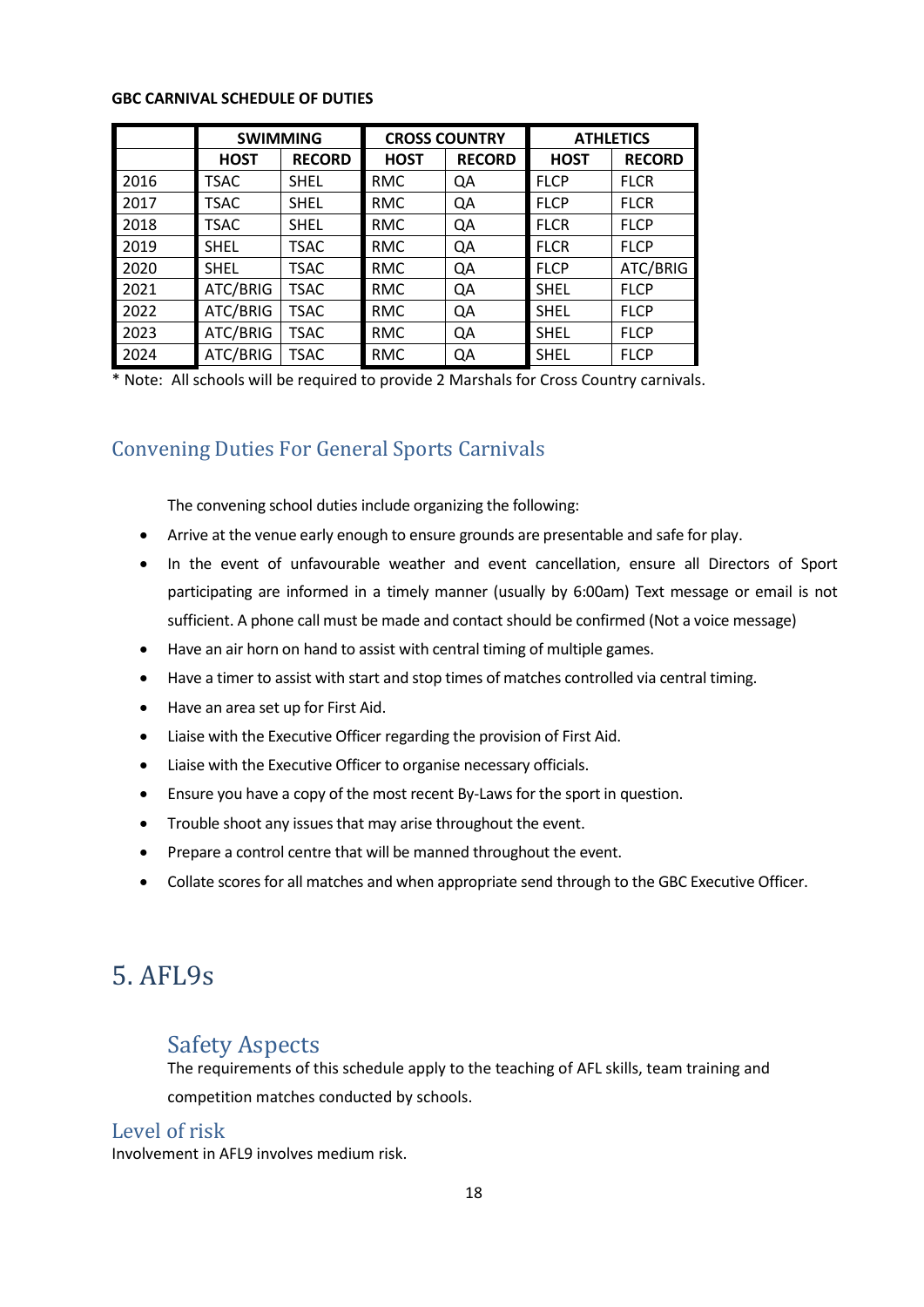**GBC CARNIVAL SCHEDULE OF DUTIES**

| | SWIMMING | | CROSS COUNTRY | | ATHLETICS | |
|---|---|---|---|---|---|---|
| | HOST | RECORD | HOST | RECORD | HOST | RECORD |
| 2016 | TSAC | SHEL | RMC | QA | FLCP | FLCR |
| 2017 | TSAC | SHEL | RMC | QA | FLCP | FLCR |
| 2018 | TSAC | SHEL | RMC | QA | FLCR | FLCP |
| 2019 | SHEL | TSAC | RMC | QA | FLCR | FLCP |
| 2020 | SHEL | TSAC | RMC | QA | FLCP | ATC/BRIG |
| 2021 | ATC/BRIG | TSAC | RMC | QA | SHEL | FLCP |
| 2022 | ATC/BRIG | TSAC | RMC | QA | SHEL | FLCP |
| 2023 | ATC/BRIG | TSAC | RMC | QA | SHEL | FLCP |
| 2024 | ATC/BRIG | TSAC | RMC | QA | SHEL | FLCP |

\* Note: All schools will be required to provide 2 Marshals for Cross Country carnivals.

## Convening Duties For General Sports Carnivals

The convening school duties include organizing the following:

- Arrive at the venue early enough to ensure grounds are presentable and safe for play.
- In the event of unfavourable weather and event cancellation, ensure all Directors of Sport participating are informed in a timely manner (usually by 6:00am) Text message or email is not sufficient. A phone call must be made and contact should be confirmed (Not a voice message)
- Have an air horn on hand to assist with central timing of multiple games.
- Have a timer to assist with start and stop times of matches controlled via central timing.
- Have an area set up for First Aid.
- Liaise with the Executive Officer regarding the provision of First Aid.
- Liaise with the Executive Officer to organise necessary officials.
- Ensure you have a copy of the most recent By-Laws for the sport in question.
- Trouble shoot any issues that may arise throughout the event.
- Prepare a control centre that will be manned throughout the event.
- Collate scores for all matches and when appropriate send through to the GBC Executive Officer.

# 5. AFL9s

### Safety Aspects

The requirements of this schedule apply to the teaching of AFL skills, team training and competition matches conducted by schools.

## Level of risk

Involvement in AFL9 involves medium risk.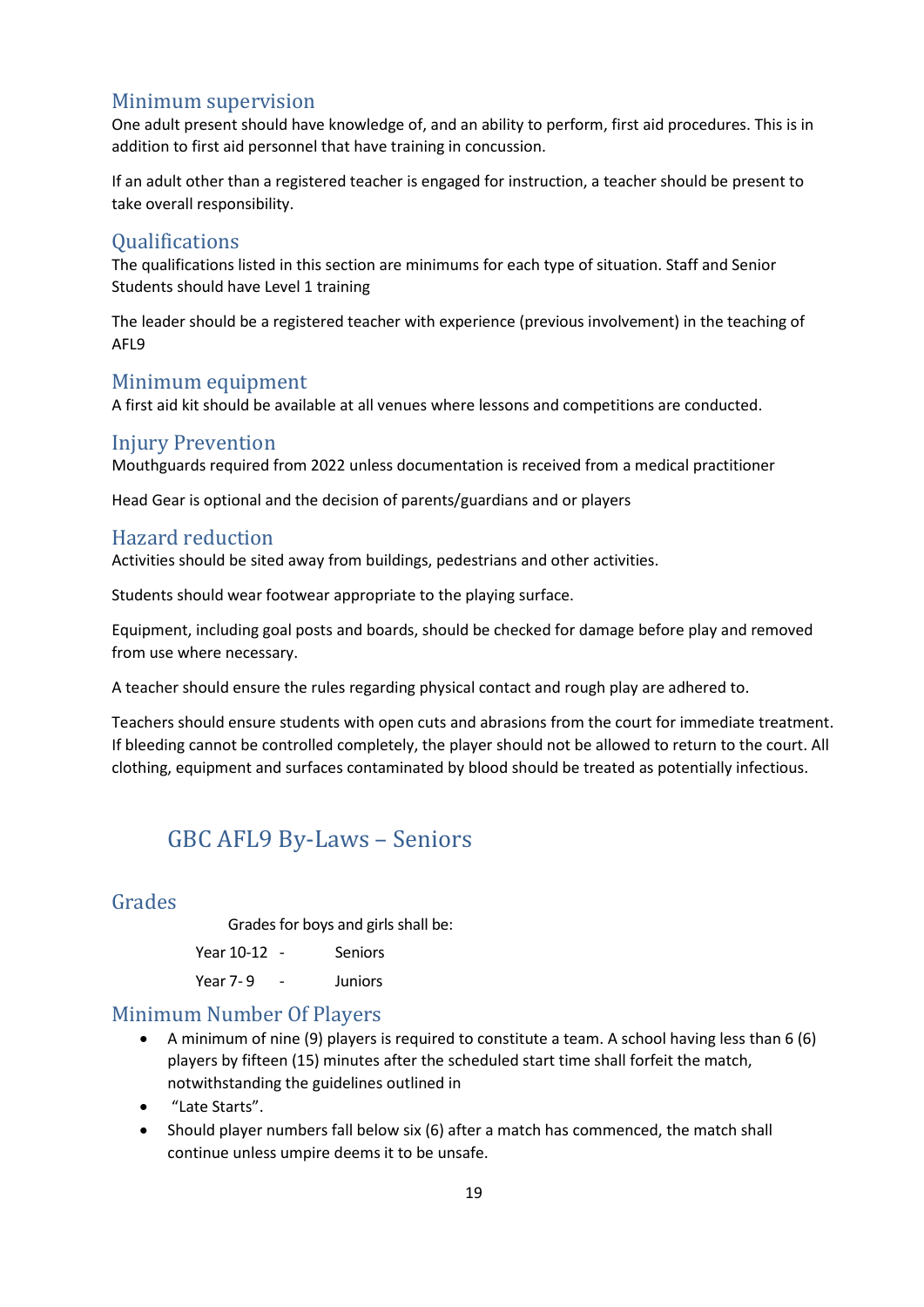## Minimum supervision

One adult present should have knowledge of, and an ability to perform, first aid procedures. This is in addition to first aid personnel that have training in concussion.

If an adult other than a registered teacher is engaged for instruction, a teacher should be present to take overall responsibility.

## Qualifications

The qualifications listed in this section are minimums for each type of situation. Staff and Senior Students should have Level 1 training

The leader should be a registered teacher with experience (previous involvement) in the teaching of AFL9

## Minimum equipment

A first aid kit should be available at all venues where lessons and competitions are conducted.

## Injury Prevention

Mouthguards required from 2022 unless documentation is received from a medical practitioner

Head Gear is optional and the decision of parents/guardians and or players

## Hazard reduction

Activities should be sited away from buildings, pedestrians and other activities.

Students should wear footwear appropriate to the playing surface.

Equipment, including goal posts and boards, should be checked for damage before play and removed from use where necessary.

A teacher should ensure the rules regarding physical contact and rough play are adhered to.

Teachers should ensure students with open cuts and abrasions from the court for immediate treatment. If bleeding cannot be controlled completely, the player should not be allowed to return to the court. All clothing, equipment and surfaces contaminated by blood should be treated as potentially infectious.

# GBC AFL9 By-Laws – Seniors

## Grades

Grades for boys and girls shall be:

Year 10-12 - Seniors

Year 7- 9 - Juniors

## Minimum Number Of Players

- A minimum of nine (9) players is required to constitute a team. A school having less than 6 (6) players by fifteen (15) minutes after the scheduled start time shall forfeit the match, notwithstanding the guidelines outlined in
- "Late Starts".
- Should player numbers fall below six (6) after a match has commenced, the match shall continue unless umpire deems it to be unsafe.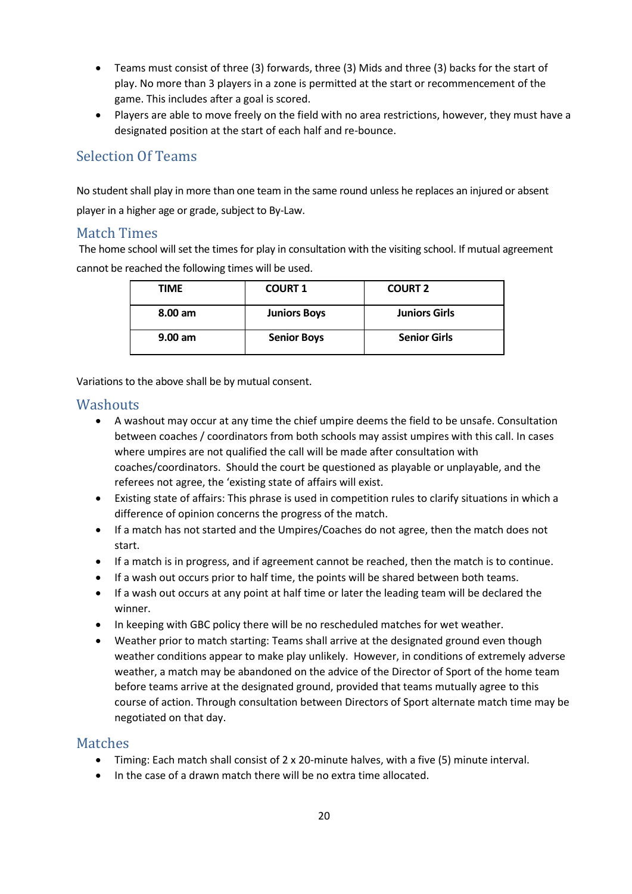- Teams must consist of three (3) forwards, three (3) Mids and three (3) backs for the start of play. No more than 3 players in a zone is permitted at the start or recommencement of the game. This includes after a goal is scored.
- Players are able to move freely on the field with no area restrictions, however, they must have a designated position at the start of each half and re-bounce.

## Selection Of Teams

No student shall play in more than one team in the same round unless he replaces an injured or absent player in a higher age or grade, subject to By-Law.

## Match Times

The home school will set the times for play in consultation with the visiting school. If mutual agreement cannot be reached the following times will be used.

| TIME | COURT 1 | COURT 2 |
|---|---|---|
| **8.00 am** | **Juniors Boys** | **Juniors Girls** |
| **9.00 am** | **Senior Boys** | **Senior Girls** |

Variations to the above shall be by mutual consent.

## Washouts

- A washout may occur at any time the chief umpire deems the field to be unsafe. Consultation between coaches / coordinators from both schools may assist umpires with this call. In cases where umpires are not qualified the call will be made after consultation with coaches/coordinators. Should the court be questioned as playable or unplayable, and the referees not agree, the 'existing state of affairs will exist.
- Existing state of affairs: This phrase is used in competition rules to clarify situations in which a difference of opinion concerns the progress of the match.
- If a match has not started and the Umpires/Coaches do not agree, then the match does not start.
- If a match is in progress, and if agreement cannot be reached, then the match is to continue.
- If a wash out occurs prior to half time, the points will be shared between both teams.
- If a wash out occurs at any point at half time or later the leading team will be declared the winner.
- In keeping with GBC policy there will be no rescheduled matches for wet weather.
- Weather prior to match starting: Teams shall arrive at the designated ground even though weather conditions appear to make play unlikely. However, in conditions of extremely adverse weather, a match may be abandoned on the advice of the Director of Sport of the home team before teams arrive at the designated ground, provided that teams mutually agree to this course of action. Through consultation between Directors of Sport alternate match time may be negotiated on that day.

## Matches

- Timing: Each match shall consist of 2 x 20-minute halves, with a five (5) minute interval.
- In the case of a drawn match there will be no extra time allocated.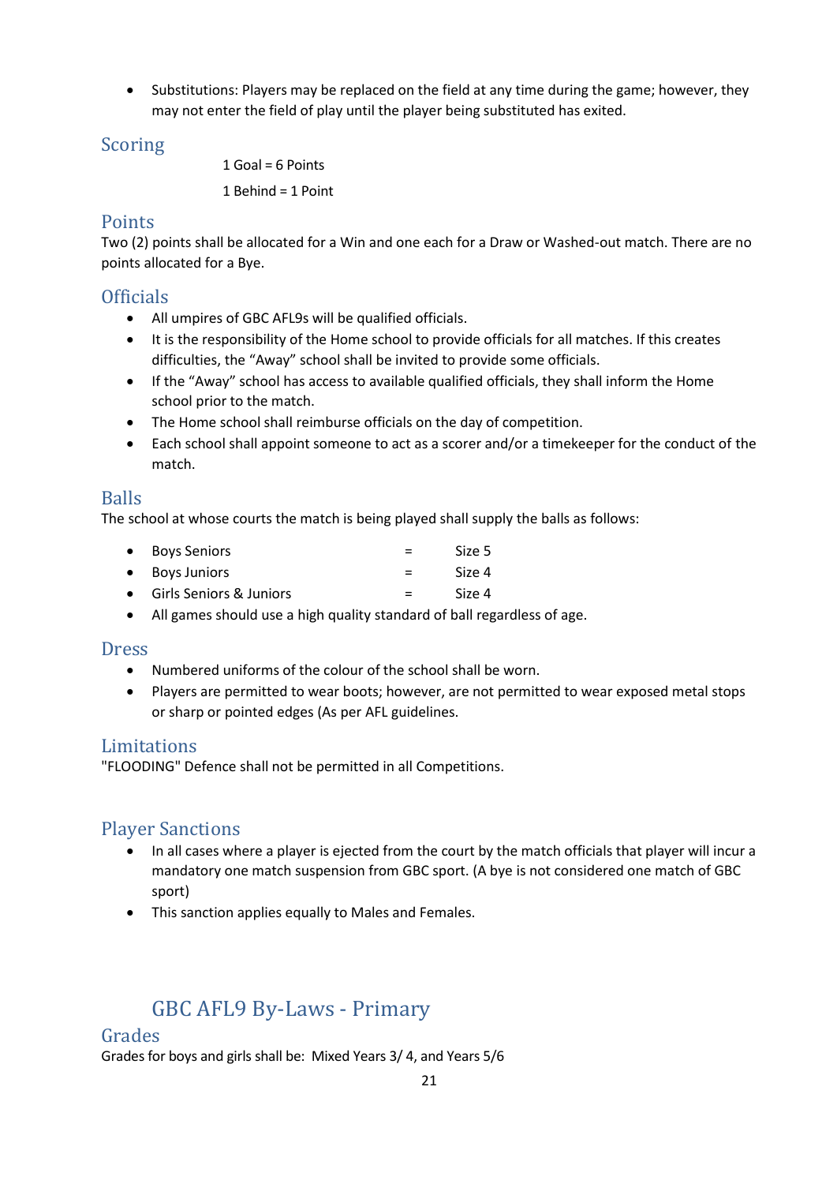- Substitutions: Players may be replaced on the field at any time during the game; however, they may not enter the field of play until the player being substituted has exited.

## Scoring

1 Goal = 6 Points

1 Behind = 1 Point

## Points

Two (2) points shall be allocated for a Win and one each for a Draw or Washed-out match. There are no points allocated for a Bye.

## Officials

- All umpires of GBC AFL9s will be qualified officials.
- It is the responsibility of the Home school to provide officials for all matches. If this creates difficulties, the "Away" school shall be invited to provide some officials.
- If the "Away" school has access to available qualified officials, they shall inform the Home school prior to the match.
- The Home school shall reimburse officials on the day of competition.
- Each school shall appoint someone to act as a scorer and/or a timekeeper for the conduct of the match.

## Balls

The school at whose courts the match is being played shall supply the balls as follows:

- Boys Seniors = Size 5
- Boys Juniors = Size 4
- Girls Seniors & Juniors = Size 4
- All games should use a high quality standard of ball regardless of age.

## Dress

- Numbered uniforms of the colour of the school shall be worn.
- Players are permitted to wear boots; however, are not permitted to wear exposed metal stops or sharp or pointed edges (As per AFL guidelines.

## Limitations

"FLOODING" Defence shall not be permitted in all Competitions.

## Player Sanctions

- In all cases where a player is ejected from the court by the match officials that player will incur a mandatory one match suspension from GBC sport. (A bye is not considered one match of GBC sport)
- This sanction applies equally to Males and Females.

# GBC AFL9 By-Laws - Primary

## Grades

Grades for boys and girls shall be: Mixed Years 3/ 4, and Years 5/6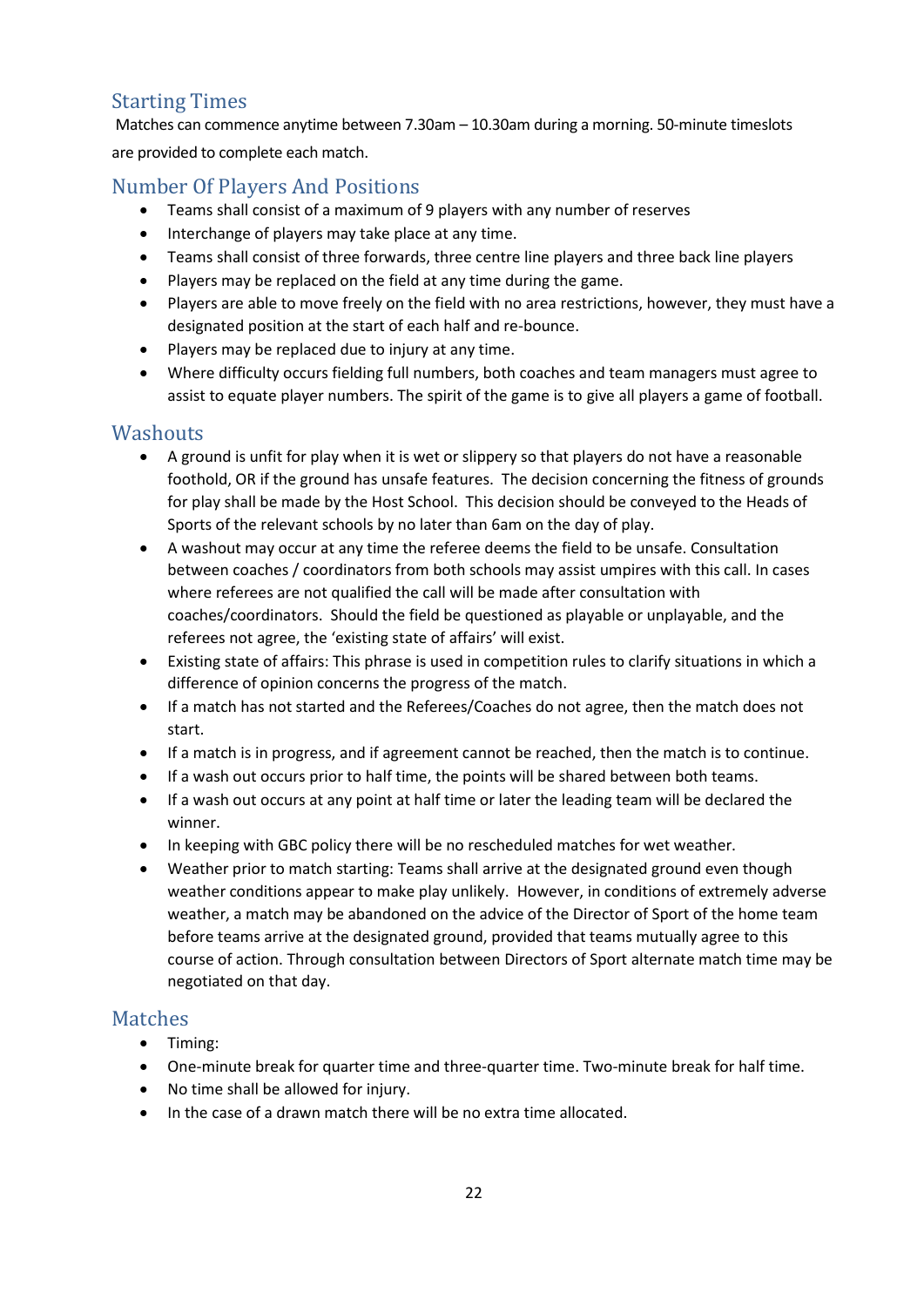## Starting Times

Matches can commence anytime between 7.30am – 10.30am during a morning. 50-minute timeslots are provided to complete each match.

## Number Of Players And Positions

- Teams shall consist of a maximum of 9 players with any number of reserves
- Interchange of players may take place at any time.
- Teams shall consist of three forwards, three centre line players and three back line players
- Players may be replaced on the field at any time during the game.
- Players are able to move freely on the field with no area restrictions, however, they must have a designated position at the start of each half and re-bounce.
- Players may be replaced due to injury at any time.
- Where difficulty occurs fielding full numbers, both coaches and team managers must agree to assist to equate player numbers. The spirit of the game is to give all players a game of football.

## Washouts

- A ground is unfit for play when it is wet or slippery so that players do not have a reasonable foothold, OR if the ground has unsafe features. The decision concerning the fitness of grounds for play shall be made by the Host School. This decision should be conveyed to the Heads of Sports of the relevant schools by no later than 6am on the day of play.
- A washout may occur at any time the referee deems the field to be unsafe. Consultation between coaches / coordinators from both schools may assist umpires with this call. In cases where referees are not qualified the call will be made after consultation with coaches/coordinators. Should the field be questioned as playable or unplayable, and the referees not agree, the 'existing state of affairs' will exist.
- Existing state of affairs: This phrase is used in competition rules to clarify situations in which a difference of opinion concerns the progress of the match.
- If a match has not started and the Referees/Coaches do not agree, then the match does not start.
- If a match is in progress, and if agreement cannot be reached, then the match is to continue.
- If a wash out occurs prior to half time, the points will be shared between both teams.
- If a wash out occurs at any point at half time or later the leading team will be declared the winner.
- In keeping with GBC policy there will be no rescheduled matches for wet weather.
- Weather prior to match starting: Teams shall arrive at the designated ground even though weather conditions appear to make play unlikely. However, in conditions of extremely adverse weather, a match may be abandoned on the advice of the Director of Sport of the home team before teams arrive at the designated ground, provided that teams mutually agree to this course of action. Through consultation between Directors of Sport alternate match time may be negotiated on that day.

## Matches

- Timing:
- One-minute break for quarter time and three-quarter time. Two-minute break for half time.
- No time shall be allowed for injury.
- In the case of a drawn match there will be no extra time allocated.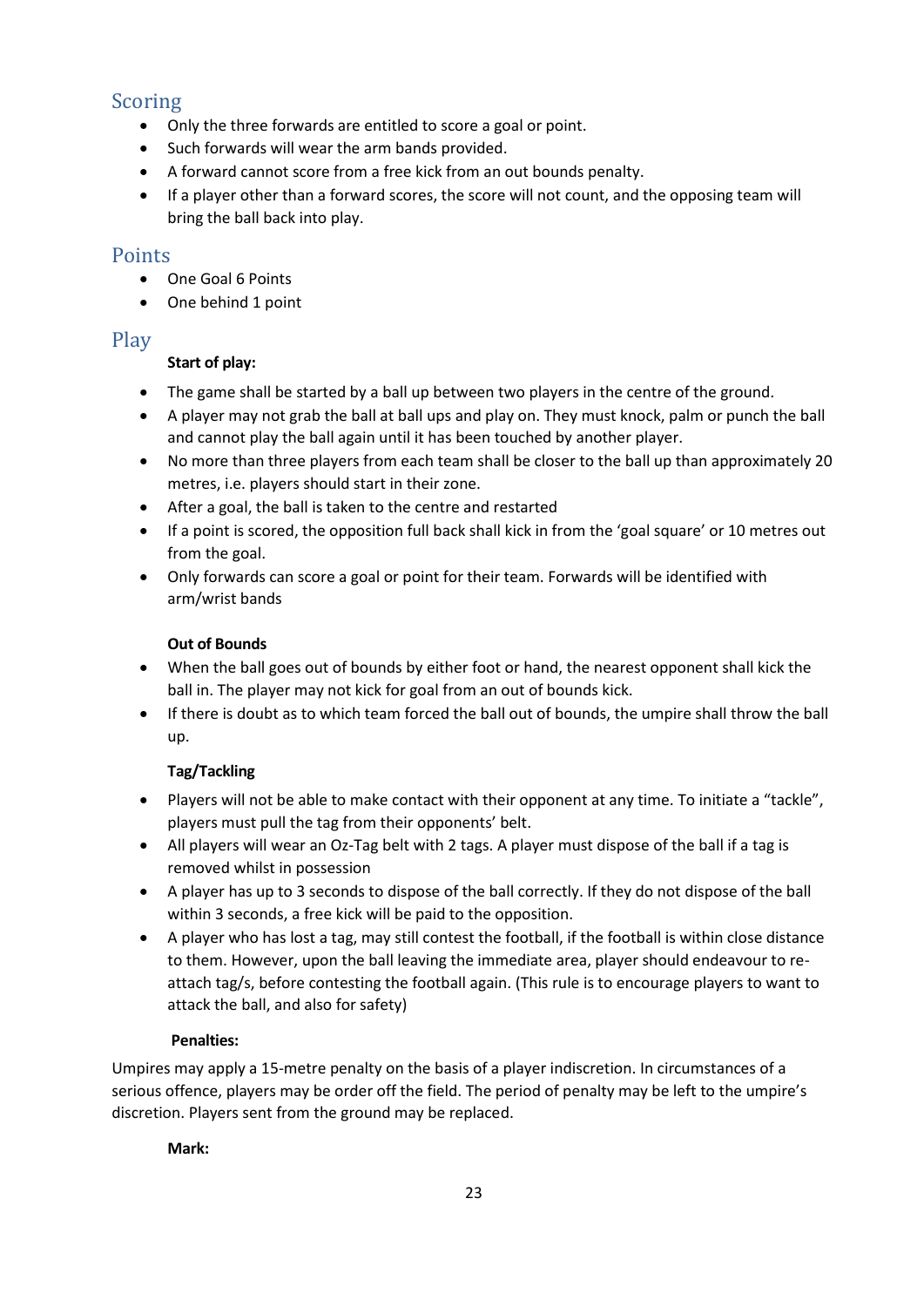## Scoring

- Only the three forwards are entitled to score a goal or point.
- Such forwards will wear the arm bands provided.
- A forward cannot score from a free kick from an out bounds penalty.
- If a player other than a forward scores, the score will not count, and the opposing team will bring the ball back into play.

## Points

- One Goal 6 Points
- One behind 1 point

## Play

**Start of play:**

- The game shall be started by a ball up between two players in the centre of the ground.
- A player may not grab the ball at ball ups and play on. They must knock, palm or punch the ball and cannot play the ball again until it has been touched by another player.
- No more than three players from each team shall be closer to the ball up than approximately 20 metres, i.e. players should start in their zone.
- After a goal, the ball is taken to the centre and restarted
- If a point is scored, the opposition full back shall kick in from the 'goal square' or 10 metres out from the goal.
- Only forwards can score a goal or point for their team. Forwards will be identified with arm/wrist bands

**Out of Bounds**

- When the ball goes out of bounds by either foot or hand, the nearest opponent shall kick the ball in. The player may not kick for goal from an out of bounds kick.
- If there is doubt as to which team forced the ball out of bounds, the umpire shall throw the ball up.

**Tag/Tackling**

- Players will not be able to make contact with their opponent at any time. To initiate a "tackle", players must pull the tag from their opponents' belt.
- All players will wear an Oz-Tag belt with 2 tags. A player must dispose of the ball if a tag is removed whilst in possession
- A player has up to 3 seconds to dispose of the ball correctly. If they do not dispose of the ball within 3 seconds, a free kick will be paid to the opposition.
- A player who has lost a tag, may still contest the football, if the football is within close distance to them. However, upon the ball leaving the immediate area, player should endeavour to re-attach tag/s, before contesting the football again. (This rule is to encourage players to want to attack the ball, and also for safety)

**Penalties:**

Umpires may apply a 15-metre penalty on the basis of a player indiscretion. In circumstances of a serious offence, players may be order off the field. The period of penalty may be left to the umpire's discretion. Players sent from the ground may be replaced.

**Mark:**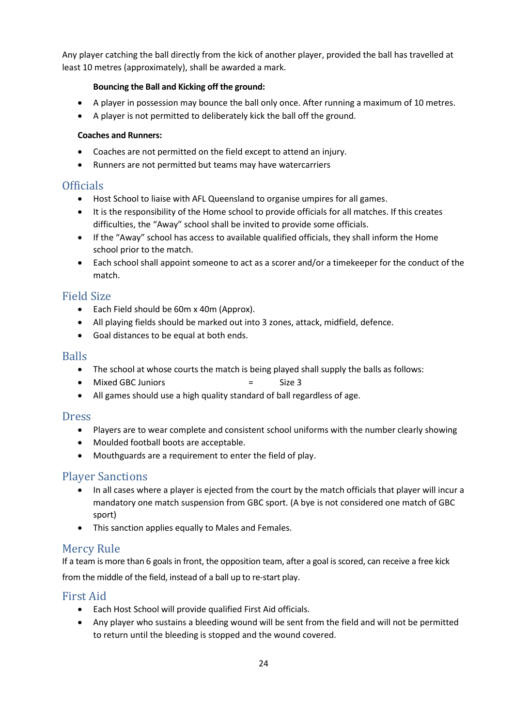Any player catching the ball directly from the kick of another player, provided the ball has travelled at least 10 metres (approximately), shall be awarded a mark.

**Bouncing the Ball and Kicking off the ground:**

- A player in possession may bounce the ball only once. After running a maximum of 10 metres.
- A player is not permitted to deliberately kick the ball off the ground.

**Coaches and Runners:**

- Coaches are not permitted on the field except to attend an injury.
- Runners are not permitted but teams may have watercarriers

## Officials

- Host School to liaise with AFL Queensland to organise umpires for all games.
- It is the responsibility of the Home school to provide officials for all matches. If this creates difficulties, the "Away" school shall be invited to provide some officials.
- If the "Away" school has access to available qualified officials, they shall inform the Home school prior to the match.
- Each school shall appoint someone to act as a scorer and/or a timekeeper for the conduct of the match.

## Field Size

- Each Field should be 60m x 40m (Approx).
- All playing fields should be marked out into 3 zones, attack, midfield, defence.
- Goal distances to be equal at both ends.

## Balls

- The school at whose courts the match is being played shall supply the balls as follows:
- Mixed GBC Juniors = Size 3
- All games should use a high quality standard of ball regardless of age.

## Dress

- Players are to wear complete and consistent school uniforms with the number clearly showing
- Moulded football boots are acceptable.
- Mouthguards are a requirement to enter the field of play.

## Player Sanctions

- In all cases where a player is ejected from the court by the match officials that player will incur a mandatory one match suspension from GBC sport. (A bye is not considered one match of GBC sport)
- This sanction applies equally to Males and Females.

## Mercy Rule

If a team is more than 6 goals in front, the opposition team, after a goal is scored, can receive a free kick from the middle of the field, instead of a ball up to re-start play.

## First Aid

- Each Host School will provide qualified First Aid officials.
- Any player who sustains a bleeding wound will be sent from the field and will not be permitted to return until the bleeding is stopped and the wound covered.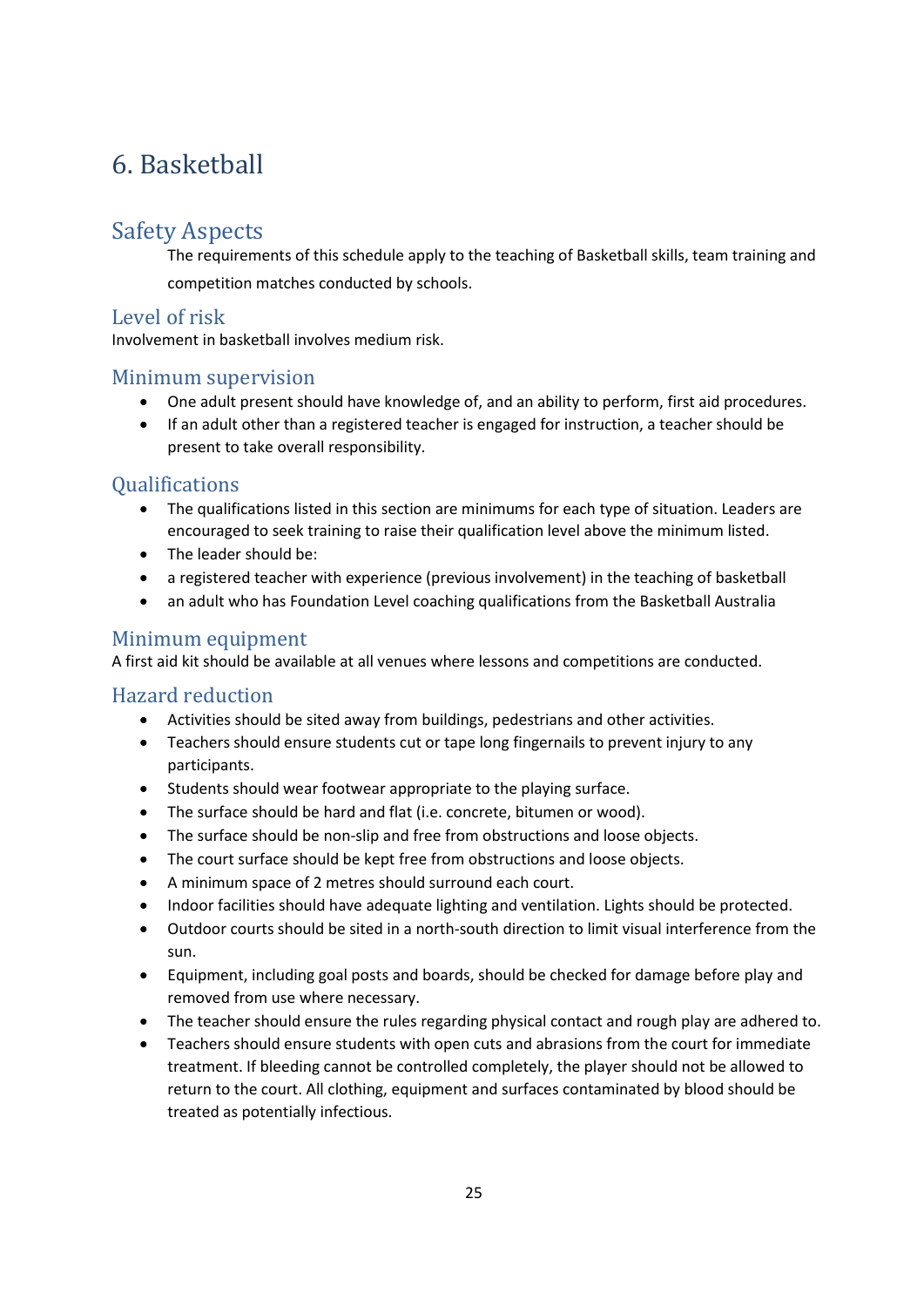# 6. Basketball

## Safety Aspects

The requirements of this schedule apply to the teaching of Basketball skills, team training and competition matches conducted by schools.

### Level of risk

Involvement in basketball involves medium risk.

### Minimum supervision

- One adult present should have knowledge of, and an ability to perform, first aid procedures.
- If an adult other than a registered teacher is engaged for instruction, a teacher should be present to take overall responsibility.

### Qualifications

- The qualifications listed in this section are minimums for each type of situation. Leaders are encouraged to seek training to raise their qualification level above the minimum listed.
- The leader should be:
- a registered teacher with experience (previous involvement) in the teaching of basketball
- an adult who has Foundation Level coaching qualifications from the Basketball Australia

### Minimum equipment

A first aid kit should be available at all venues where lessons and competitions are conducted.

### Hazard reduction

- Activities should be sited away from buildings, pedestrians and other activities.
- Teachers should ensure students cut or tape long fingernails to prevent injury to any participants.
- Students should wear footwear appropriate to the playing surface.
- The surface should be hard and flat (i.e. concrete, bitumen or wood).
- The surface should be non-slip and free from obstructions and loose objects.
- The court surface should be kept free from obstructions and loose objects.
- A minimum space of 2 metres should surround each court.
- Indoor facilities should have adequate lighting and ventilation. Lights should be protected.
- Outdoor courts should be sited in a north-south direction to limit visual interference from the sun.
- Equipment, including goal posts and boards, should be checked for damage before play and removed from use where necessary.
- The teacher should ensure the rules regarding physical contact and rough play are adhered to.
- Teachers should ensure students with open cuts and abrasions from the court for immediate treatment. If bleeding cannot be controlled completely, the player should not be allowed to return to the court. All clothing, equipment and surfaces contaminated by blood should be treated as potentially infectious.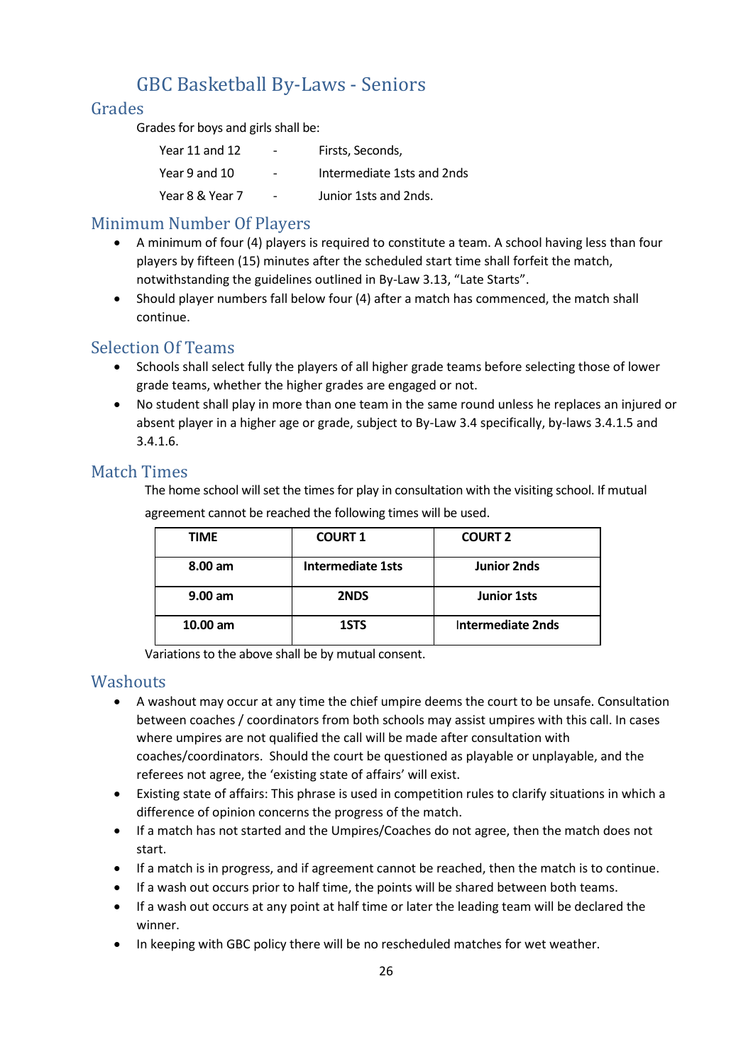# GBC Basketball By-Laws - Seniors

## Grades

Grades for boys and girls shall be:

| | | |
|---|---|---|
| Year 11 and 12 | - | Firsts, Seconds, |
| Year 9 and 10 | - | Intermediate 1sts and 2nds |
| Year 8 & Year 7 | - | Junior 1sts and 2nds. |

## Minimum Number Of Players

- A minimum of four (4) players is required to constitute a team. A school having less than four players by fifteen (15) minutes after the scheduled start time shall forfeit the match, notwithstanding the guidelines outlined in By-Law 3.13, "Late Starts".
- Should player numbers fall below four (4) after a match has commenced, the match shall continue.

## Selection Of Teams

- Schools shall select fully the players of all higher grade teams before selecting those of lower grade teams, whether the higher grades are engaged or not.
- No student shall play in more than one team in the same round unless he replaces an injured or absent player in a higher age or grade, subject to By-Law 3.4 specifically, by-laws 3.4.1.5 and 3.4.1.6.

## Match Times

The home school will set the times for play in consultation with the visiting school. If mutual agreement cannot be reached the following times will be used.

| TIME | COURT 1 | COURT 2 |
|---|---|---|
| **8.00 am** | **Intermediate 1sts** | **Junior 2nds** |
| **9.00 am** | **2NDS** | **Junior 1sts** |
| **10.00 am** | **1STS** | **Intermediate 2nds** |

Variations to the above shall be by mutual consent.

## Washouts

- A washout may occur at any time the chief umpire deems the court to be unsafe. Consultation between coaches / coordinators from both schools may assist umpires with this call. In cases where umpires are not qualified the call will be made after consultation with coaches/coordinators. Should the court be questioned as playable or unplayable, and the referees not agree, the 'existing state of affairs' will exist.
- Existing state of affairs: This phrase is used in competition rules to clarify situations in which a difference of opinion concerns the progress of the match.
- If a match has not started and the Umpires/Coaches do not agree, then the match does not start.
- If a match is in progress, and if agreement cannot be reached, then the match is to continue.
- If a wash out occurs prior to half time, the points will be shared between both teams.
- If a wash out occurs at any point at half time or later the leading team will be declared the winner.
- In keeping with GBC policy there will be no rescheduled matches for wet weather.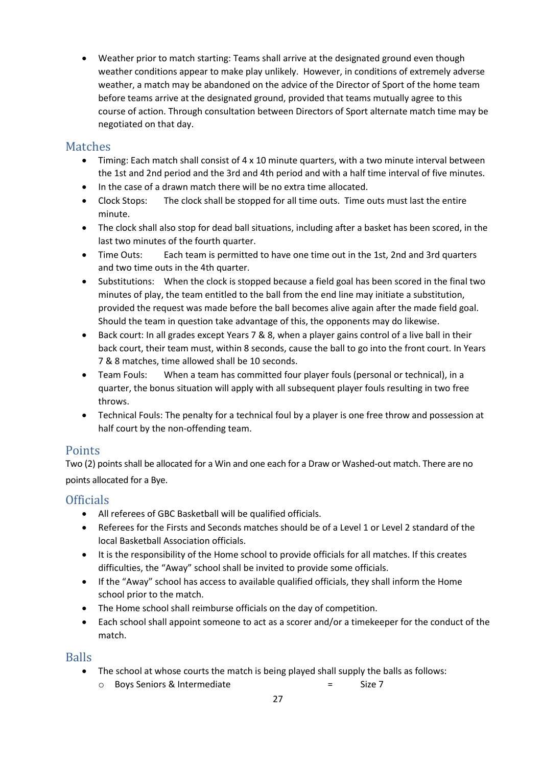- Weather prior to match starting: Teams shall arrive at the designated ground even though weather conditions appear to make play unlikely. However, in conditions of extremely adverse weather, a match may be abandoned on the advice of the Director of Sport of the home team before teams arrive at the designated ground, provided that teams mutually agree to this course of action. Through consultation between Directors of Sport alternate match time may be negotiated on that day.

## Matches

- Timing: Each match shall consist of 4 x 10 minute quarters, with a two minute interval between the 1st and 2nd period and the 3rd and 4th period and with a half time interval of five minutes.
- In the case of a drawn match there will be no extra time allocated.
- Clock Stops: The clock shall be stopped for all time outs. Time outs must last the entire minute.
- The clock shall also stop for dead ball situations, including after a basket has been scored, in the last two minutes of the fourth quarter.
- Time Outs: Each team is permitted to have one time out in the 1st, 2nd and 3rd quarters and two time outs in the 4th quarter.
- Substitutions: When the clock is stopped because a field goal has been scored in the final two minutes of play, the team entitled to the ball from the end line may initiate a substitution, provided the request was made before the ball becomes alive again after the made field goal. Should the team in question take advantage of this, the opponents may do likewise.
- Back court: In all grades except Years 7 & 8, when a player gains control of a live ball in their back court, their team must, within 8 seconds, cause the ball to go into the front court. In Years 7 & 8 matches, time allowed shall be 10 seconds.
- Team Fouls: When a team has committed four player fouls (personal or technical), in a quarter, the bonus situation will apply with all subsequent player fouls resulting in two free throws.
- Technical Fouls: The penalty for a technical foul by a player is one free throw and possession at half court by the non-offending team.

## Points

Two (2) points shall be allocated for a Win and one each for a Draw or Washed-out match. There are no points allocated for a Bye.

## Officials

- All referees of GBC Basketball will be qualified officials.
- Referees for the Firsts and Seconds matches should be of a Level 1 or Level 2 standard of the local Basketball Association officials.
- It is the responsibility of the Home school to provide officials for all matches. If this creates difficulties, the "Away" school shall be invited to provide some officials.
- If the "Away" school has access to available qualified officials, they shall inform the Home school prior to the match.
- The Home school shall reimburse officials on the day of competition.
- Each school shall appoint someone to act as a scorer and/or a timekeeper for the conduct of the match.

## Balls

- The school at whose courts the match is being played shall supply the balls as follows:
  - Boys Seniors & Intermediate = Size 7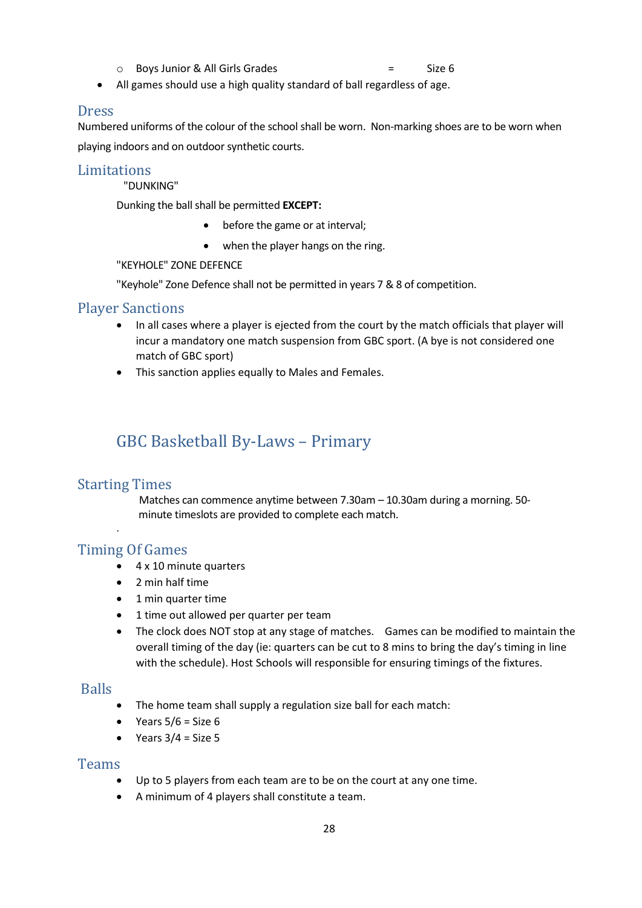- Boys Junior & All Girls Grades = Size 6

- All games should use a high quality standard of ball regardless of age.

## Dress

Numbered uniforms of the colour of the school shall be worn. Non-marking shoes are to be worn when playing indoors and on outdoor synthetic courts.

## Limitations

"DUNKING"

Dunking the ball shall be permitted **EXCEPT:**

- before the game or at interval;
- when the player hangs on the ring.

"KEYHOLE" ZONE DEFENCE

"Keyhole" Zone Defence shall not be permitted in years 7 & 8 of competition.

## Player Sanctions

- In all cases where a player is ejected from the court by the match officials that player will incur a mandatory one match suspension from GBC sport. (A bye is not considered one match of GBC sport)
- This sanction applies equally to Males and Females.

# GBC Basketball By-Laws – Primary

## Starting Times

Matches can commence anytime between 7.30am – 10.30am during a morning. 50-minute timeslots are provided to complete each match.

## Timing Of Games

- 4 x 10 minute quarters
- 2 min half time
- 1 min quarter time
- 1 time out allowed per quarter per team
- The clock does NOT stop at any stage of matches. Games can be modified to maintain the overall timing of the day (ie: quarters can be cut to 8 mins to bring the day's timing in line with the schedule). Host Schools will responsible for ensuring timings of the fixtures.

## Balls

- The home team shall supply a regulation size ball for each match:
- Years 5/6 = Size 6
- Years 3/4 = Size 5

## Teams

- Up to 5 players from each team are to be on the court at any one time.
- A minimum of 4 players shall constitute a team.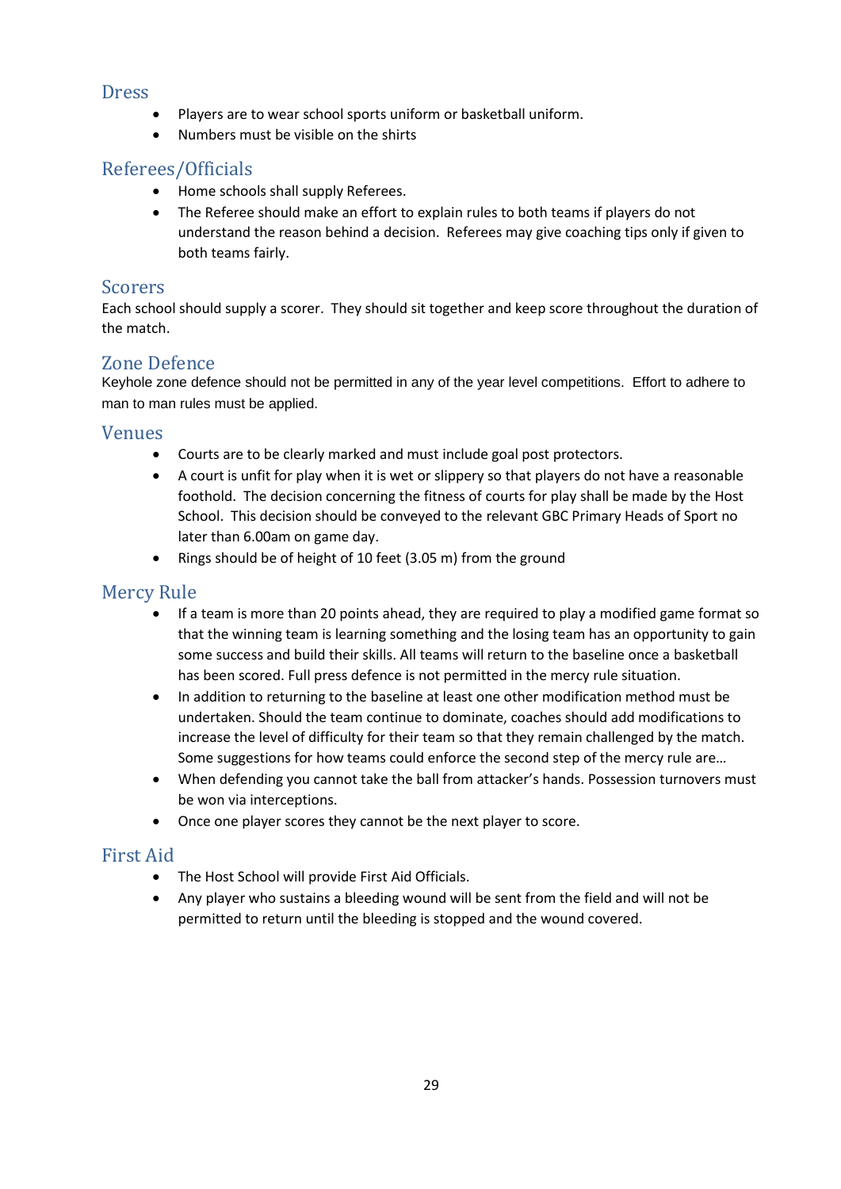## Dress

- Players are to wear school sports uniform or basketball uniform.
- Numbers must be visible on the shirts

## Referees/Officials

- Home schools shall supply Referees.
- The Referee should make an effort to explain rules to both teams if players do not understand the reason behind a decision. Referees may give coaching tips only if given to both teams fairly.

## Scorers

Each school should supply a scorer. They should sit together and keep score throughout the duration of the match.

## Zone Defence

Keyhole zone defence should not be permitted in any of the year level competitions. Effort to adhere to man to man rules must be applied.

## Venues

- Courts are to be clearly marked and must include goal post protectors.
- A court is unfit for play when it is wet or slippery so that players do not have a reasonable foothold. The decision concerning the fitness of courts for play shall be made by the Host School. This decision should be conveyed to the relevant GBC Primary Heads of Sport no later than 6.00am on game day.
- Rings should be of height of 10 feet (3.05 m) from the ground

## Mercy Rule

- If a team is more than 20 points ahead, they are required to play a modified game format so that the winning team is learning something and the losing team has an opportunity to gain some success and build their skills. All teams will return to the baseline once a basketball has been scored. Full press defence is not permitted in the mercy rule situation.
- In addition to returning to the baseline at least one other modification method must be undertaken. Should the team continue to dominate, coaches should add modifications to increase the level of difficulty for their team so that they remain challenged by the match. Some suggestions for how teams could enforce the second step of the mercy rule are…
- When defending you cannot take the ball from attacker's hands. Possession turnovers must be won via interceptions.
- Once one player scores they cannot be the next player to score.

## First Aid

- The Host School will provide First Aid Officials.
- Any player who sustains a bleeding wound will be sent from the field and will not be permitted to return until the bleeding is stopped and the wound covered.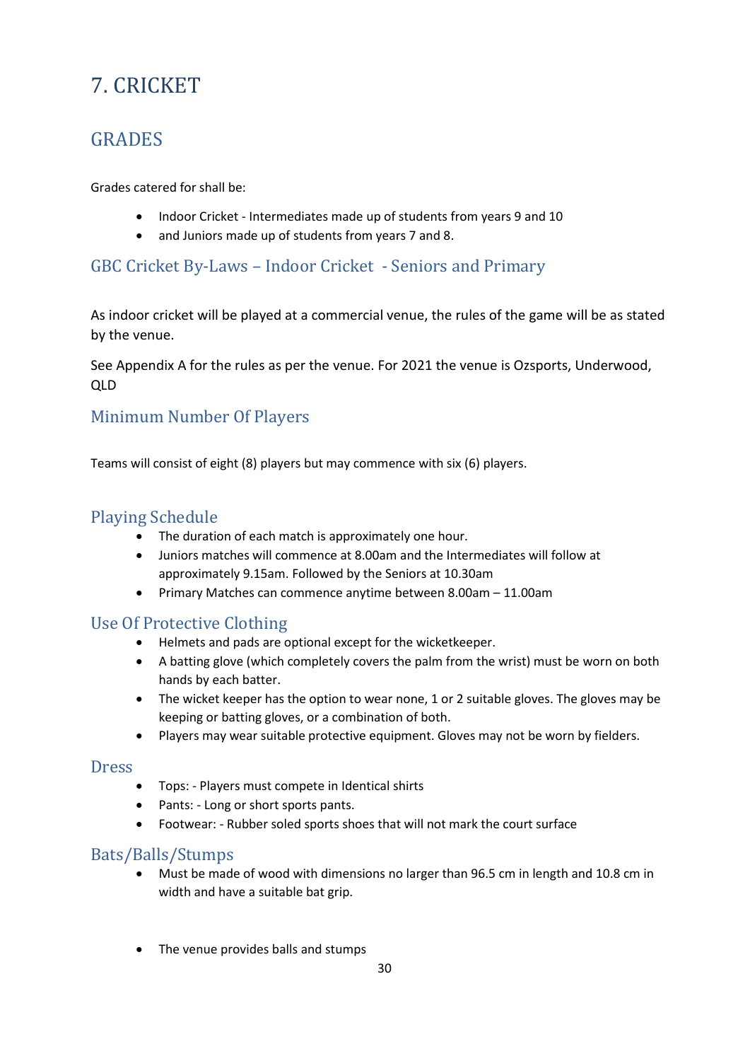# 7. CRICKET

## GRADES

Grades catered for shall be:

- Indoor Cricket - Intermediates made up of students from years 9 and 10
- and Juniors made up of students from years 7 and 8.

### GBC Cricket By-Laws – Indoor Cricket - Seniors and Primary

As indoor cricket will be played at a commercial venue, the rules of the game will be as stated by the venue.

See Appendix A for the rules as per the venue. For 2021 the venue is Ozsports, Underwood, QLD

### Minimum Number Of Players

Teams will consist of eight (8) players but may commence with six (6) players.

### Playing Schedule

- The duration of each match is approximately one hour.
- Juniors matches will commence at 8.00am and the Intermediates will follow at approximately 9.15am. Followed by the Seniors at 10.30am
- Primary Matches can commence anytime between 8.00am – 11.00am

### Use Of Protective Clothing

- Helmets and pads are optional except for the wicketkeeper.
- A batting glove (which completely covers the palm from the wrist) must be worn on both hands by each batter.
- The wicket keeper has the option to wear none, 1 or 2 suitable gloves. The gloves may be keeping or batting gloves, or a combination of both.
- Players may wear suitable protective equipment. Gloves may not be worn by fielders.

### Dress

- Tops: - Players must compete in Identical shirts
- Pants: - Long or short sports pants.
- Footwear: - Rubber soled sports shoes that will not mark the court surface

### Bats/Balls/Stumps

- Must be made of wood with dimensions no larger than 96.5 cm in length and 10.8 cm in width and have a suitable bat grip.

- The venue provides balls and stumps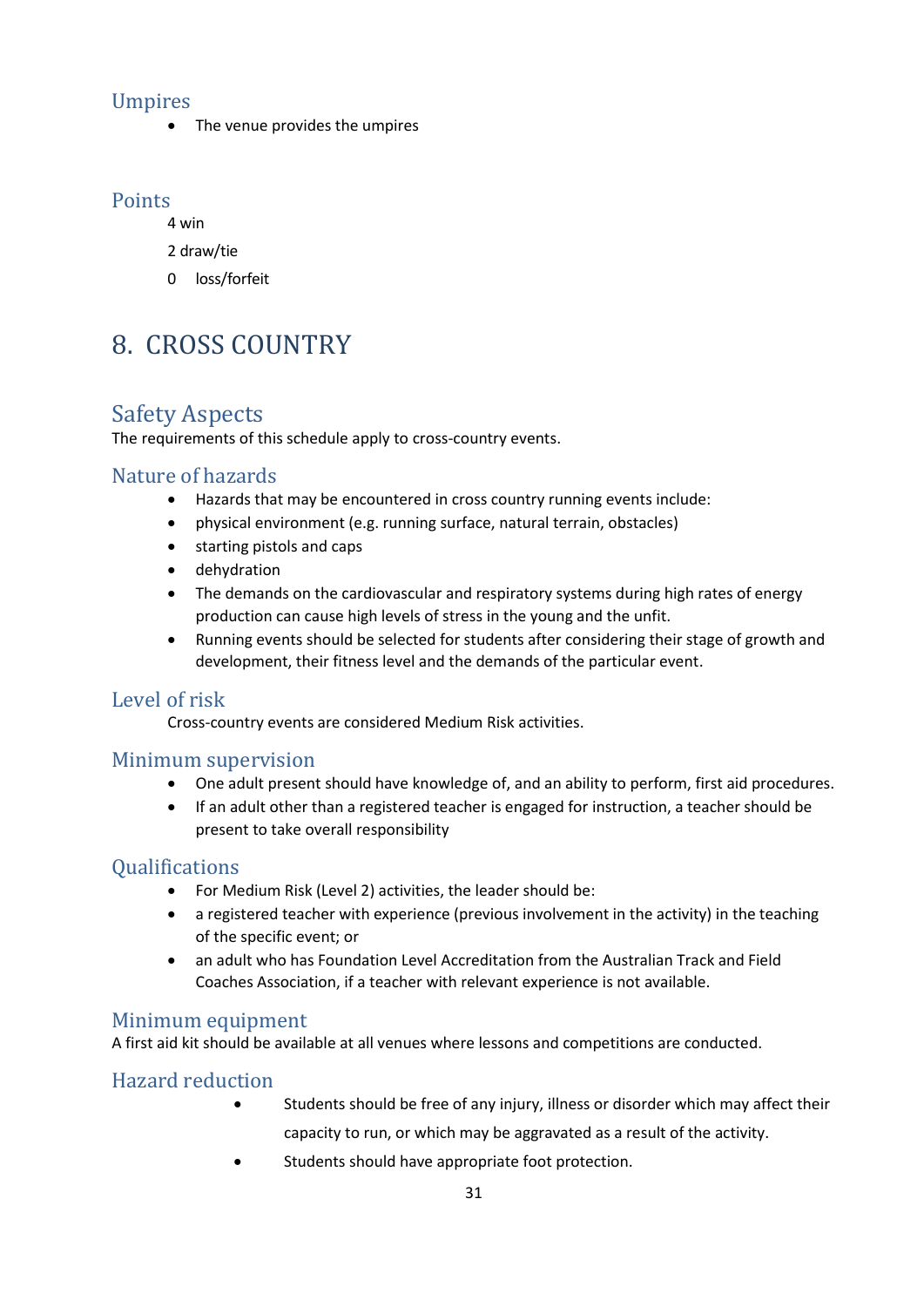### Umpires

- The venue provides the umpires

### Points

4 win

2 draw/tie

0 loss/forfeit

# 8. CROSS COUNTRY

## Safety Aspects

The requirements of this schedule apply to cross-country events.

### Nature of hazards

- Hazards that may be encountered in cross country running events include:
- physical environment (e.g. running surface, natural terrain, obstacles)
- starting pistols and caps
- dehydration
- The demands on the cardiovascular and respiratory systems during high rates of energy production can cause high levels of stress in the young and the unfit.
- Running events should be selected for students after considering their stage of growth and development, their fitness level and the demands of the particular event.

### Level of risk

Cross-country events are considered Medium Risk activities.

### Minimum supervision

- One adult present should have knowledge of, and an ability to perform, first aid procedures.
- If an adult other than a registered teacher is engaged for instruction, a teacher should be present to take overall responsibility

### Qualifications

- For Medium Risk (Level 2) activities, the leader should be:
- a registered teacher with experience (previous involvement in the activity) in the teaching of the specific event; or
- an adult who has Foundation Level Accreditation from the Australian Track and Field Coaches Association, if a teacher with relevant experience is not available.

### Minimum equipment

A first aid kit should be available at all venues where lessons and competitions are conducted.

### Hazard reduction

- Students should be free of any injury, illness or disorder which may affect their capacity to run, or which may be aggravated as a result of the activity.
- Students should have appropriate foot protection.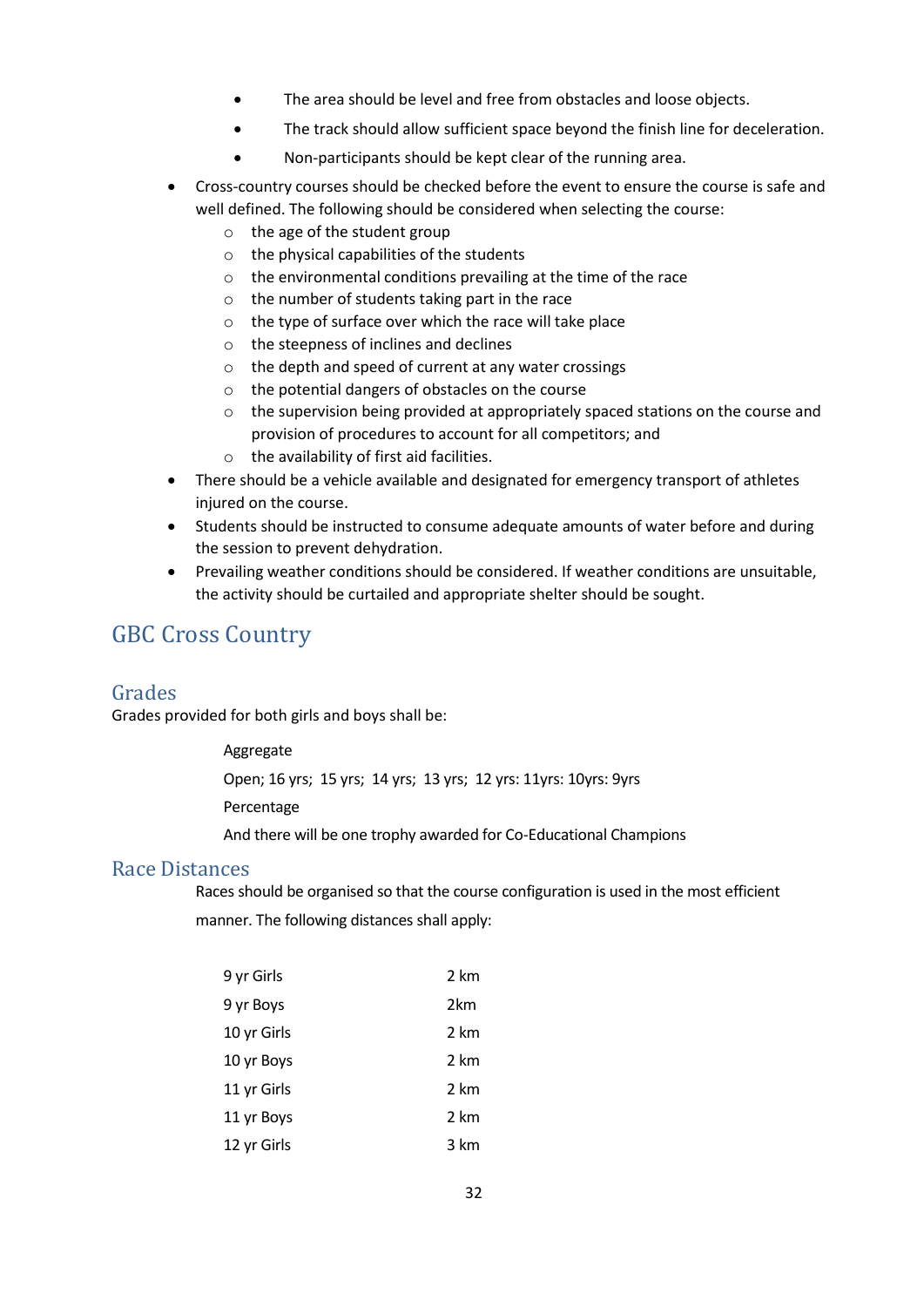- The area should be level and free from obstacles and loose objects.
  - The track should allow sufficient space beyond the finish line for deceleration.
  - Non-participants should be kept clear of the running area.
- Cross-country courses should be checked before the event to ensure the course is safe and well defined. The following should be considered when selecting the course:
  - the age of the student group
  - the physical capabilities of the students
  - the environmental conditions prevailing at the time of the race
  - the number of students taking part in the race
  - the type of surface over which the race will take place
  - the steepness of inclines and declines
  - the depth and speed of current at any water crossings
  - the potential dangers of obstacles on the course
  - the supervision being provided at appropriately spaced stations on the course and provision of procedures to account for all competitors; and
  - the availability of first aid facilities.
- There should be a vehicle available and designated for emergency transport of athletes injured on the course.
- Students should be instructed to consume adequate amounts of water before and during the session to prevent dehydration.
- Prevailing weather conditions should be considered. If weather conditions are unsuitable, the activity should be curtailed and appropriate shelter should be sought.

# GBC Cross Country

## Grades

Grades provided for both girls and boys shall be:

Aggregate

Open; 16 yrs; 15 yrs; 14 yrs; 13 yrs; 12 yrs: 11yrs: 10yrs: 9yrs

Percentage

And there will be one trophy awarded for Co-Educational Champions

## Race Distances

Races should be organised so that the course configuration is used in the most efficient manner. The following distances shall apply:

| | |
|---|---|
| 9 yr Girls | 2 km |
| 9 yr Boys | 2km |
| 10 yr Girls | 2 km |
| 10 yr Boys | 2 km |
| 11 yr Girls | 2 km |
| 11 yr Boys | 2 km |
| 12 yr Girls | 3 km |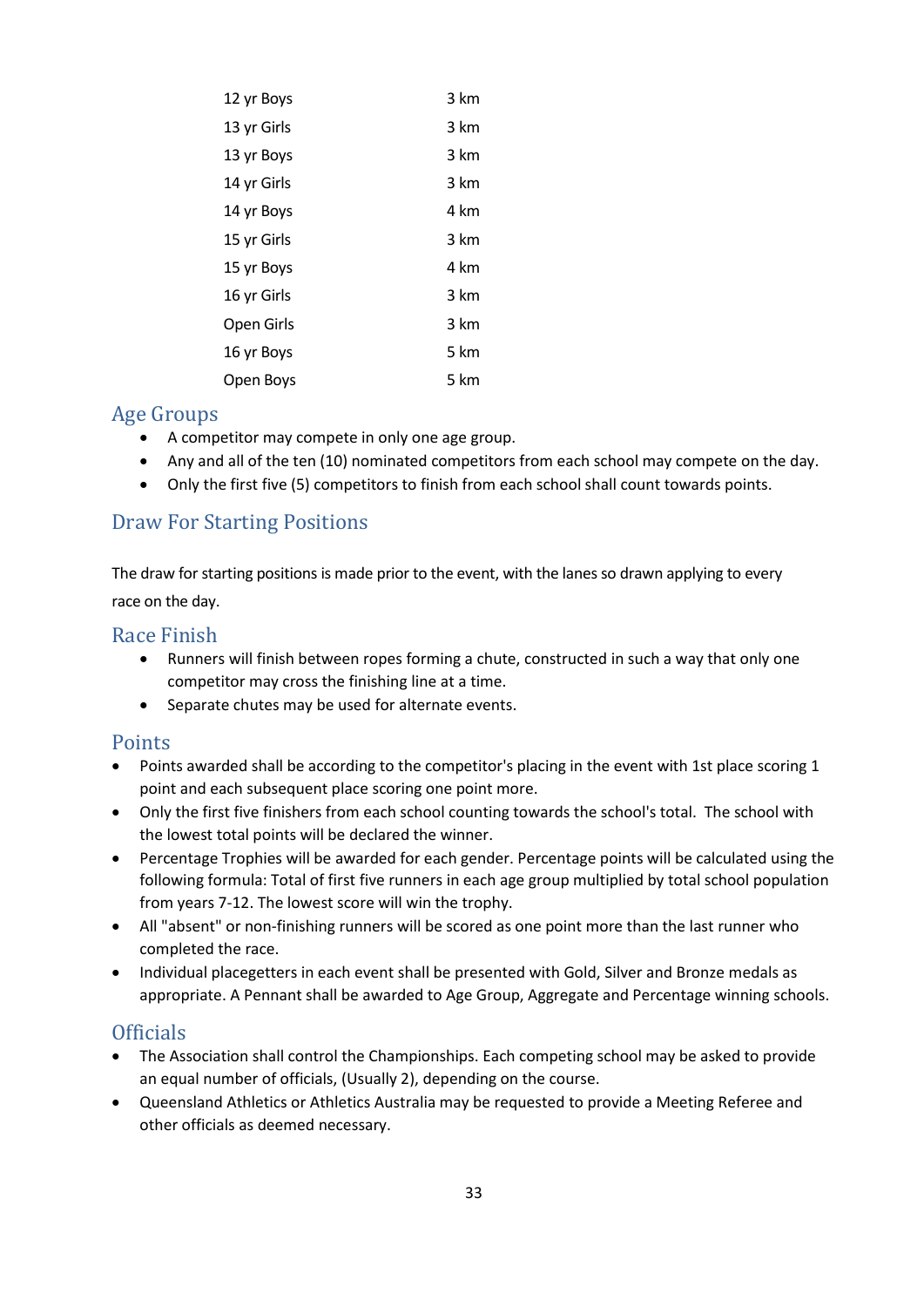| | |
|---|---|
| 12 yr Boys | 3 km |
| 13 yr Girls | 3 km |
| 13 yr Boys | 3 km |
| 14 yr Girls | 3 km |
| 14 yr Boys | 4 km |
| 15 yr Girls | 3 km |
| 15 yr Boys | 4 km |
| 16 yr Girls | 3 km |
| Open Girls | 3 km |
| 16 yr Boys | 5 km |
| Open Boys | 5 km |

## Age Groups

- A competitor may compete in only one age group.
- Any and all of the ten (10) nominated competitors from each school may compete on the day.
- Only the first five (5) competitors to finish from each school shall count towards points.

## Draw For Starting Positions

The draw for starting positions is made prior to the event, with the lanes so drawn applying to every race on the day.

## Race Finish

- Runners will finish between ropes forming a chute, constructed in such a way that only one competitor may cross the finishing line at a time.
- Separate chutes may be used for alternate events.

## Points

- Points awarded shall be according to the competitor's placing in the event with 1st place scoring 1 point and each subsequent place scoring one point more.
- Only the first five finishers from each school counting towards the school's total. The school with the lowest total points will be declared the winner.
- Percentage Trophies will be awarded for each gender. Percentage points will be calculated using the following formula: Total of first five runners in each age group multiplied by total school population from years 7-12. The lowest score will win the trophy.
- All "absent" or non-finishing runners will be scored as one point more than the last runner who completed the race.
- Individual placegetters in each event shall be presented with Gold, Silver and Bronze medals as appropriate. A Pennant shall be awarded to Age Group, Aggregate and Percentage winning schools.

## Officials

- The Association shall control the Championships. Each competing school may be asked to provide an equal number of officials, (Usually 2), depending on the course.
- Queensland Athletics or Athletics Australia may be requested to provide a Meeting Referee and other officials as deemed necessary.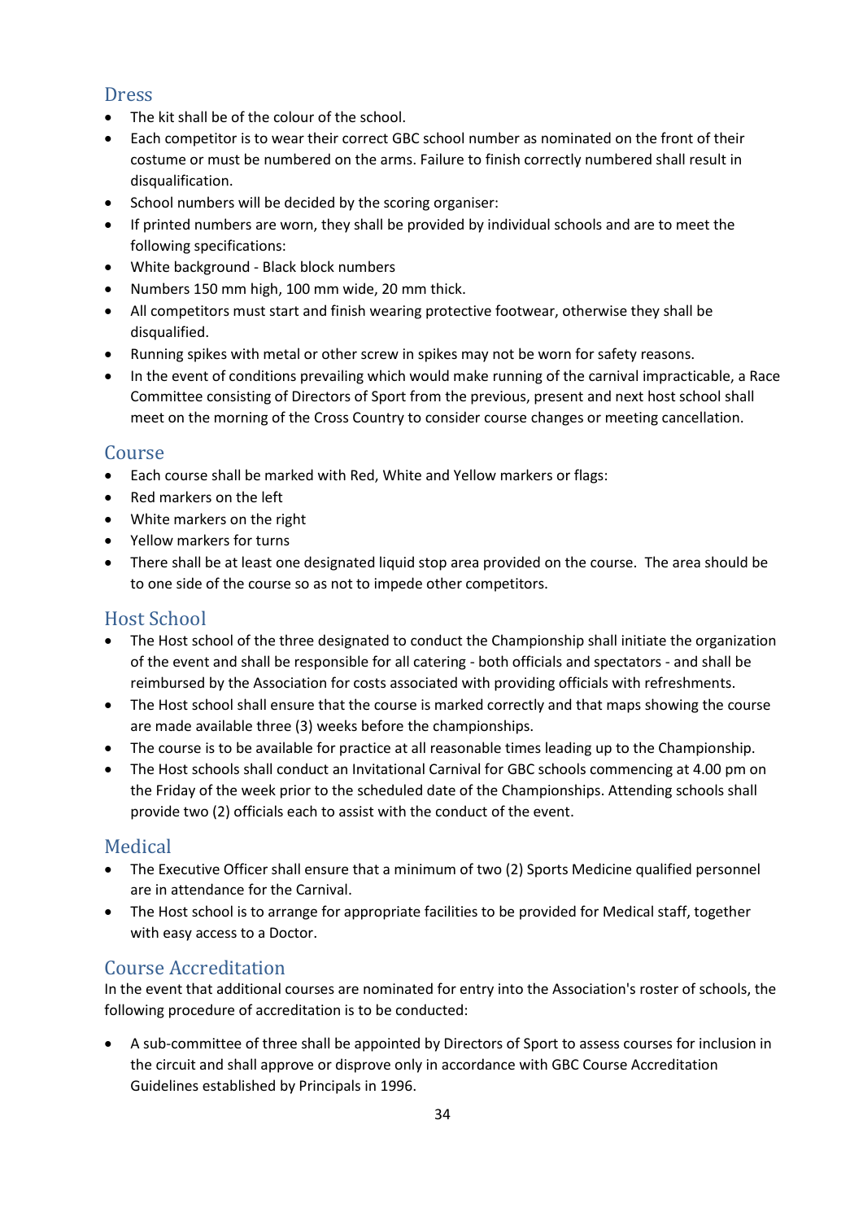## Dress

- The kit shall be of the colour of the school.
- Each competitor is to wear their correct GBC school number as nominated on the front of their costume or must be numbered on the arms. Failure to finish correctly numbered shall result in disqualification.
- School numbers will be decided by the scoring organiser:
- If printed numbers are worn, they shall be provided by individual schools and are to meet the following specifications:
- White background - Black block numbers
- Numbers 150 mm high, 100 mm wide, 20 mm thick.
- All competitors must start and finish wearing protective footwear, otherwise they shall be disqualified.
- Running spikes with metal or other screw in spikes may not be worn for safety reasons.
- In the event of conditions prevailing which would make running of the carnival impracticable, a Race Committee consisting of Directors of Sport from the previous, present and next host school shall meet on the morning of the Cross Country to consider course changes or meeting cancellation.

## Course

- Each course shall be marked with Red, White and Yellow markers or flags:
- Red markers on the left
- White markers on the right
- Yellow markers for turns
- There shall be at least one designated liquid stop area provided on the course. The area should be to one side of the course so as not to impede other competitors.

## Host School

- The Host school of the three designated to conduct the Championship shall initiate the organization of the event and shall be responsible for all catering - both officials and spectators - and shall be reimbursed by the Association for costs associated with providing officials with refreshments.
- The Host school shall ensure that the course is marked correctly and that maps showing the course are made available three (3) weeks before the championships.
- The course is to be available for practice at all reasonable times leading up to the Championship.
- The Host schools shall conduct an Invitational Carnival for GBC schools commencing at 4.00 pm on the Friday of the week prior to the scheduled date of the Championships. Attending schools shall provide two (2) officials each to assist with the conduct of the event.

## Medical

- The Executive Officer shall ensure that a minimum of two (2) Sports Medicine qualified personnel are in attendance for the Carnival.
- The Host school is to arrange for appropriate facilities to be provided for Medical staff, together with easy access to a Doctor.

## Course Accreditation

In the event that additional courses are nominated for entry into the Association's roster of schools, the following procedure of accreditation is to be conducted:

- A sub-committee of three shall be appointed by Directors of Sport to assess courses for inclusion in the circuit and shall approve or disprove only in accordance with GBC Course Accreditation Guidelines established by Principals in 1996.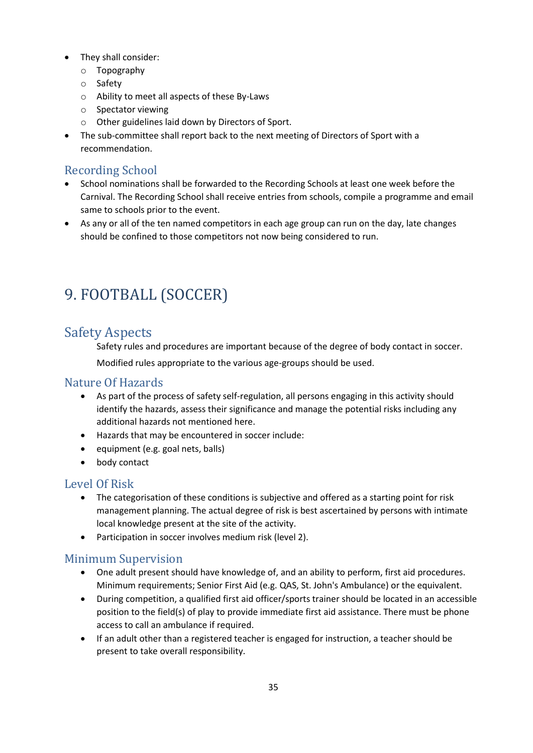- They shall consider:
  - Topography
  - Safety
  - Ability to meet all aspects of these By-Laws
  - Spectator viewing
  - Other guidelines laid down by Directors of Sport.
- The sub-committee shall report back to the next meeting of Directors of Sport with a recommendation.

## Recording School

- School nominations shall be forwarded to the Recording Schools at least one week before the Carnival. The Recording School shall receive entries from schools, compile a programme and email same to schools prior to the event.
- As any or all of the ten named competitors in each age group can run on the day, late changes should be confined to those competitors not now being considered to run.

# 9. FOOTBALL (SOCCER)

## Safety Aspects

Safety rules and procedures are important because of the degree of body contact in soccer.

Modified rules appropriate to the various age-groups should be used.

### Nature Of Hazards

- As part of the process of safety self-regulation, all persons engaging in this activity should identify the hazards, assess their significance and manage the potential risks including any additional hazards not mentioned here.
- Hazards that may be encountered in soccer include:
- equipment (e.g. goal nets, balls)
- body contact

### Level Of Risk

- The categorisation of these conditions is subjective and offered as a starting point for risk management planning. The actual degree of risk is best ascertained by persons with intimate local knowledge present at the site of the activity.
- Participation in soccer involves medium risk (level 2).

### Minimum Supervision

- One adult present should have knowledge of, and an ability to perform, first aid procedures. Minimum requirements; Senior First Aid (e.g. QAS, St. John's Ambulance) or the equivalent.
- During competition, a qualified first aid officer/sports trainer should be located in an accessible position to the field(s) of play to provide immediate first aid assistance. There must be phone access to call an ambulance if required.
- If an adult other than a registered teacher is engaged for instruction, a teacher should be present to take overall responsibility.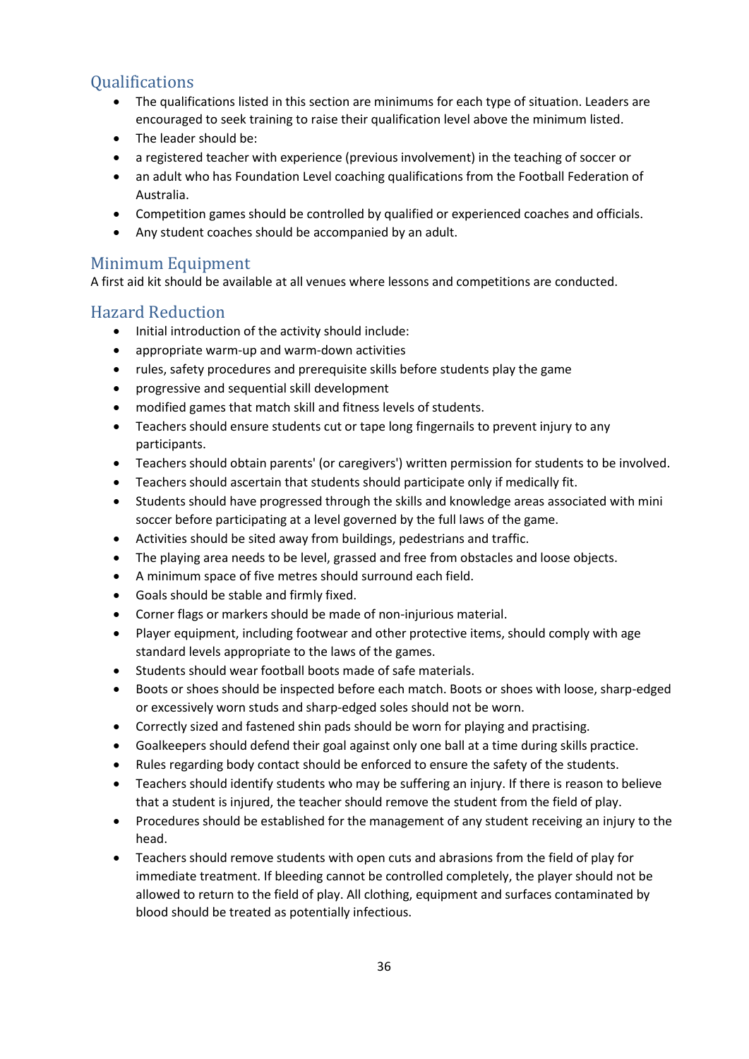## Qualifications

- The qualifications listed in this section are minimums for each type of situation. Leaders are encouraged to seek training to raise their qualification level above the minimum listed.
- The leader should be:
- a registered teacher with experience (previous involvement) in the teaching of soccer or
- an adult who has Foundation Level coaching qualifications from the Football Federation of Australia.
- Competition games should be controlled by qualified or experienced coaches and officials.
- Any student coaches should be accompanied by an adult.

## Minimum Equipment

A first aid kit should be available at all venues where lessons and competitions are conducted.

## Hazard Reduction

- Initial introduction of the activity should include:
- appropriate warm-up and warm-down activities
- rules, safety procedures and prerequisite skills before students play the game
- progressive and sequential skill development
- modified games that match skill and fitness levels of students.
- Teachers should ensure students cut or tape long fingernails to prevent injury to any participants.
- Teachers should obtain parents' (or caregivers') written permission for students to be involved.
- Teachers should ascertain that students should participate only if medically fit.
- Students should have progressed through the skills and knowledge areas associated with mini soccer before participating at a level governed by the full laws of the game.
- Activities should be sited away from buildings, pedestrians and traffic.
- The playing area needs to be level, grassed and free from obstacles and loose objects.
- A minimum space of five metres should surround each field.
- Goals should be stable and firmly fixed.
- Corner flags or markers should be made of non-injurious material.
- Player equipment, including footwear and other protective items, should comply with age standard levels appropriate to the laws of the games.
- Students should wear football boots made of safe materials.
- Boots or shoes should be inspected before each match. Boots or shoes with loose, sharp-edged or excessively worn studs and sharp-edged soles should not be worn.
- Correctly sized and fastened shin pads should be worn for playing and practising.
- Goalkeepers should defend their goal against only one ball at a time during skills practice.
- Rules regarding body contact should be enforced to ensure the safety of the students.
- Teachers should identify students who may be suffering an injury. If there is reason to believe that a student is injured, the teacher should remove the student from the field of play.
- Procedures should be established for the management of any student receiving an injury to the head.
- Teachers should remove students with open cuts and abrasions from the field of play for immediate treatment. If bleeding cannot be controlled completely, the player should not be allowed to return to the field of play. All clothing, equipment and surfaces contaminated by blood should be treated as potentially infectious.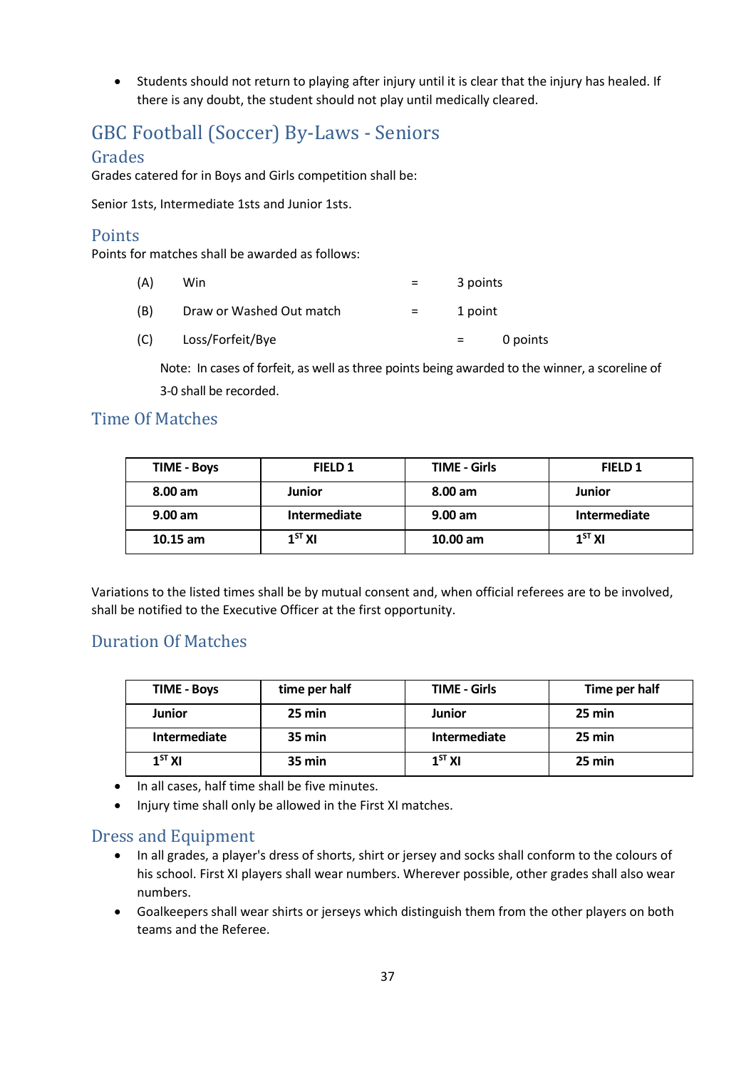- Students should not return to playing after injury until it is clear that the injury has healed. If there is any doubt, the student should not play until medically cleared.

# GBC Football (Soccer) By-Laws - Seniors

## Grades

Grades catered for in Boys and Girls competition shall be:

Senior 1sts, Intermediate 1sts and Junior 1sts.

## Points

Points for matches shall be awarded as follows:

| | | | |
|---|---|---|---|
| (A) | Win | = | 3 points |
| (B) | Draw or Washed Out match | = | 1 point |
| (C) | Loss/Forfeit/Bye | = | 0 points |

Note: In cases of forfeit, as well as three points being awarded to the winner, a scoreline of 3-0 shall be recorded.

## Time Of Matches

| TIME - Boys | FIELD 1 | TIME - Girls | FIELD 1 |
|---|---|---|---|
| 8.00 am | Junior | 8.00 am | Junior |
| 9.00 am | Intermediate | 9.00 am | Intermediate |
| 10.15 am | 1ST XI | 10.00 am | 1ST XI |

Variations to the listed times shall be by mutual consent and, when official referees are to be involved, shall be notified to the Executive Officer at the first opportunity.

## Duration Of Matches

| TIME - Boys | time per half | TIME - Girls | Time per half |
|---|---|---|---|
| Junior | 25 min | Junior | 25 min |
| Intermediate | 35 min | Intermediate | 25 min |
| 1ST XI | 35 min | 1ST XI | 25 min |

- In all cases, half time shall be five minutes.
- Injury time shall only be allowed in the First XI matches.

## Dress and Equipment

- In all grades, a player's dress of shorts, shirt or jersey and socks shall conform to the colours of his school. First XI players shall wear numbers. Wherever possible, other grades shall also wear numbers.
- Goalkeepers shall wear shirts or jerseys which distinguish them from the other players on both teams and the Referee.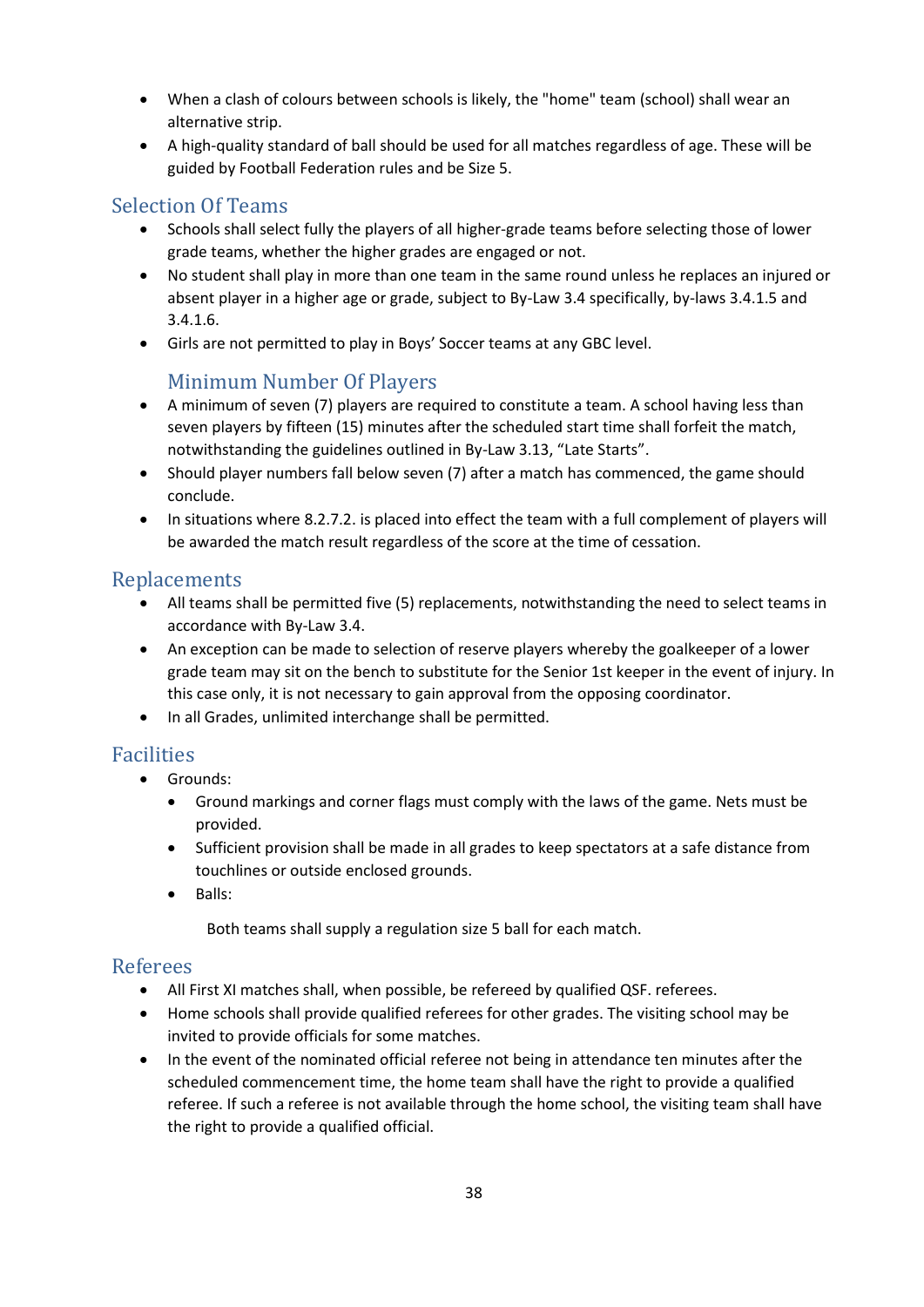- When a clash of colours between schools is likely, the "home" team (school) shall wear an alternative strip.
- A high-quality standard of ball should be used for all matches regardless of age. These will be guided by Football Federation rules and be Size 5.

## Selection Of Teams

- Schools shall select fully the players of all higher-grade teams before selecting those of lower grade teams, whether the higher grades are engaged or not.
- No student shall play in more than one team in the same round unless he replaces an injured or absent player in a higher age or grade, subject to By-Law 3.4 specifically, by-laws 3.4.1.5 and 3.4.1.6.
- Girls are not permitted to play in Boys' Soccer teams at any GBC level.

### Minimum Number Of Players

- A minimum of seven (7) players are required to constitute a team. A school having less than seven players by fifteen (15) minutes after the scheduled start time shall forfeit the match, notwithstanding the guidelines outlined in By-Law 3.13, "Late Starts".
- Should player numbers fall below seven (7) after a match has commenced, the game should conclude.
- In situations where 8.2.7.2. is placed into effect the team with a full complement of players will be awarded the match result regardless of the score at the time of cessation.

## Replacements

- All teams shall be permitted five (5) replacements, notwithstanding the need to select teams in accordance with By-Law 3.4.
- An exception can be made to selection of reserve players whereby the goalkeeper of a lower grade team may sit on the bench to substitute for the Senior 1st keeper in the event of injury. In this case only, it is not necessary to gain approval from the opposing coordinator.
- In all Grades, unlimited interchange shall be permitted.

## Facilities

- Grounds:
  - Ground markings and corner flags must comply with the laws of the game. Nets must be provided.
  - Sufficient provision shall be made in all grades to keep spectators at a safe distance from touchlines or outside enclosed grounds.
  - Balls:

    Both teams shall supply a regulation size 5 ball for each match.

## Referees

- All First XI matches shall, when possible, be refereed by qualified QSF. referees.
- Home schools shall provide qualified referees for other grades. The visiting school may be invited to provide officials for some matches.
- In the event of the nominated official referee not being in attendance ten minutes after the scheduled commencement time, the home team shall have the right to provide a qualified referee. If such a referee is not available through the home school, the visiting team shall have the right to provide a qualified official.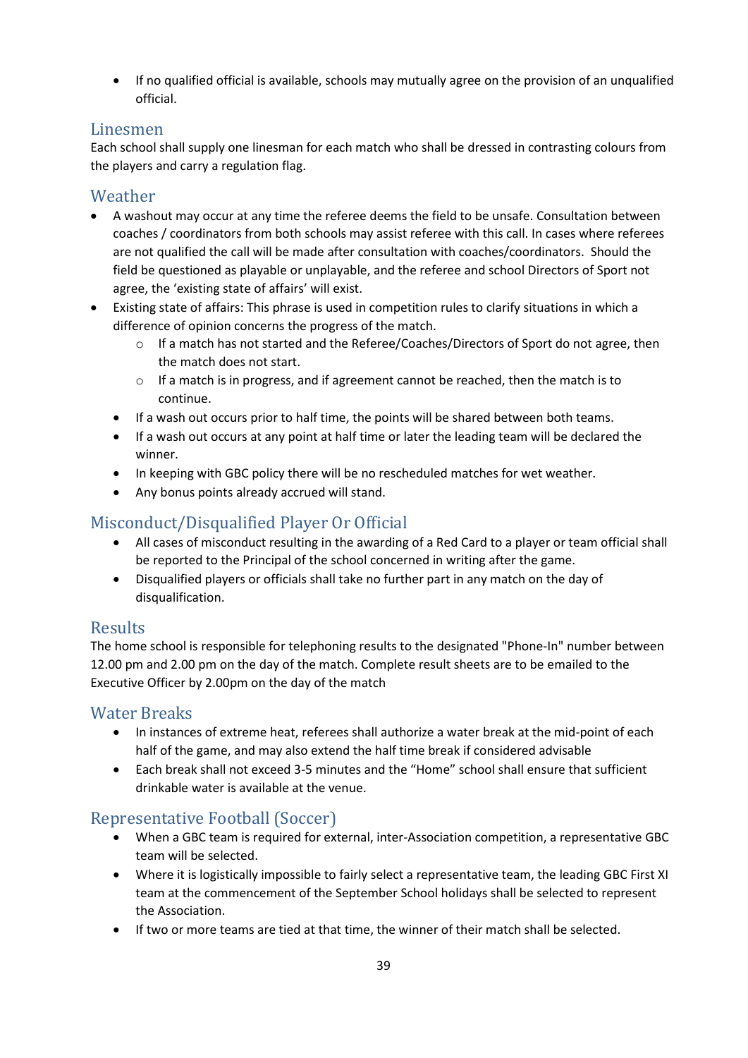- If no qualified official is available, schools may mutually agree on the provision of an unqualified official.

## Linesmen

Each school shall supply one linesman for each match who shall be dressed in contrasting colours from the players and carry a regulation flag.

## Weather

- A washout may occur at any time the referee deems the field to be unsafe. Consultation between coaches / coordinators from both schools may assist referee with this call. In cases where referees are not qualified the call will be made after consultation with coaches/coordinators. Should the field be questioned as playable or unplayable, and the referee and school Directors of Sport not agree, the 'existing state of affairs' will exist.
- Existing state of affairs: This phrase is used in competition rules to clarify situations in which a difference of opinion concerns the progress of the match.
  - If a match has not started and the Referee/Coaches/Directors of Sport do not agree, then the match does not start.
  - If a match is in progress, and if agreement cannot be reached, then the match is to continue.
  - If a wash out occurs prior to half time, the points will be shared between both teams.
  - If a wash out occurs at any point at half time or later the leading team will be declared the winner.
  - In keeping with GBC policy there will be no rescheduled matches for wet weather.
  - Any bonus points already accrued will stand.

## Misconduct/Disqualified Player Or Official

- All cases of misconduct resulting in the awarding of a Red Card to a player or team official shall be reported to the Principal of the school concerned in writing after the game.
- Disqualified players or officials shall take no further part in any match on the day of disqualification.

## Results

The home school is responsible for telephoning results to the designated "Phone-In" number between 12.00 pm and 2.00 pm on the day of the match. Complete result sheets are to be emailed to the Executive Officer by 2.00pm on the day of the match

## Water Breaks

- In instances of extreme heat, referees shall authorize a water break at the mid-point of each half of the game, and may also extend the half time break if considered advisable
- Each break shall not exceed 3-5 minutes and the "Home" school shall ensure that sufficient drinkable water is available at the venue.

## Representative Football (Soccer)

- When a GBC team is required for external, inter-Association competition, a representative GBC team will be selected.
- Where it is logistically impossible to fairly select a representative team, the leading GBC First XI team at the commencement of the September School holidays shall be selected to represent the Association.
- If two or more teams are tied at that time, the winner of their match shall be selected.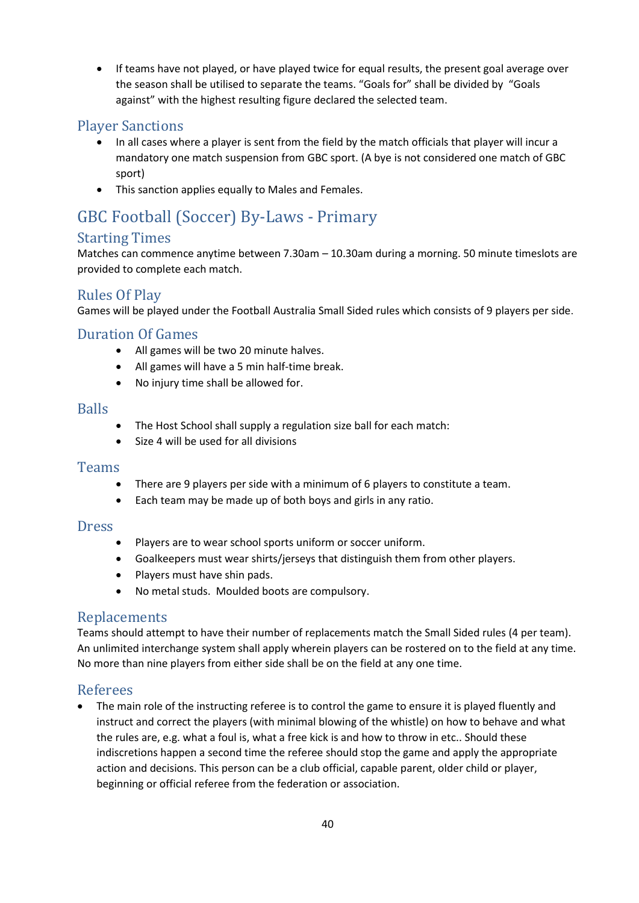- If teams have not played, or have played twice for equal results, the present goal average over the season shall be utilised to separate the teams. "Goals for" shall be divided by "Goals against" with the highest resulting figure declared the selected team.

## Player Sanctions

- In all cases where a player is sent from the field by the match officials that player will incur a mandatory one match suspension from GBC sport. (A bye is not considered one match of GBC sport)
- This sanction applies equally to Males and Females.

# GBC Football (Soccer) By-Laws - Primary

## Starting Times

Matches can commence anytime between 7.30am – 10.30am during a morning. 50 minute timeslots are provided to complete each match.

## Rules Of Play

Games will be played under the Football Australia Small Sided rules which consists of 9 players per side.

## Duration Of Games

- All games will be two 20 minute halves.
- All games will have a 5 min half-time break.
- No injury time shall be allowed for.

## Balls

- The Host School shall supply a regulation size ball for each match:
- Size 4 will be used for all divisions

## Teams

- There are 9 players per side with a minimum of 6 players to constitute a team.
- Each team may be made up of both boys and girls in any ratio.

## Dress

- Players are to wear school sports uniform or soccer uniform.
- Goalkeepers must wear shirts/jerseys that distinguish them from other players.
- Players must have shin pads.
- No metal studs. Moulded boots are compulsory.

## Replacements

Teams should attempt to have their number of replacements match the Small Sided rules (4 per team). An unlimited interchange system shall apply wherein players can be rostered on to the field at any time. No more than nine players from either side shall be on the field at any one time.

## Referees

- The main role of the instructing referee is to control the game to ensure it is played fluently and instruct and correct the players (with minimal blowing of the whistle) on how to behave and what the rules are, e.g. what a foul is, what a free kick is and how to throw in etc.. Should these indiscretions happen a second time the referee should stop the game and apply the appropriate action and decisions. This person can be a club official, capable parent, older child or player, beginning or official referee from the federation or association.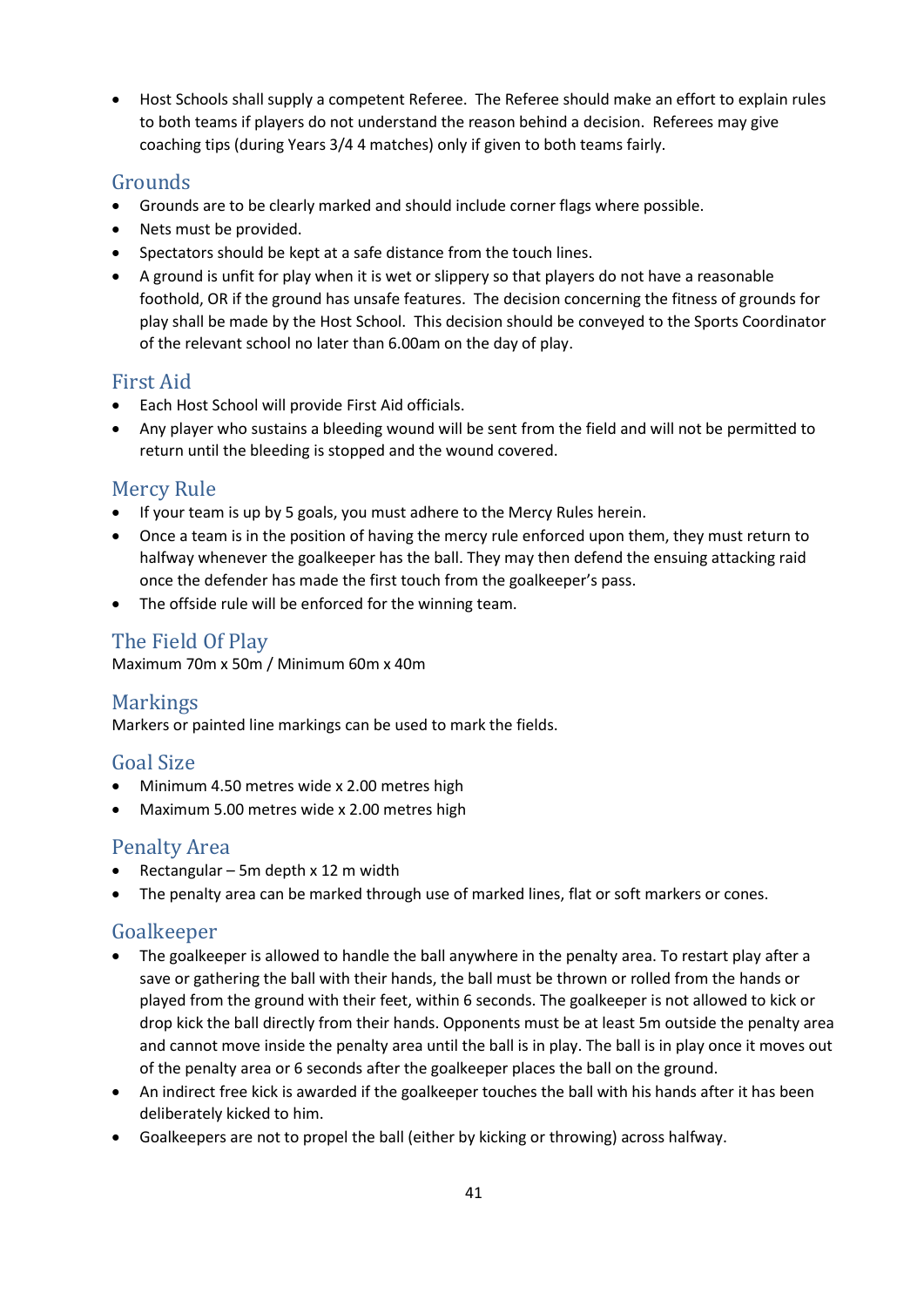- Host Schools shall supply a competent Referee. The Referee should make an effort to explain rules to both teams if players do not understand the reason behind a decision. Referees may give coaching tips (during Years 3/4 4 matches) only if given to both teams fairly.

## Grounds

- Grounds are to be clearly marked and should include corner flags where possible.
- Nets must be provided.
- Spectators should be kept at a safe distance from the touch lines.
- A ground is unfit for play when it is wet or slippery so that players do not have a reasonable foothold, OR if the ground has unsafe features. The decision concerning the fitness of grounds for play shall be made by the Host School. This decision should be conveyed to the Sports Coordinator of the relevant school no later than 6.00am on the day of play.

## First Aid

- Each Host School will provide First Aid officials.
- Any player who sustains a bleeding wound will be sent from the field and will not be permitted to return until the bleeding is stopped and the wound covered.

## Mercy Rule

- If your team is up by 5 goals, you must adhere to the Mercy Rules herein.
- Once a team is in the position of having the mercy rule enforced upon them, they must return to halfway whenever the goalkeeper has the ball. They may then defend the ensuing attacking raid once the defender has made the first touch from the goalkeeper's pass.
- The offside rule will be enforced for the winning team.

## The Field Of Play

Maximum 70m x 50m / Minimum 60m x 40m

## Markings

Markers or painted line markings can be used to mark the fields.

## Goal Size

- Minimum 4.50 metres wide x 2.00 metres high
- Maximum 5.00 metres wide x 2.00 metres high

## Penalty Area

- Rectangular – 5m depth x 12 m width
- The penalty area can be marked through use of marked lines, flat or soft markers or cones.

## Goalkeeper

- The goalkeeper is allowed to handle the ball anywhere in the penalty area. To restart play after a save or gathering the ball with their hands, the ball must be thrown or rolled from the hands or played from the ground with their feet, within 6 seconds. The goalkeeper is not allowed to kick or drop kick the ball directly from their hands. Opponents must be at least 5m outside the penalty area and cannot move inside the penalty area until the ball is in play. The ball is in play once it moves out of the penalty area or 6 seconds after the goalkeeper places the ball on the ground.
- An indirect free kick is awarded if the goalkeeper touches the ball with his hands after it has been deliberately kicked to him.
- Goalkeepers are not to propel the ball (either by kicking or throwing) across halfway.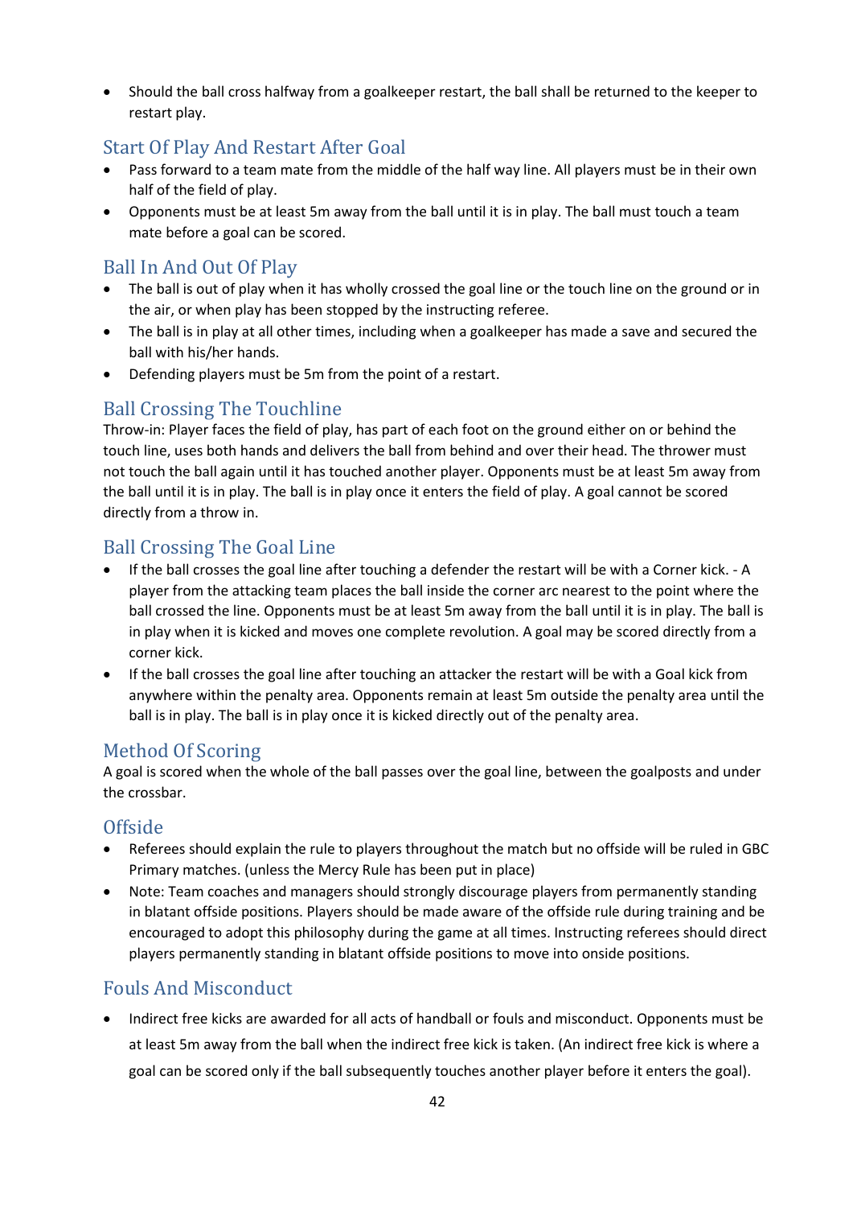- Should the ball cross halfway from a goalkeeper restart, the ball shall be returned to the keeper to restart play.

## Start Of Play And Restart After Goal

- Pass forward to a team mate from the middle of the half way line. All players must be in their own half of the field of play.
- Opponents must be at least 5m away from the ball until it is in play. The ball must touch a team mate before a goal can be scored.

## Ball In And Out Of Play

- The ball is out of play when it has wholly crossed the goal line or the touch line on the ground or in the air, or when play has been stopped by the instructing referee.
- The ball is in play at all other times, including when a goalkeeper has made a save and secured the ball with his/her hands.
- Defending players must be 5m from the point of a restart.

## Ball Crossing The Touchline

Throw-in: Player faces the field of play, has part of each foot on the ground either on or behind the touch line, uses both hands and delivers the ball from behind and over their head. The thrower must not touch the ball again until it has touched another player. Opponents must be at least 5m away from the ball until it is in play. The ball is in play once it enters the field of play. A goal cannot be scored directly from a throw in.

## Ball Crossing The Goal Line

- If the ball crosses the goal line after touching a defender the restart will be with a Corner kick. - A player from the attacking team places the ball inside the corner arc nearest to the point where the ball crossed the line. Opponents must be at least 5m away from the ball until it is in play. The ball is in play when it is kicked and moves one complete revolution. A goal may be scored directly from a corner kick.
- If the ball crosses the goal line after touching an attacker the restart will be with a Goal kick from anywhere within the penalty area. Opponents remain at least 5m outside the penalty area until the ball is in play. The ball is in play once it is kicked directly out of the penalty area.

## Method Of Scoring

A goal is scored when the whole of the ball passes over the goal line, between the goalposts and under the crossbar.

## Offside

- Referees should explain the rule to players throughout the match but no offside will be ruled in GBC Primary matches. (unless the Mercy Rule has been put in place)
- Note: Team coaches and managers should strongly discourage players from permanently standing in blatant offside positions. Players should be made aware of the offside rule during training and be encouraged to adopt this philosophy during the game at all times. Instructing referees should direct players permanently standing in blatant offside positions to move into onside positions.

## Fouls And Misconduct

- Indirect free kicks are awarded for all acts of handball or fouls and misconduct. Opponents must be at least 5m away from the ball when the indirect free kick is taken. (An indirect free kick is where a goal can be scored only if the ball subsequently touches another player before it enters the goal).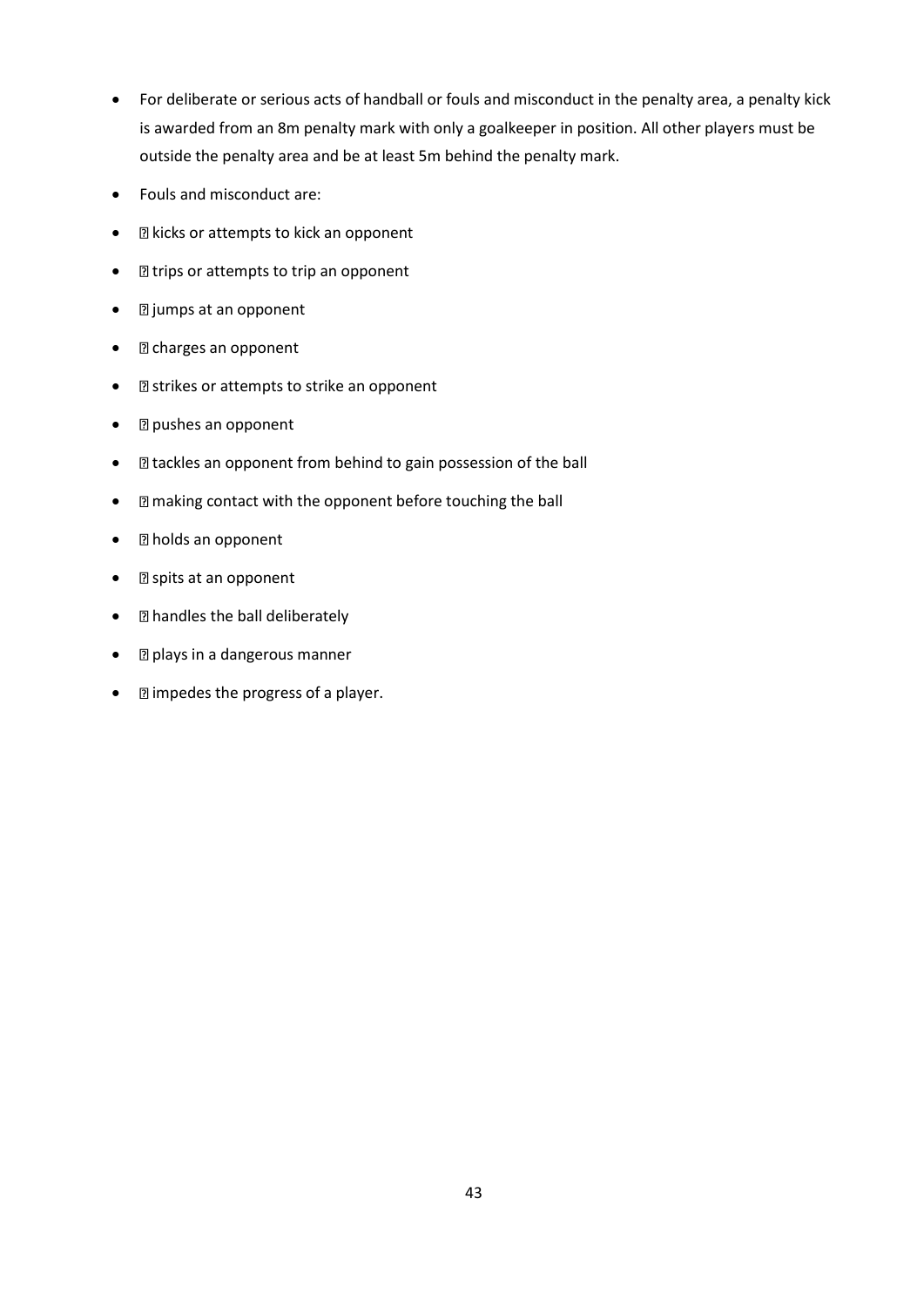- For deliberate or serious acts of handball or fouls and misconduct in the penalty area, a penalty kick is awarded from an 8m penalty mark with only a goalkeeper in position. All other players must be outside the penalty area and be at least 5m behind the penalty mark.
- Fouls and misconduct are:
- kicks or attempts to kick an opponent
- trips or attempts to trip an opponent
- jumps at an opponent
- charges an opponent
- strikes or attempts to strike an opponent
- pushes an opponent
- tackles an opponent from behind to gain possession of the ball
- making contact with the opponent before touching the ball
- holds an opponent
- spits at an opponent
- handles the ball deliberately
- plays in a dangerous manner
- impedes the progress of a player.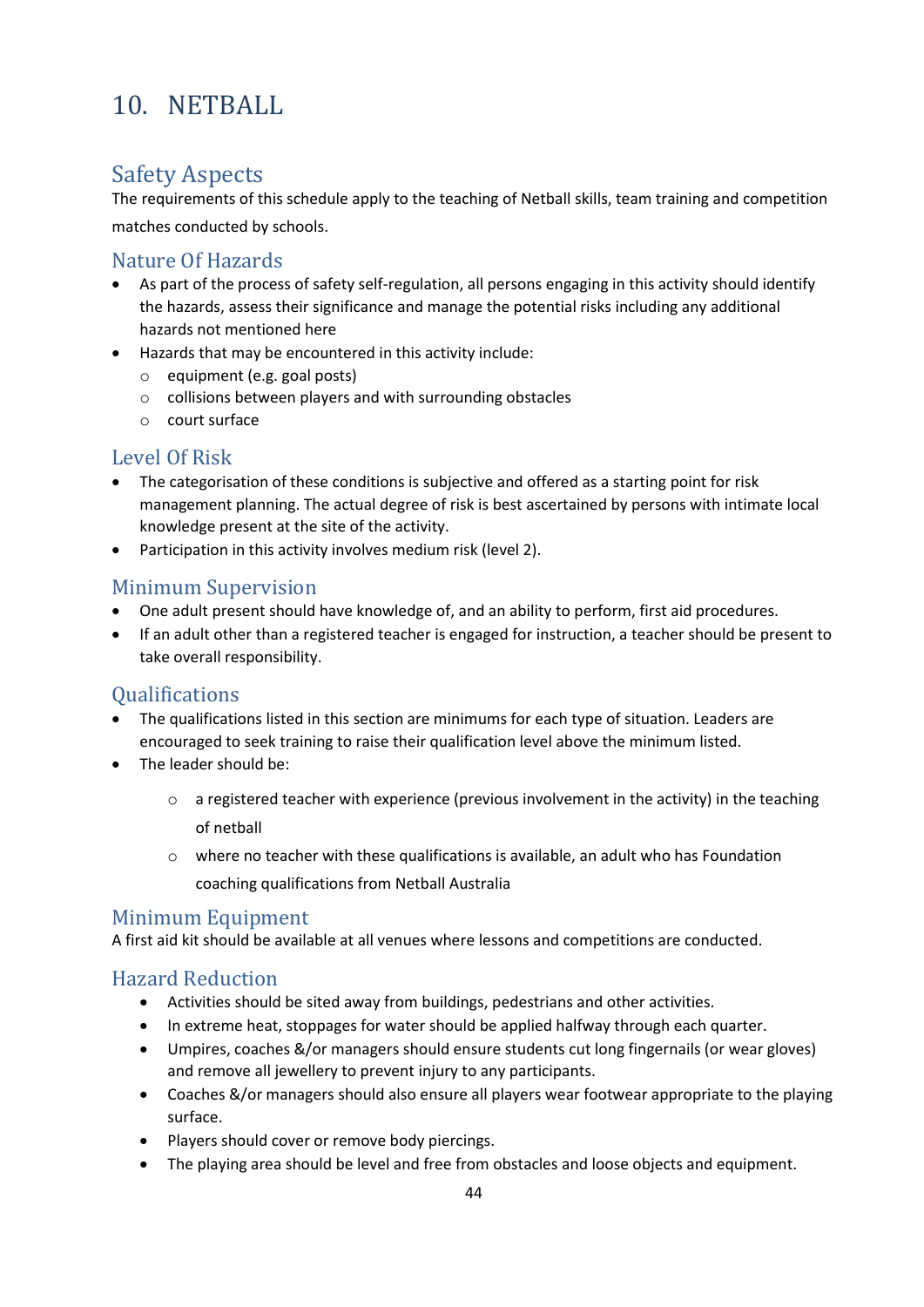# 10. NETBALL

## Safety Aspects

The requirements of this schedule apply to the teaching of Netball skills, team training and competition matches conducted by schools.

### Nature Of Hazards

- As part of the process of safety self-regulation, all persons engaging in this activity should identify the hazards, assess their significance and manage the potential risks including any additional hazards not mentioned here
- Hazards that may be encountered in this activity include:
  - equipment (e.g. goal posts)
  - collisions between players and with surrounding obstacles
  - court surface

### Level Of Risk

- The categorisation of these conditions is subjective and offered as a starting point for risk management planning. The actual degree of risk is best ascertained by persons with intimate local knowledge present at the site of the activity.
- Participation in this activity involves medium risk (level 2).

### Minimum Supervision

- One adult present should have knowledge of, and an ability to perform, first aid procedures.
- If an adult other than a registered teacher is engaged for instruction, a teacher should be present to take overall responsibility.

### Qualifications

- The qualifications listed in this section are minimums for each type of situation. Leaders are encouraged to seek training to raise their qualification level above the minimum listed.
- The leader should be:
  - a registered teacher with experience (previous involvement in the activity) in the teaching of netball
  - where no teacher with these qualifications is available, an adult who has Foundation coaching qualifications from Netball Australia

### Minimum Equipment

A first aid kit should be available at all venues where lessons and competitions are conducted.

### Hazard Reduction

- Activities should be sited away from buildings, pedestrians and other activities.
- In extreme heat, stoppages for water should be applied halfway through each quarter.
- Umpires, coaches &/or managers should ensure students cut long fingernails (or wear gloves) and remove all jewellery to prevent injury to any participants.
- Coaches &/or managers should also ensure all players wear footwear appropriate to the playing surface.
- Players should cover or remove body piercings.
- The playing area should be level and free from obstacles and loose objects and equipment.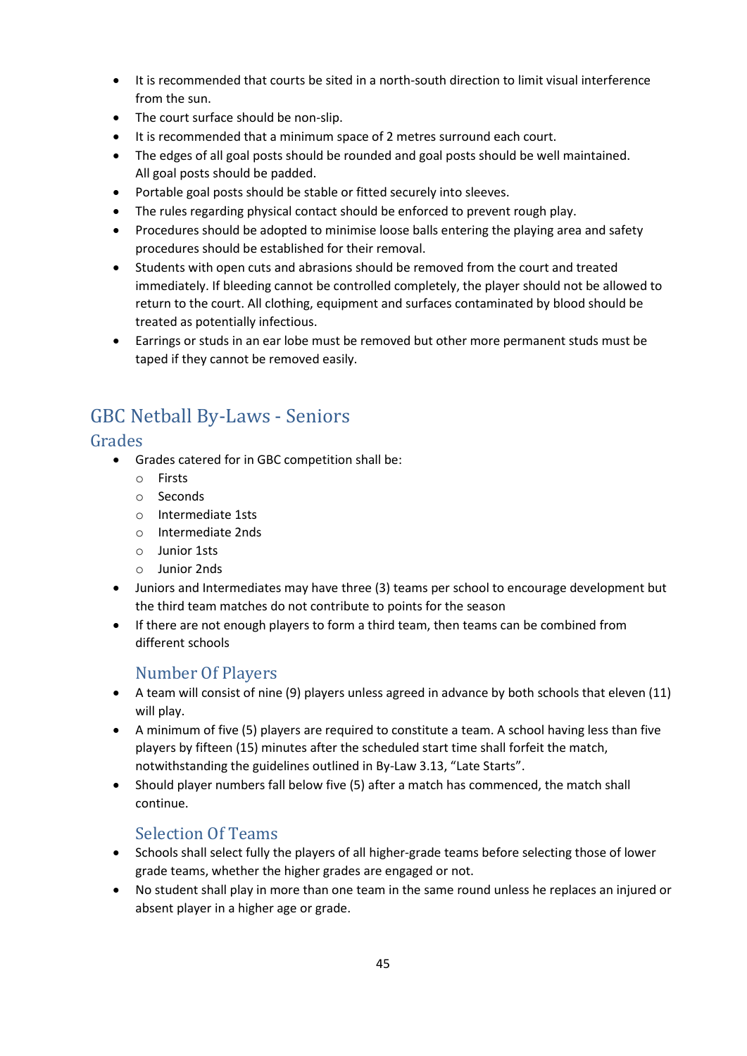- It is recommended that courts be sited in a north-south direction to limit visual interference from the sun.
- The court surface should be non-slip.
- It is recommended that a minimum space of 2 metres surround each court.
- The edges of all goal posts should be rounded and goal posts should be well maintained. All goal posts should be padded.
- Portable goal posts should be stable or fitted securely into sleeves.
- The rules regarding physical contact should be enforced to prevent rough play.
- Procedures should be adopted to minimise loose balls entering the playing area and safety procedures should be established for their removal.
- Students with open cuts and abrasions should be removed from the court and treated immediately. If bleeding cannot be controlled completely, the player should not be allowed to return to the court. All clothing, equipment and surfaces contaminated by blood should be treated as potentially infectious.
- Earrings or studs in an ear lobe must be removed but other more permanent studs must be taped if they cannot be removed easily.

# GBC Netball By-Laws - Seniors

## Grades

- Grades catered for in GBC competition shall be:
  - Firsts
  - Seconds
  - Intermediate 1sts
  - Intermediate 2nds
  - Junior 1sts
  - Junior 2nds
- Juniors and Intermediates may have three (3) teams per school to encourage development but the third team matches do not contribute to points for the season
- If there are not enough players to form a third team, then teams can be combined from different schools

### Number Of Players

- A team will consist of nine (9) players unless agreed in advance by both schools that eleven (11) will play.
- A minimum of five (5) players are required to constitute a team. A school having less than five players by fifteen (15) minutes after the scheduled start time shall forfeit the match, notwithstanding the guidelines outlined in By-Law 3.13, “Late Starts”.
- Should player numbers fall below five (5) after a match has commenced, the match shall continue.

### Selection Of Teams

- Schools shall select fully the players of all higher-grade teams before selecting those of lower grade teams, whether the higher grades are engaged or not.
- No student shall play in more than one team in the same round unless he replaces an injured or absent player in a higher age or grade.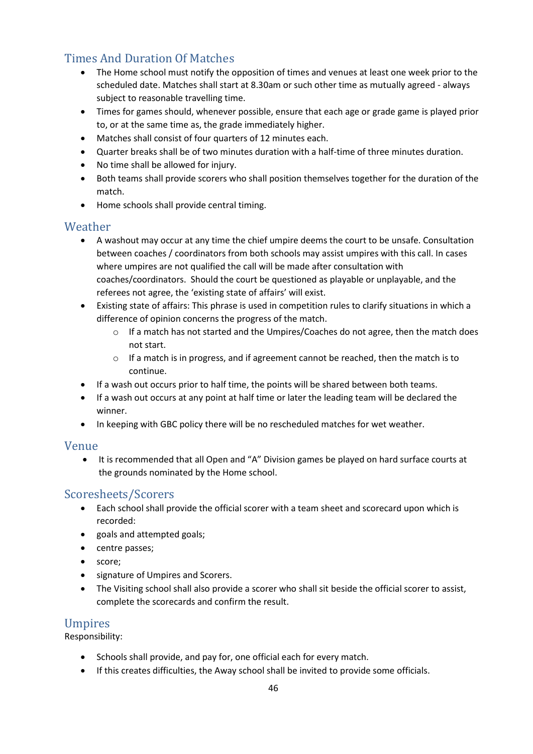## Times And Duration Of Matches

- The Home school must notify the opposition of times and venues at least one week prior to the scheduled date. Matches shall start at 8.30am or such other time as mutually agreed - always subject to reasonable travelling time.
- Times for games should, whenever possible, ensure that each age or grade game is played prior to, or at the same time as, the grade immediately higher.
- Matches shall consist of four quarters of 12 minutes each.
- Quarter breaks shall be of two minutes duration with a half-time of three minutes duration.
- No time shall be allowed for injury.
- Both teams shall provide scorers who shall position themselves together for the duration of the match.
- Home schools shall provide central timing.

## Weather

- A washout may occur at any time the chief umpire deems the court to be unsafe. Consultation between coaches / coordinators from both schools may assist umpires with this call. In cases where umpires are not qualified the call will be made after consultation with coaches/coordinators. Should the court be questioned as playable or unplayable, and the referees not agree, the 'existing state of affairs' will exist.
- Existing state of affairs: This phrase is used in competition rules to clarify situations in which a difference of opinion concerns the progress of the match.
  - If a match has not started and the Umpires/Coaches do not agree, then the match does not start.
  - If a match is in progress, and if agreement cannot be reached, then the match is to continue.
- If a wash out occurs prior to half time, the points will be shared between both teams.
- If a wash out occurs at any point at half time or later the leading team will be declared the winner.
- In keeping with GBC policy there will be no rescheduled matches for wet weather.

## Venue

- It is recommended that all Open and "A" Division games be played on hard surface courts at the grounds nominated by the Home school.

## Scoresheets/Scorers

- Each school shall provide the official scorer with a team sheet and scorecard upon which is recorded:
- goals and attempted goals;
- centre passes;
- score;
- signature of Umpires and Scorers.
- The Visiting school shall also provide a scorer who shall sit beside the official scorer to assist, complete the scorecards and confirm the result.

## Umpires

Responsibility:

- Schools shall provide, and pay for, one official each for every match.
- If this creates difficulties, the Away school shall be invited to provide some officials.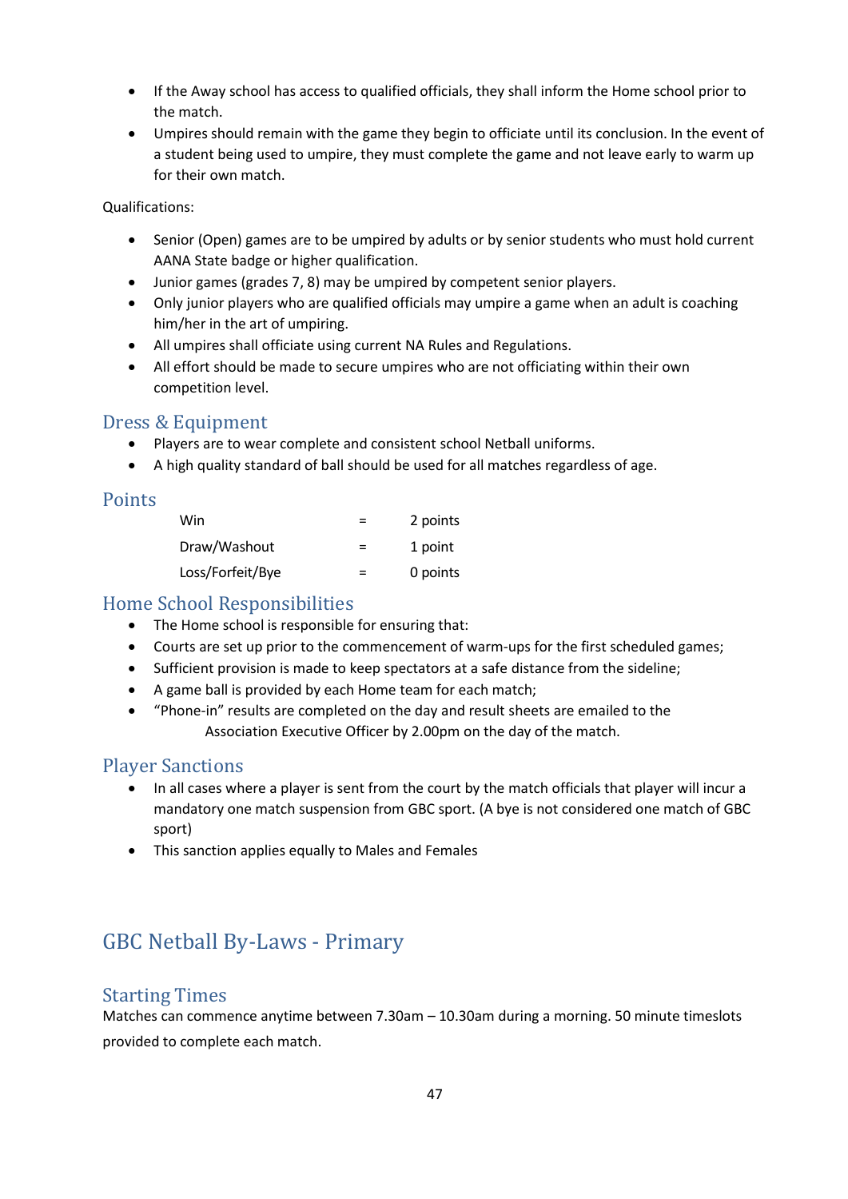- If the Away school has access to qualified officials, they shall inform the Home school prior to the match.
- Umpires should remain with the game they begin to officiate until its conclusion. In the event of a student being used to umpire, they must complete the game and not leave early to warm up for their own match.

Qualifications:

- Senior (Open) games are to be umpired by adults or by senior students who must hold current AANA State badge or higher qualification.
- Junior games (grades 7, 8) may be umpired by competent senior players.
- Only junior players who are qualified officials may umpire a game when an adult is coaching him/her in the art of umpiring.
- All umpires shall officiate using current NA Rules and Regulations.
- All effort should be made to secure umpires who are not officiating within their own competition level.

## Dress & Equipment

- Players are to wear complete and consistent school Netball uniforms.
- A high quality standard of ball should be used for all matches regardless of age.

## Points

| | | |
|---|---|---|
| Win | = | 2 points |
| Draw/Washout | = | 1 point |
| Loss/Forfeit/Bye | = | 0 points |

## Home School Responsibilities

- The Home school is responsible for ensuring that:
- Courts are set up prior to the commencement of warm-ups for the first scheduled games;
- Sufficient provision is made to keep spectators at a safe distance from the sideline;
- A game ball is provided by each Home team for each match;
- "Phone-in" results are completed on the day and result sheets are emailed to the Association Executive Officer by 2.00pm on the day of the match.

## Player Sanctions

- In all cases where a player is sent from the court by the match officials that player will incur a mandatory one match suspension from GBC sport. (A bye is not considered one match of GBC sport)
- This sanction applies equally to Males and Females

# GBC Netball By-Laws - Primary

## Starting Times

Matches can commence anytime between 7.30am – 10.30am during a morning. 50 minute timeslots provided to complete each match.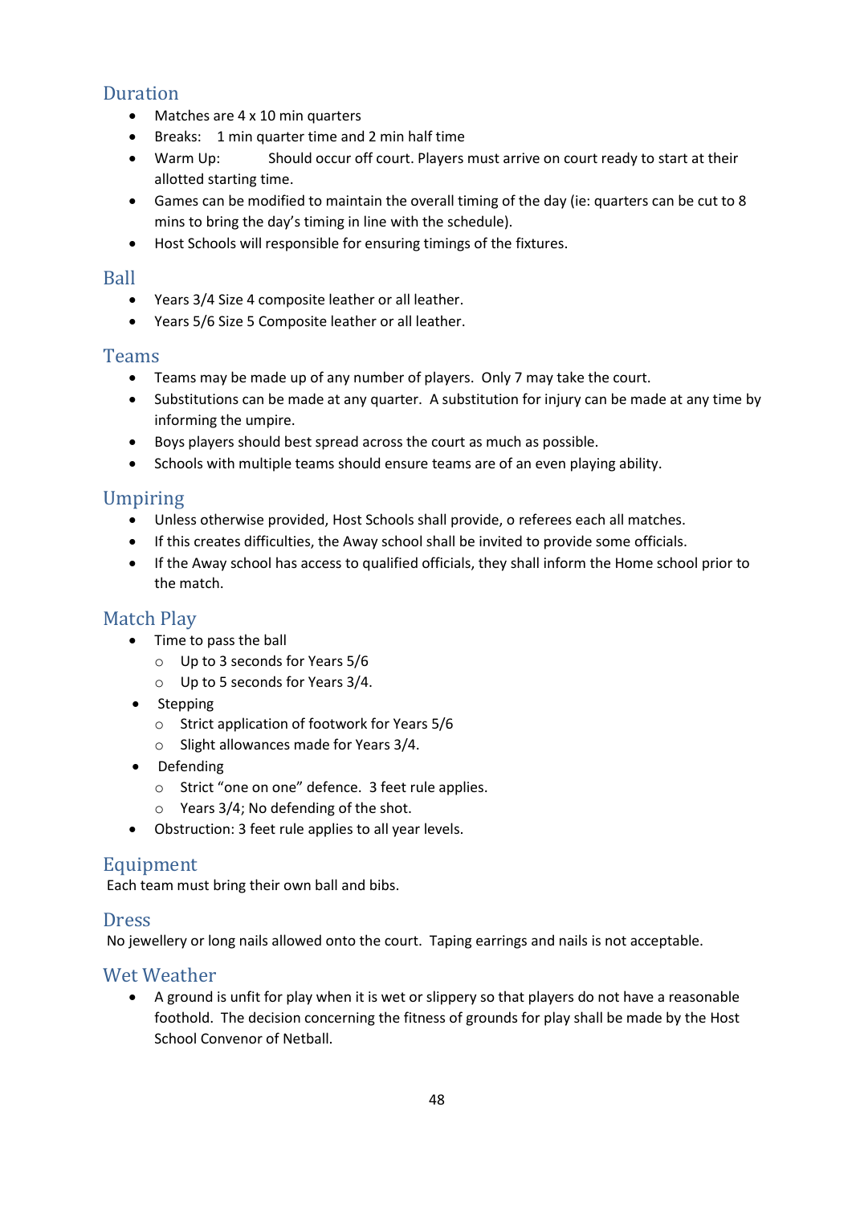## Duration

- Matches are 4 x 10 min quarters
- Breaks: 1 min quarter time and 2 min half time
- Warm Up: Should occur off court. Players must arrive on court ready to start at their allotted starting time.
- Games can be modified to maintain the overall timing of the day (ie: quarters can be cut to 8 mins to bring the day's timing in line with the schedule).
- Host Schools will responsible for ensuring timings of the fixtures.

## Ball

- Years 3/4 Size 4 composite leather or all leather.
- Years 5/6 Size 5 Composite leather or all leather.

## Teams

- Teams may be made up of any number of players. Only 7 may take the court.
- Substitutions can be made at any quarter. A substitution for injury can be made at any time by informing the umpire.
- Boys players should best spread across the court as much as possible.
- Schools with multiple teams should ensure teams are of an even playing ability.

## Umpiring

- Unless otherwise provided, Host Schools shall provide, o referees each all matches.
- If this creates difficulties, the Away school shall be invited to provide some officials.
- If the Away school has access to qualified officials, they shall inform the Home school prior to the match.

## Match Play

- Time to pass the ball
  - Up to 3 seconds for Years 5/6
  - Up to 5 seconds for Years 3/4.
- Stepping
  - Strict application of footwork for Years 5/6
  - Slight allowances made for Years 3/4.
- Defending
  - Strict "one on one" defence. 3 feet rule applies.
  - Years 3/4; No defending of the shot.
- Obstruction: 3 feet rule applies to all year levels.

## Equipment

Each team must bring their own ball and bibs.

## Dress

No jewellery or long nails allowed onto the court. Taping earrings and nails is not acceptable.

## Wet Weather

- A ground is unfit for play when it is wet or slippery so that players do not have a reasonable foothold. The decision concerning the fitness of grounds for play shall be made by the Host School Convenor of Netball.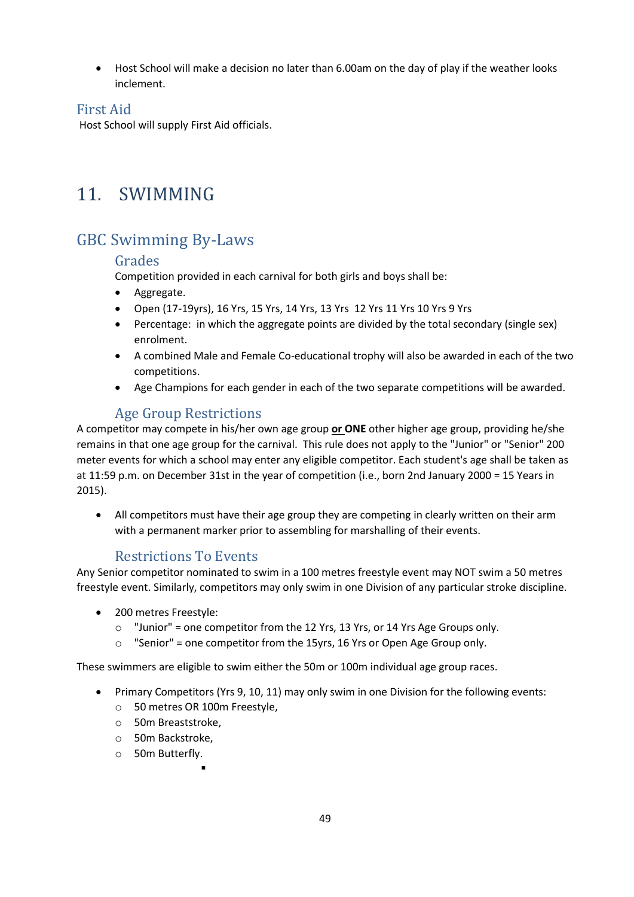- Host School will make a decision no later than 6.00am on the day of play if the weather looks inclement.

### First Aid

Host School will supply First Aid officials.

# 11. SWIMMING

## GBC Swimming By-Laws

### Grades

Competition provided in each carnival for both girls and boys shall be:

- Aggregate.
- Open (17-19yrs), 16 Yrs, 15 Yrs, 14 Yrs, 13 Yrs 12 Yrs 11 Yrs 10 Yrs 9 Yrs
- Percentage: in which the aggregate points are divided by the total secondary (single sex) enrolment.
- A combined Male and Female Co-educational trophy will also be awarded in each of the two competitions.
- Age Champions for each gender in each of the two separate competitions will be awarded.

### Age Group Restrictions

A competitor may compete in his/her own age group **or ONE** other higher age group, providing he/she remains in that one age group for the carnival. This rule does not apply to the "Junior" or "Senior" 200 meter events for which a school may enter any eligible competitor. Each student's age shall be taken as at 11:59 p.m. on December 31st in the year of competition (i.e., born 2nd January 2000 = 15 Years in 2015).

- All competitors must have their age group they are competing in clearly written on their arm with a permanent marker prior to assembling for marshalling of their events.

### Restrictions To Events

Any Senior competitor nominated to swim in a 100 metres freestyle event may NOT swim a 50 metres freestyle event. Similarly, competitors may only swim in one Division of any particular stroke discipline.

- 200 metres Freestyle:
  - "Junior" = one competitor from the 12 Yrs, 13 Yrs, or 14 Yrs Age Groups only.
  - "Senior" = one competitor from the 15yrs, 16 Yrs or Open Age Group only.

These swimmers are eligible to swim either the 50m or 100m individual age group races.

- Primary Competitors (Yrs 9, 10, 11) may only swim in one Division for the following events:
  - 50 metres OR 100m Freestyle,
  - 50m Breaststroke,
  - 50m Backstroke,
  - 50m Butterfly.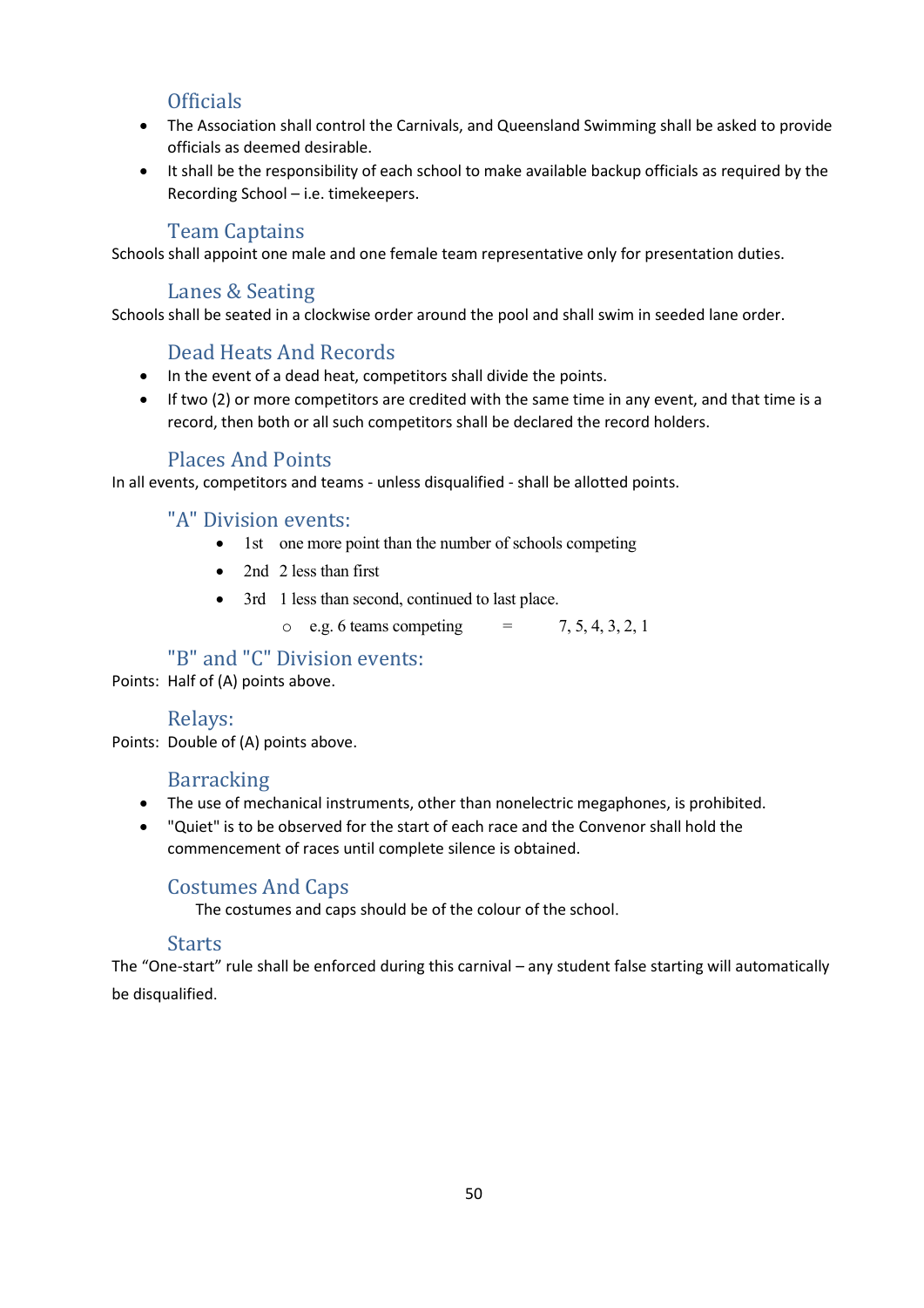## Officials

- The Association shall control the Carnivals, and Queensland Swimming shall be asked to provide officials as deemed desirable.
- It shall be the responsibility of each school to make available backup officials as required by the Recording School – i.e. timekeepers.

## Team Captains

Schools shall appoint one male and one female team representative only for presentation duties.

## Lanes & Seating

Schools shall be seated in a clockwise order around the pool and shall swim in seeded lane order.

## Dead Heats And Records

- In the event of a dead heat, competitors shall divide the points.
- If two (2) or more competitors are credited with the same time in any event, and that time is a record, then both or all such competitors shall be declared the record holders.

## Places And Points

In all events, competitors and teams - unless disqualified - shall be allotted points.

### "A" Division events:

- 1st one more point than the number of schools competing
- 2nd 2 less than first
- 3rd 1 less than second, continued to last place.
    - e.g. 6 teams competing = 7, 5, 4, 3, 2, 1

### "B" and "C" Division events:

Points: Half of (A) points above.

### Relays:

Points: Double of (A) points above.

## Barracking

- The use of mechanical instruments, other than nonelectric megaphones, is prohibited.
- "Quiet" is to be observed for the start of each race and the Convenor shall hold the commencement of races until complete silence is obtained.

## Costumes And Caps

The costumes and caps should be of the colour of the school.

## Starts

The "One-start" rule shall be enforced during this carnival – any student false starting will automatically be disqualified.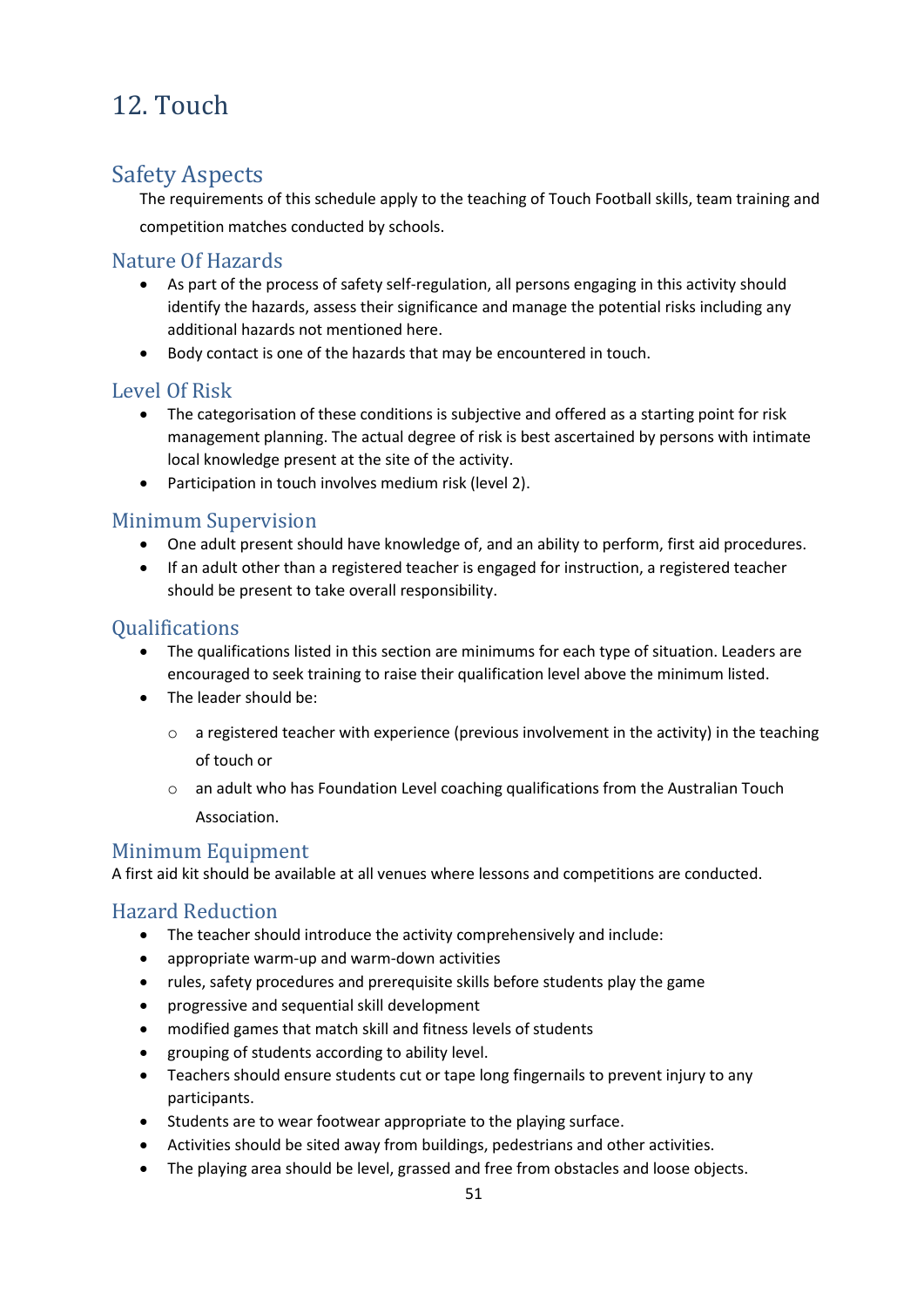# 12. Touch

## Safety Aspects

The requirements of this schedule apply to the teaching of Touch Football skills, team training and competition matches conducted by schools.

### Nature Of Hazards

- As part of the process of safety self-regulation, all persons engaging in this activity should identify the hazards, assess their significance and manage the potential risks including any additional hazards not mentioned here.
- Body contact is one of the hazards that may be encountered in touch.

### Level Of Risk

- The categorisation of these conditions is subjective and offered as a starting point for risk management planning. The actual degree of risk is best ascertained by persons with intimate local knowledge present at the site of the activity.
- Participation in touch involves medium risk (level 2).

### Minimum Supervision

- One adult present should have knowledge of, and an ability to perform, first aid procedures.
- If an adult other than a registered teacher is engaged for instruction, a registered teacher should be present to take overall responsibility.

### Qualifications

- The qualifications listed in this section are minimums for each type of situation. Leaders are encouraged to seek training to raise their qualification level above the minimum listed.
- The leader should be:
  - a registered teacher with experience (previous involvement in the activity) in the teaching of touch or
  - an adult who has Foundation Level coaching qualifications from the Australian Touch Association.

### Minimum Equipment

A first aid kit should be available at all venues where lessons and competitions are conducted.

### Hazard Reduction

- The teacher should introduce the activity comprehensively and include:
- appropriate warm-up and warm-down activities
- rules, safety procedures and prerequisite skills before students play the game
- progressive and sequential skill development
- modified games that match skill and fitness levels of students
- grouping of students according to ability level.
- Teachers should ensure students cut or tape long fingernails to prevent injury to any participants.
- Students are to wear footwear appropriate to the playing surface.
- Activities should be sited away from buildings, pedestrians and other activities.
- The playing area should be level, grassed and free from obstacles and loose objects.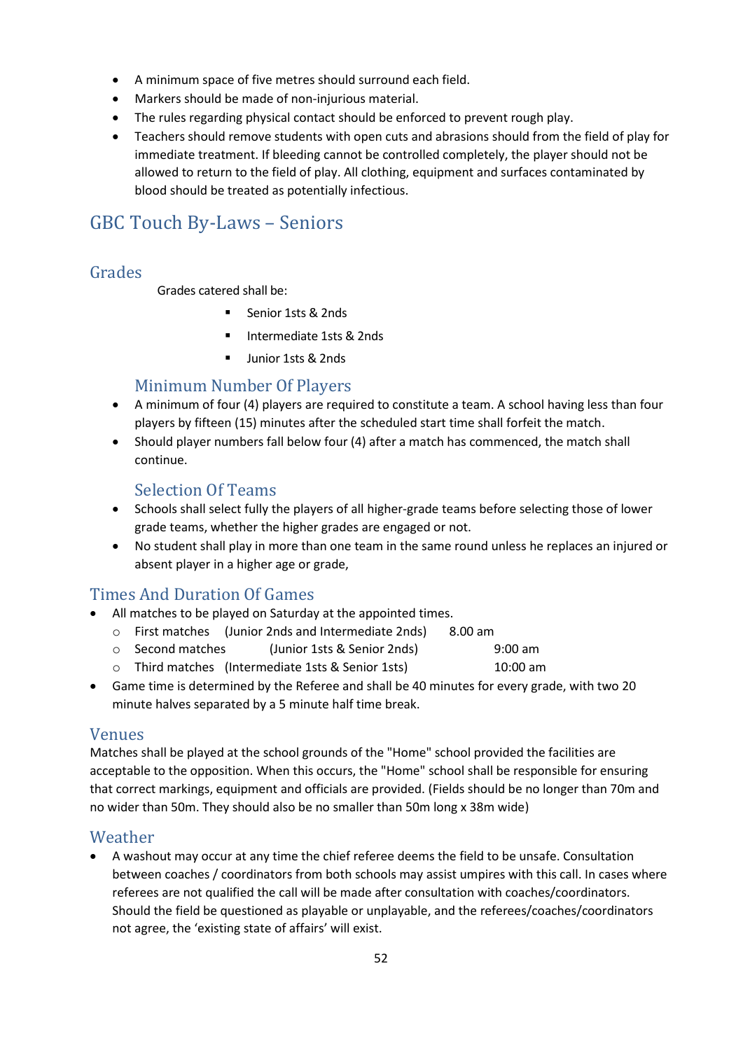- A minimum space of five metres should surround each field.
- Markers should be made of non-injurious material.
- The rules regarding physical contact should be enforced to prevent rough play.
- Teachers should remove students with open cuts and abrasions should from the field of play for immediate treatment. If bleeding cannot be controlled completely, the player should not be allowed to return to the field of play. All clothing, equipment and surfaces contaminated by blood should be treated as potentially infectious.

# GBC Touch By-Laws – Seniors

## Grades

Grades catered shall be:

- Senior 1sts & 2nds
- Intermediate 1sts & 2nds
- Junior 1sts & 2nds

### Minimum Number Of Players

- A minimum of four (4) players are required to constitute a team. A school having less than four players by fifteen (15) minutes after the scheduled start time shall forfeit the match.
- Should player numbers fall below four (4) after a match has commenced, the match shall continue.

### Selection Of Teams

- Schools shall select fully the players of all higher-grade teams before selecting those of lower grade teams, whether the higher grades are engaged or not.
- No student shall play in more than one team in the same round unless he replaces an injured or absent player in a higher age or grade,

## Times And Duration Of Games

- All matches to be played on Saturday at the appointed times.
  - First matches (Junior 2nds and Intermediate 2nds) 8.00 am
  - Second matches (Junior 1sts & Senior 2nds) 9:00 am
  - Third matches (Intermediate 1sts & Senior 1sts) 10:00 am
- Game time is determined by the Referee and shall be 40 minutes for every grade, with two 20 minute halves separated by a 5 minute half time break.

## Venues

Matches shall be played at the school grounds of the "Home" school provided the facilities are acceptable to the opposition. When this occurs, the "Home" school shall be responsible for ensuring that correct markings, equipment and officials are provided. (Fields should be no longer than 70m and no wider than 50m. They should also be no smaller than 50m long x 38m wide)

## Weather

- A washout may occur at any time the chief referee deems the field to be unsafe. Consultation between coaches / coordinators from both schools may assist umpires with this call. In cases where referees are not qualified the call will be made after consultation with coaches/coordinators. Should the field be questioned as playable or unplayable, and the referees/coaches/coordinators not agree, the 'existing state of affairs' will exist.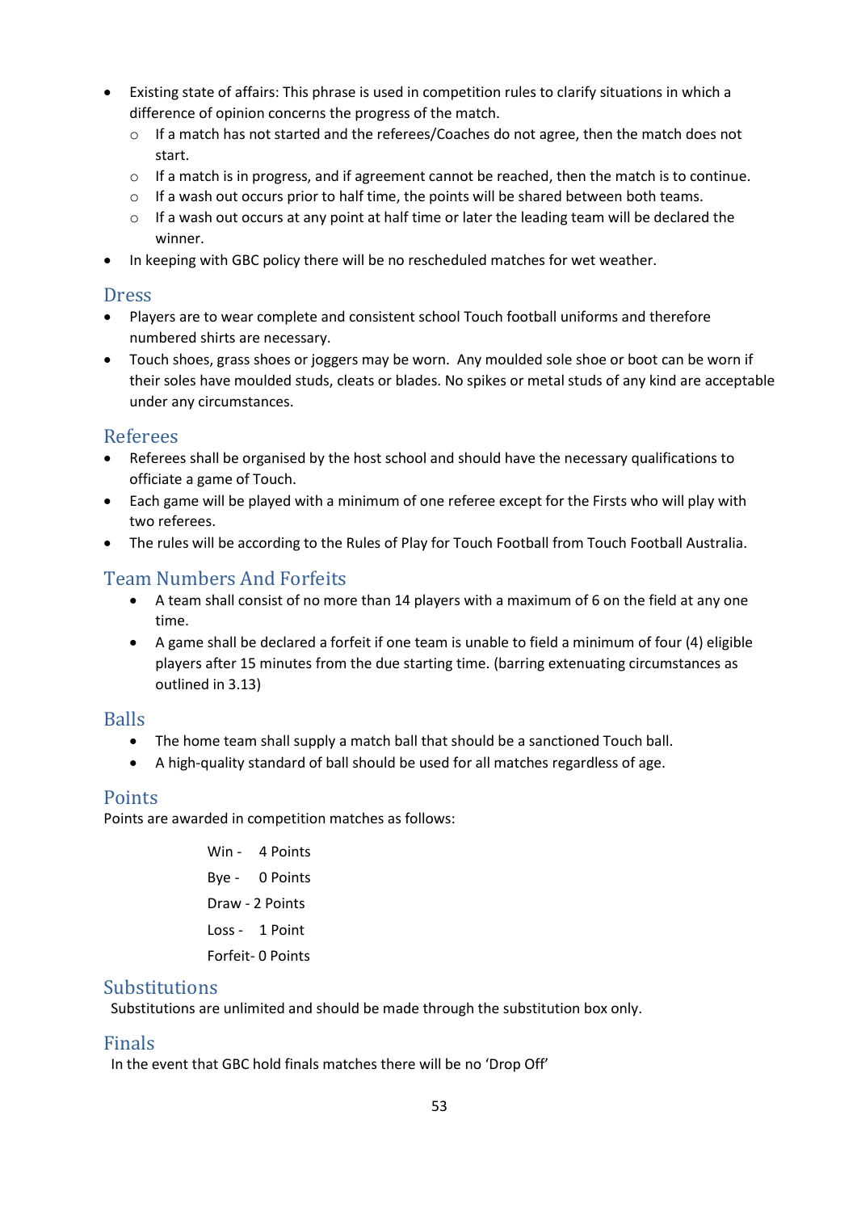- Existing state of affairs: This phrase is used in competition rules to clarify situations in which a difference of opinion concerns the progress of the match.
  - If a match has not started and the referees/Coaches do not agree, then the match does not start.
  - If a match is in progress, and if agreement cannot be reached, then the match is to continue.
  - If a wash out occurs prior to half time, the points will be shared between both teams.
  - If a wash out occurs at any point at half time or later the leading team will be declared the winner.
- In keeping with GBC policy there will be no rescheduled matches for wet weather.

## Dress

- Players are to wear complete and consistent school Touch football uniforms and therefore numbered shirts are necessary.
- Touch shoes, grass shoes or joggers may be worn. Any moulded sole shoe or boot can be worn if their soles have moulded studs, cleats or blades. No spikes or metal studs of any kind are acceptable under any circumstances.

## Referees

- Referees shall be organised by the host school and should have the necessary qualifications to officiate a game of Touch.
- Each game will be played with a minimum of one referee except for the Firsts who will play with two referees.
- The rules will be according to the Rules of Play for Touch Football from Touch Football Australia.

## Team Numbers And Forfeits

- A team shall consist of no more than 14 players with a maximum of 6 on the field at any one time.
- A game shall be declared a forfeit if one team is unable to field a minimum of four (4) eligible players after 15 minutes from the due starting time. (barring extenuating circumstances as outlined in 3.13)

## Balls

- The home team shall supply a match ball that should be a sanctioned Touch ball.
- A high-quality standard of ball should be used for all matches regardless of age.

## Points

Points are awarded in competition matches as follows:

Win - 4 Points

Bye - 0 Points

Draw - 2 Points

Loss - 1 Point

Forfeit- 0 Points

## Substitutions

Substitutions are unlimited and should be made through the substitution box only.

## Finals

In the event that GBC hold finals matches there will be no 'Drop Off'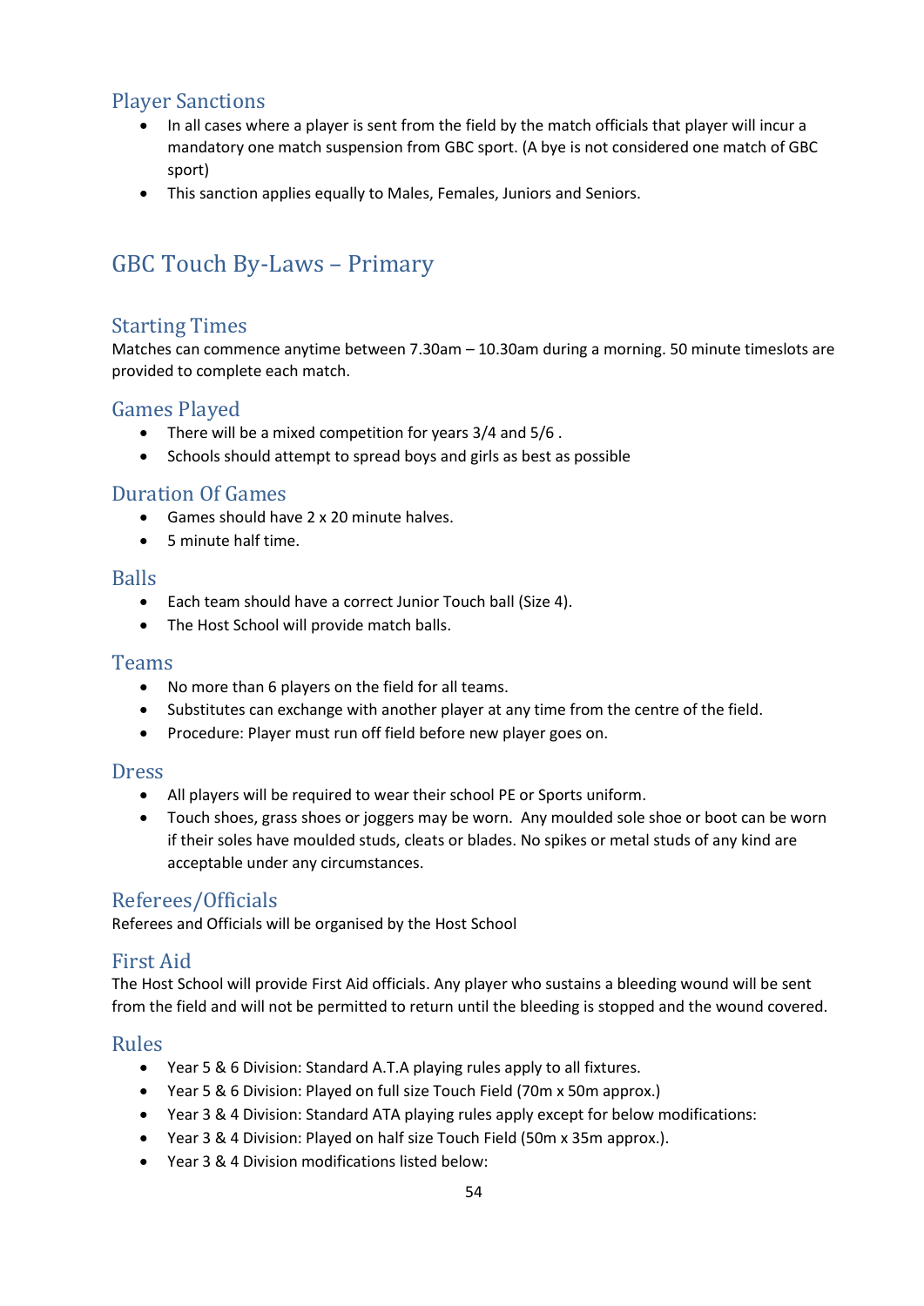## Player Sanctions

- In all cases where a player is sent from the field by the match officials that player will incur a mandatory one match suspension from GBC sport. (A bye is not considered one match of GBC sport)
- This sanction applies equally to Males, Females, Juniors and Seniors.

# GBC Touch By-Laws – Primary

## Starting Times

Matches can commence anytime between 7.30am – 10.30am during a morning. 50 minute timeslots are provided to complete each match.

## Games Played

- There will be a mixed competition for years 3/4 and 5/6 .
- Schools should attempt to spread boys and girls as best as possible

## Duration Of Games

- Games should have 2 x 20 minute halves.
- 5 minute half time.

## Balls

- Each team should have a correct Junior Touch ball (Size 4).
- The Host School will provide match balls.

## Teams

- No more than 6 players on the field for all teams.
- Substitutes can exchange with another player at any time from the centre of the field.
- Procedure: Player must run off field before new player goes on.

## Dress

- All players will be required to wear their school PE or Sports uniform.
- Touch shoes, grass shoes or joggers may be worn. Any moulded sole shoe or boot can be worn if their soles have moulded studs, cleats or blades. No spikes or metal studs of any kind are acceptable under any circumstances.

## Referees/Officials

Referees and Officials will be organised by the Host School

## First Aid

The Host School will provide First Aid officials. Any player who sustains a bleeding wound will be sent from the field and will not be permitted to return until the bleeding is stopped and the wound covered.

## Rules

- Year 5 & 6 Division: Standard A.T.A playing rules apply to all fixtures.
- Year 5 & 6 Division: Played on full size Touch Field (70m x 50m approx.)
- Year 3 & 4 Division: Standard ATA playing rules apply except for below modifications:
- Year 3 & 4 Division: Played on half size Touch Field (50m x 35m approx.).
- Year 3 & 4 Division modifications listed below: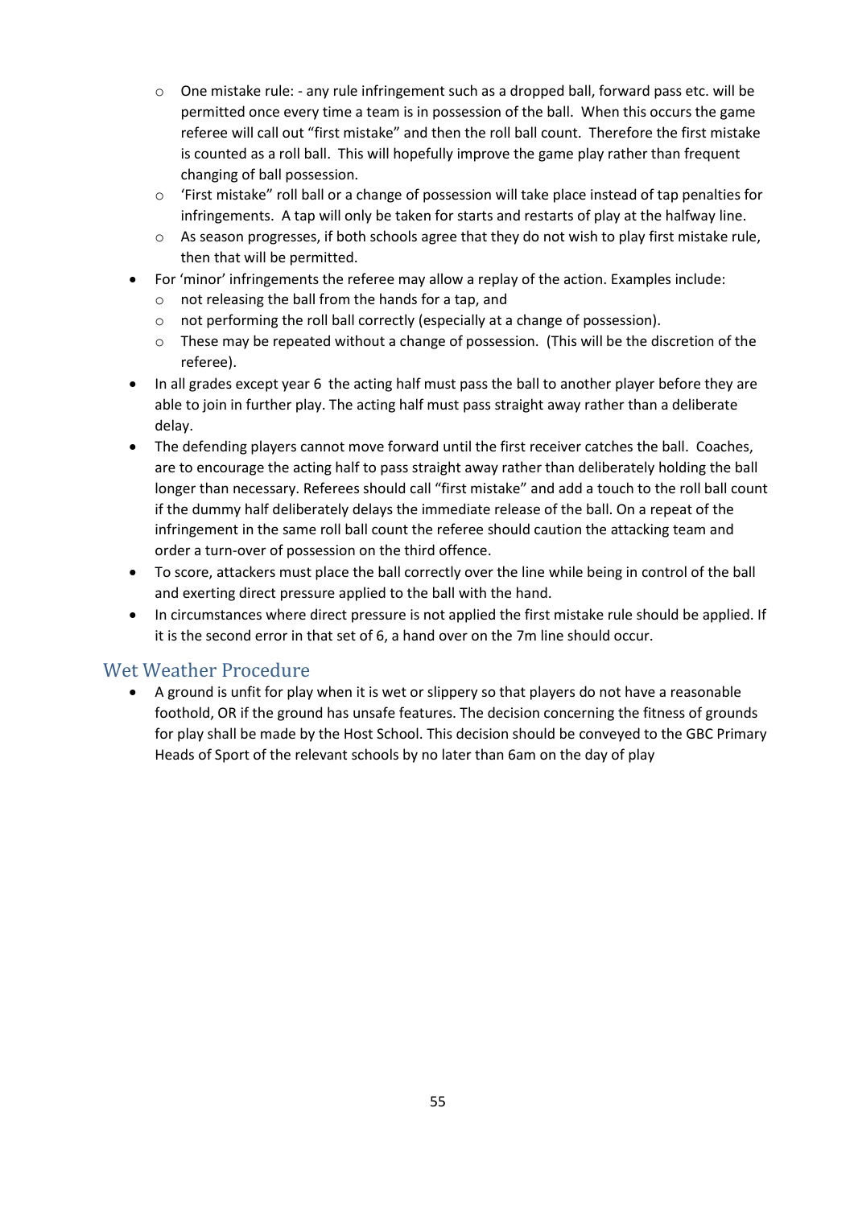- One mistake rule: - any rule infringement such as a dropped ball, forward pass etc. will be permitted once every time a team is in possession of the ball. When this occurs the game referee will call out "first mistake" and then the roll ball count. Therefore the first mistake is counted as a roll ball. This will hopefully improve the game play rather than frequent changing of ball possession.
  - 'First mistake" roll ball or a change of possession will take place instead of tap penalties for infringements. A tap will only be taken for starts and restarts of play at the halfway line.
  - As season progresses, if both schools agree that they do not wish to play first mistake rule, then that will be permitted.
- For 'minor' infringements the referee may allow a replay of the action. Examples include:
  - not releasing the ball from the hands for a tap, and
  - not performing the roll ball correctly (especially at a change of possession).
  - These may be repeated without a change of possession. (This will be the discretion of the referee).
- In all grades except year 6 the acting half must pass the ball to another player before they are able to join in further play. The acting half must pass straight away rather than a deliberate delay.
- The defending players cannot move forward until the first receiver catches the ball. Coaches, are to encourage the acting half to pass straight away rather than deliberately holding the ball longer than necessary. Referees should call "first mistake" and add a touch to the roll ball count if the dummy half deliberately delays the immediate release of the ball. On a repeat of the infringement in the same roll ball count the referee should caution the attacking team and order a turn-over of possession on the third offence.
- To score, attackers must place the ball correctly over the line while being in control of the ball and exerting direct pressure applied to the ball with the hand.
- In circumstances where direct pressure is not applied the first mistake rule should be applied. If it is the second error in that set of 6, a hand over on the 7m line should occur.

## Wet Weather Procedure

- A ground is unfit for play when it is wet or slippery so that players do not have a reasonable foothold, OR if the ground has unsafe features. The decision concerning the fitness of grounds for play shall be made by the Host School. This decision should be conveyed to the GBC Primary Heads of Sport of the relevant schools by no later than 6am on the day of play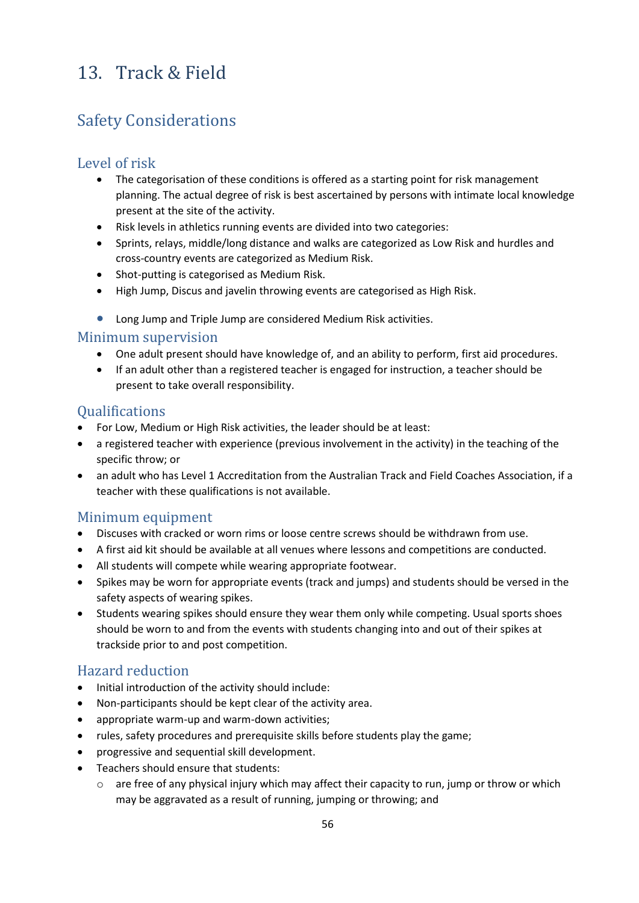# 13. Track & Field

## Safety Considerations

### Level of risk

- The categorisation of these conditions is offered as a starting point for risk management planning. The actual degree of risk is best ascertained by persons with intimate local knowledge present at the site of the activity.
- Risk levels in athletics running events are divided into two categories:
- Sprints, relays, middle/long distance and walks are categorized as Low Risk and hurdles and cross-country events are categorized as Medium Risk.
- Shot-putting is categorised as Medium Risk.
- High Jump, Discus and javelin throwing events are categorised as High Risk.
- Long Jump and Triple Jump are considered Medium Risk activities.

### Minimum supervision

- One adult present should have knowledge of, and an ability to perform, first aid procedures.
- If an adult other than a registered teacher is engaged for instruction, a teacher should be present to take overall responsibility.

### Qualifications

- For Low, Medium or High Risk activities, the leader should be at least:
- a registered teacher with experience (previous involvement in the activity) in the teaching of the specific throw; or
- an adult who has Level 1 Accreditation from the Australian Track and Field Coaches Association, if a teacher with these qualifications is not available.

### Minimum equipment

- Discuses with cracked or worn rims or loose centre screws should be withdrawn from use.
- A first aid kit should be available at all venues where lessons and competitions are conducted.
- All students will compete while wearing appropriate footwear.
- Spikes may be worn for appropriate events (track and jumps) and students should be versed in the safety aspects of wearing spikes.
- Students wearing spikes should ensure they wear them only while competing. Usual sports shoes should be worn to and from the events with students changing into and out of their spikes at trackside prior to and post competition.

### Hazard reduction

- Initial introduction of the activity should include:
- Non-participants should be kept clear of the activity area.
- appropriate warm-up and warm-down activities;
- rules, safety procedures and prerequisite skills before students play the game;
- progressive and sequential skill development.
- Teachers should ensure that students:
  - are free of any physical injury which may affect their capacity to run, jump or throw or which may be aggravated as a result of running, jumping or throwing; and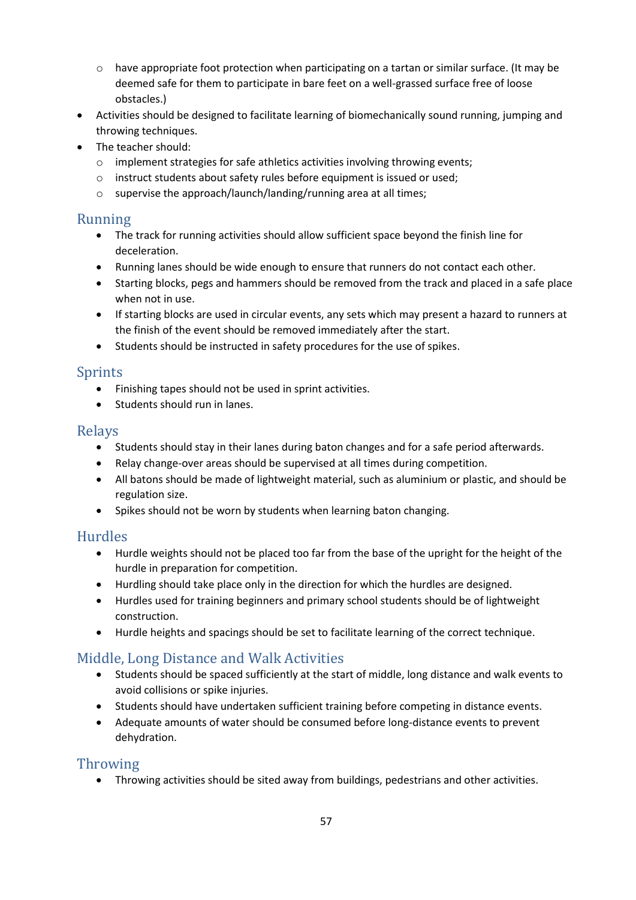- have appropriate foot protection when participating on a tartan or similar surface. (It may be deemed safe for them to participate in bare feet on a well-grassed surface free of loose obstacles.)
- Activities should be designed to facilitate learning of biomechanically sound running, jumping and throwing techniques.
- The teacher should:
  - implement strategies for safe athletics activities involving throwing events;
  - instruct students about safety rules before equipment is issued or used;
  - supervise the approach/launch/landing/running area at all times;

## Running

- The track for running activities should allow sufficient space beyond the finish line for deceleration.
- Running lanes should be wide enough to ensure that runners do not contact each other.
- Starting blocks, pegs and hammers should be removed from the track and placed in a safe place when not in use.
- If starting blocks are used in circular events, any sets which may present a hazard to runners at the finish of the event should be removed immediately after the start.
- Students should be instructed in safety procedures for the use of spikes.

## Sprints

- Finishing tapes should not be used in sprint activities.
- Students should run in lanes.

## Relays

- Students should stay in their lanes during baton changes and for a safe period afterwards.
- Relay change-over areas should be supervised at all times during competition.
- All batons should be made of lightweight material, such as aluminium or plastic, and should be regulation size.
- Spikes should not be worn by students when learning baton changing.

## Hurdles

- Hurdle weights should not be placed too far from the base of the upright for the height of the hurdle in preparation for competition.
- Hurdling should take place only in the direction for which the hurdles are designed.
- Hurdles used for training beginners and primary school students should be of lightweight construction.
- Hurdle heights and spacings should be set to facilitate learning of the correct technique.

## Middle, Long Distance and Walk Activities

- Students should be spaced sufficiently at the start of middle, long distance and walk events to avoid collisions or spike injuries.
- Students should have undertaken sufficient training before competing in distance events.
- Adequate amounts of water should be consumed before long-distance events to prevent dehydration.

## Throwing

- Throwing activities should be sited away from buildings, pedestrians and other activities.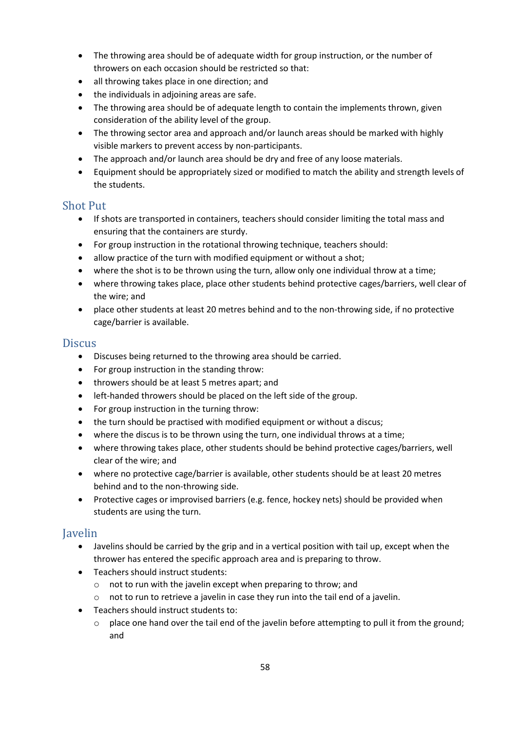- The throwing area should be of adequate width for group instruction, or the number of throwers on each occasion should be restricted so that:
- all throwing takes place in one direction; and
- the individuals in adjoining areas are safe.
- The throwing area should be of adequate length to contain the implements thrown, given consideration of the ability level of the group.
- The throwing sector area and approach and/or launch areas should be marked with highly visible markers to prevent access by non-participants.
- The approach and/or launch area should be dry and free of any loose materials.
- Equipment should be appropriately sized or modified to match the ability and strength levels of the students.

## Shot Put

- If shots are transported in containers, teachers should consider limiting the total mass and ensuring that the containers are sturdy.
- For group instruction in the rotational throwing technique, teachers should:
- allow practice of the turn with modified equipment or without a shot;
- where the shot is to be thrown using the turn, allow only one individual throw at a time;
- where throwing takes place, place other students behind protective cages/barriers, well clear of the wire; and
- place other students at least 20 metres behind and to the non-throwing side, if no protective cage/barrier is available.

## Discus

- Discuses being returned to the throwing area should be carried.
- For group instruction in the standing throw:
- throwers should be at least 5 metres apart; and
- left-handed throwers should be placed on the left side of the group.
- For group instruction in the turning throw:
- the turn should be practised with modified equipment or without a discus;
- where the discus is to be thrown using the turn, one individual throws at a time;
- where throwing takes place, other students should be behind protective cages/barriers, well clear of the wire; and
- where no protective cage/barrier is available, other students should be at least 20 metres behind and to the non-throwing side.
- Protective cages or improvised barriers (e.g. fence, hockey nets) should be provided when students are using the turn.

## Javelin

- Javelins should be carried by the grip and in a vertical position with tail up, except when the thrower has entered the specific approach area and is preparing to throw.
- Teachers should instruct students:
  - not to run with the javelin except when preparing to throw; and
  - not to run to retrieve a javelin in case they run into the tail end of a javelin.
- Teachers should instruct students to:
  - place one hand over the tail end of the javelin before attempting to pull it from the ground; and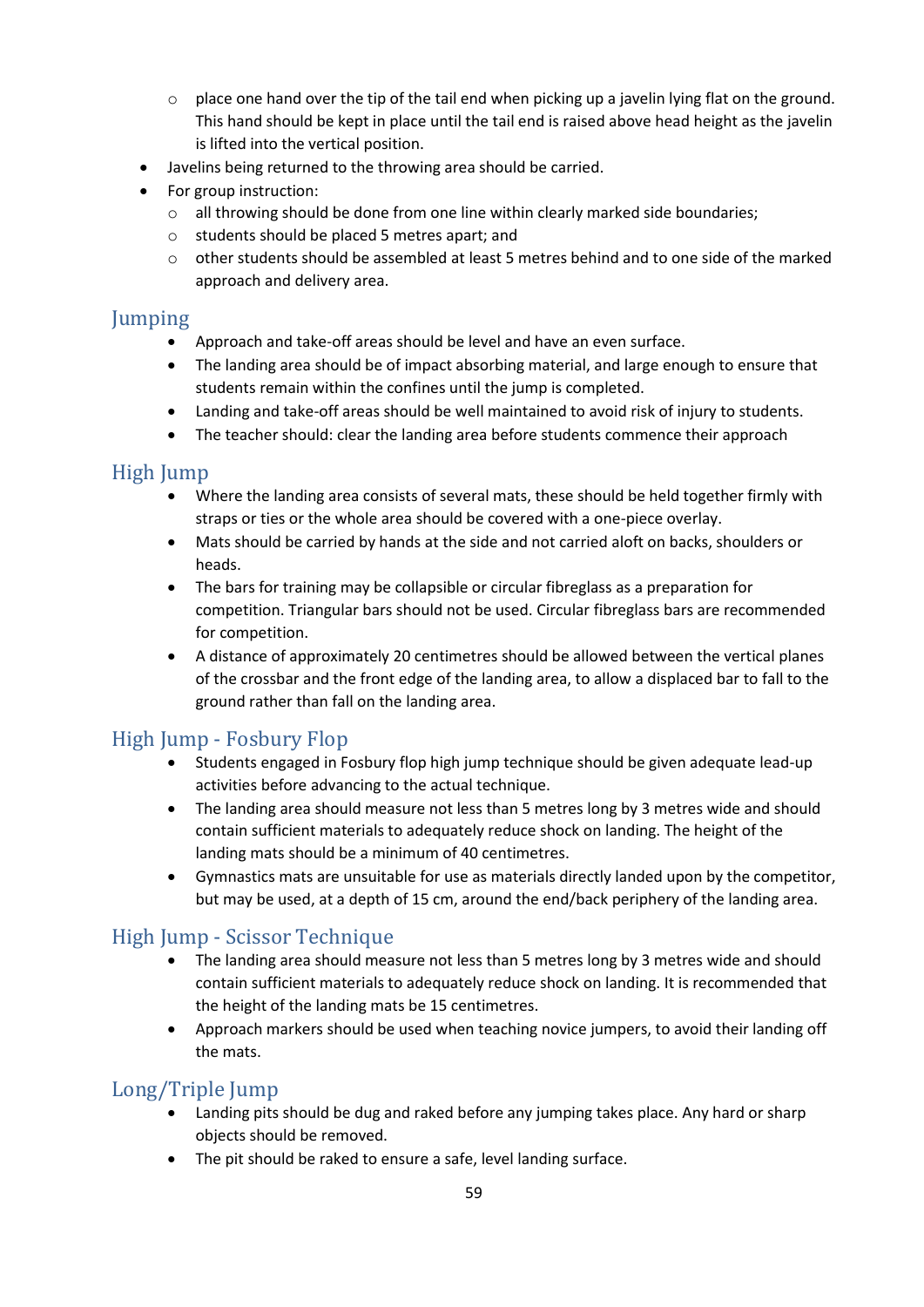- place one hand over the tip of the tail end when picking up a javelin lying flat on the ground. This hand should be kept in place until the tail end is raised above head height as the javelin is lifted into the vertical position.

- Javelins being returned to the throwing area should be carried.
- For group instruction:
  - all throwing should be done from one line within clearly marked side boundaries;
  - students should be placed 5 metres apart; and
  - other students should be assembled at least 5 metres behind and to one side of the marked approach and delivery area.

## Jumping

- Approach and take-off areas should be level and have an even surface.
- The landing area should be of impact absorbing material, and large enough to ensure that students remain within the confines until the jump is completed.
- Landing and take-off areas should be well maintained to avoid risk of injury to students.
- The teacher should: clear the landing area before students commence their approach

## High Jump

- Where the landing area consists of several mats, these should be held together firmly with straps or ties or the whole area should be covered with a one-piece overlay.
- Mats should be carried by hands at the side and not carried aloft on backs, shoulders or heads.
- The bars for training may be collapsible or circular fibreglass as a preparation for competition. Triangular bars should not be used. Circular fibreglass bars are recommended for competition.
- A distance of approximately 20 centimetres should be allowed between the vertical planes of the crossbar and the front edge of the landing area, to allow a displaced bar to fall to the ground rather than fall on the landing area.

## High Jump - Fosbury Flop

- Students engaged in Fosbury flop high jump technique should be given adequate lead-up activities before advancing to the actual technique.
- The landing area should measure not less than 5 metres long by 3 metres wide and should contain sufficient materials to adequately reduce shock on landing. The height of the landing mats should be a minimum of 40 centimetres.
- Gymnastics mats are unsuitable for use as materials directly landed upon by the competitor, but may be used, at a depth of 15 cm, around the end/back periphery of the landing area.

## High Jump - Scissor Technique

- The landing area should measure not less than 5 metres long by 3 metres wide and should contain sufficient materials to adequately reduce shock on landing. It is recommended that the height of the landing mats be 15 centimetres.
- Approach markers should be used when teaching novice jumpers, to avoid their landing off the mats.

## Long/Triple Jump

- Landing pits should be dug and raked before any jumping takes place. Any hard or sharp objects should be removed.
- The pit should be raked to ensure a safe, level landing surface.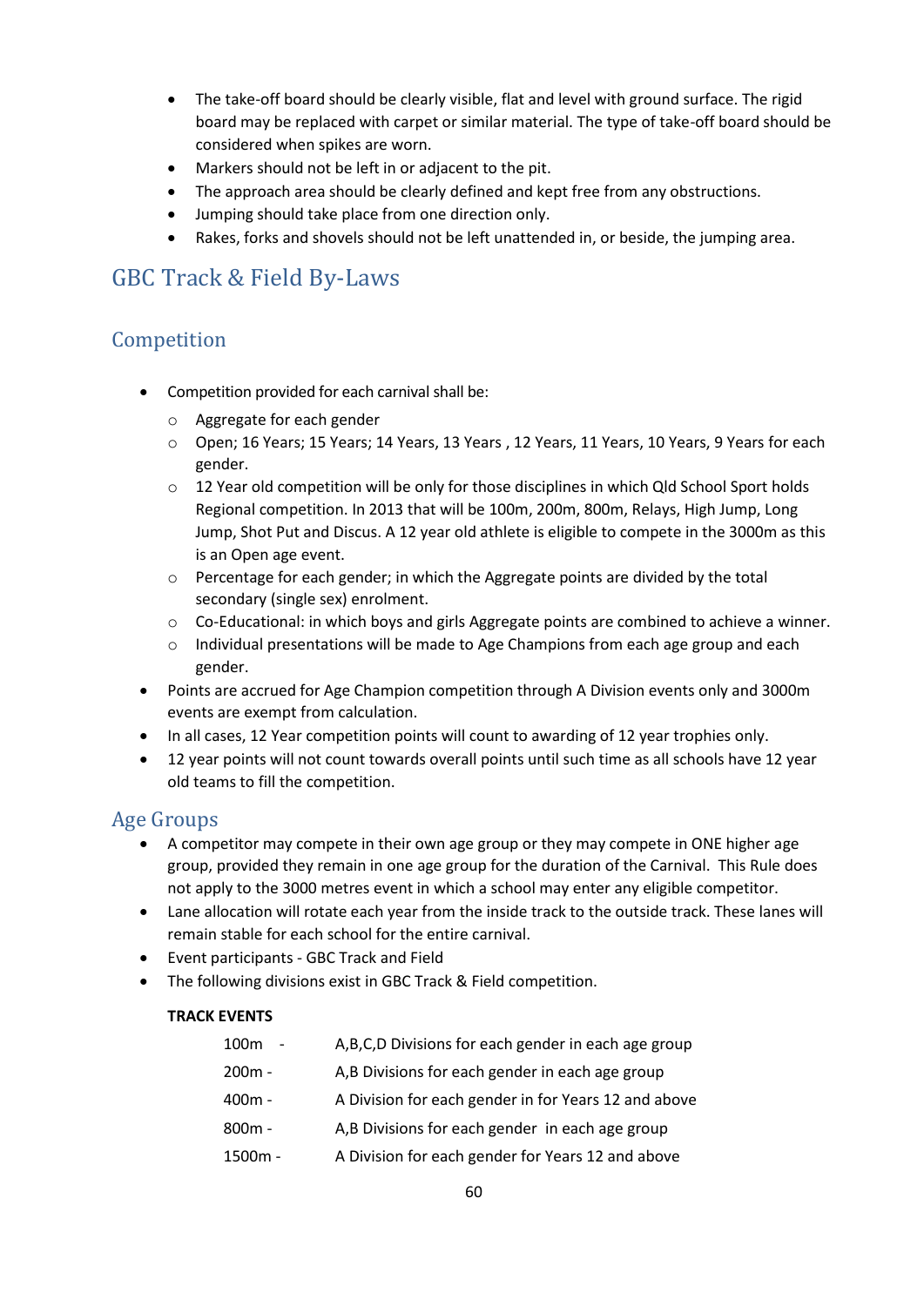- The take-off board should be clearly visible, flat and level with ground surface. The rigid board may be replaced with carpet or similar material. The type of take-off board should be considered when spikes are worn.
- Markers should not be left in or adjacent to the pit.
- The approach area should be clearly defined and kept free from any obstructions.
- Jumping should take place from one direction only.
- Rakes, forks and shovels should not be left unattended in, or beside, the jumping area.

# GBC Track & Field By-Laws

## Competition

- Competition provided for each carnival shall be:
  - Aggregate for each gender
  - Open; 16 Years; 15 Years; 14 Years, 13 Years , 12 Years, 11 Years, 10 Years, 9 Years for each gender.
  - 12 Year old competition will be only for those disciplines in which Qld School Sport holds Regional competition. In 2013 that will be 100m, 200m, 800m, Relays, High Jump, Long Jump, Shot Put and Discus. A 12 year old athlete is eligible to compete in the 3000m as this is an Open age event.
  - Percentage for each gender; in which the Aggregate points are divided by the total secondary (single sex) enrolment.
  - Co-Educational: in which boys and girls Aggregate points are combined to achieve a winner.
  - Individual presentations will be made to Age Champions from each age group and each gender.
- Points are accrued for Age Champion competition through A Division events only and 3000m events are exempt from calculation.
- In all cases, 12 Year competition points will count to awarding of 12 year trophies only.
- 12 year points will not count towards overall points until such time as all schools have 12 year old teams to fill the competition.

## Age Groups

- A competitor may compete in their own age group or they may compete in ONE higher age group, provided they remain in one age group for the duration of the Carnival. This Rule does not apply to the 3000 metres event in which a school may enter any eligible competitor.
- Lane allocation will rotate each year from the inside track to the outside track. These lanes will remain stable for each school for the entire carnival.
- Event participants - GBC Track and Field
- The following divisions exist in GBC Track & Field competition.

**TRACK EVENTS**

| | |
|---|---|
| 100m - | A,B,C,D Divisions for each gender in each age group |
| 200m - | A,B Divisions for each gender in each age group |
| 400m - | A Division for each gender in for Years 12 and above |
| 800m - | A,B Divisions for each gender in each age group |
| 1500m - | A Division for each gender for Years 12 and above |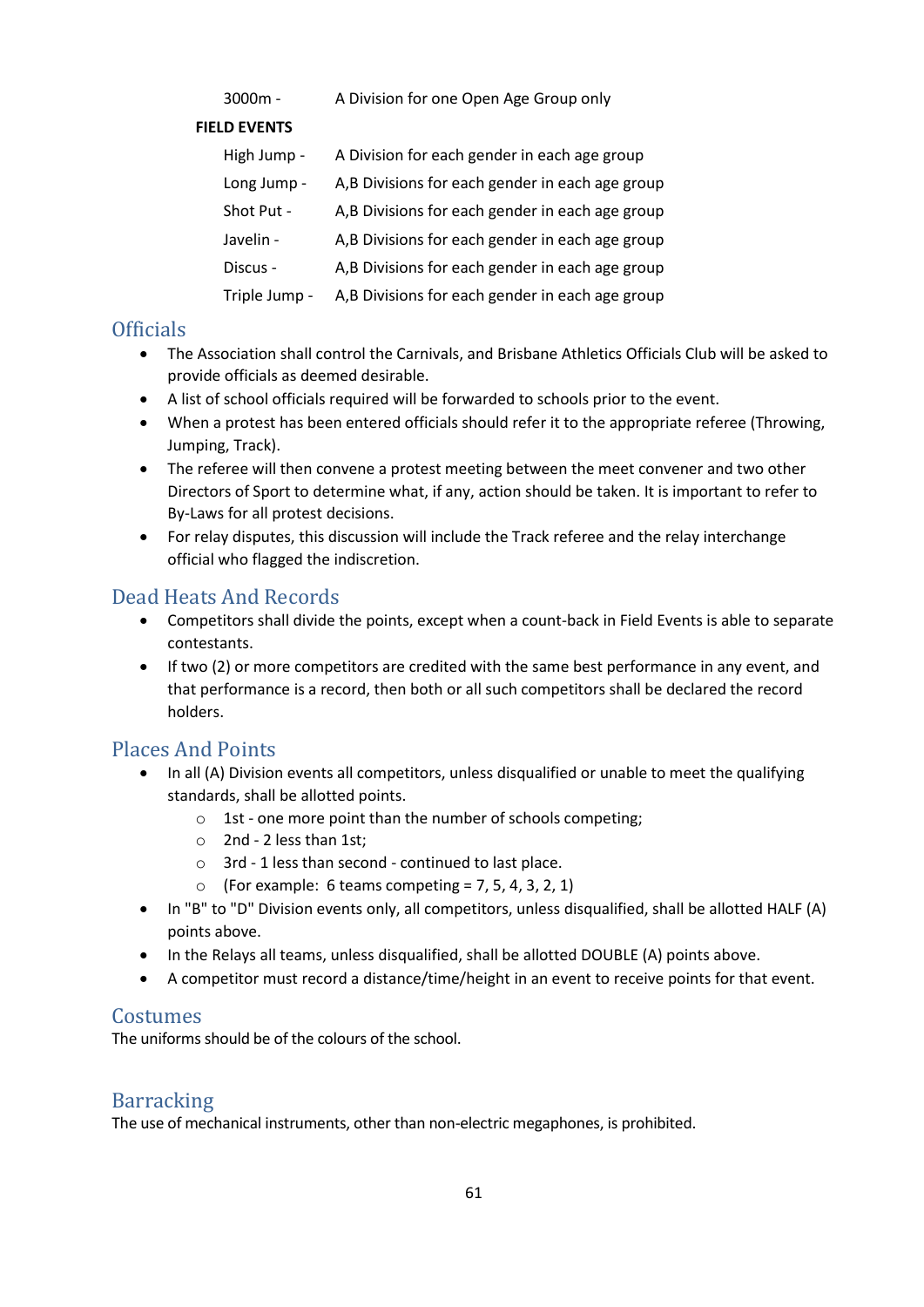| | |
|---|---|
| 3000m - | A Division for one Open Age Group only |

**FIELD EVENTS**

| | |
|---|---|
| High Jump - | A Division for each gender in each age group |
| Long Jump - | A,B Divisions for each gender in each age group |
| Shot Put - | A,B Divisions for each gender in each age group |
| Javelin - | A,B Divisions for each gender in each age group |
| Discus - | A,B Divisions for each gender in each age group |
| Triple Jump - | A,B Divisions for each gender in each age group |

## Officials

- The Association shall control the Carnivals, and Brisbane Athletics Officials Club will be asked to provide officials as deemed desirable.
- A list of school officials required will be forwarded to schools prior to the event.
- When a protest has been entered officials should refer it to the appropriate referee (Throwing, Jumping, Track).
- The referee will then convene a protest meeting between the meet convener and two other Directors of Sport to determine what, if any, action should be taken. It is important to refer to By-Laws for all protest decisions.
- For relay disputes, this discussion will include the Track referee and the relay interchange official who flagged the indiscretion.

## Dead Heats And Records

- Competitors shall divide the points, except when a count-back in Field Events is able to separate contestants.
- If two (2) or more competitors are credited with the same best performance in any event, and that performance is a record, then both or all such competitors shall be declared the record holders.

## Places And Points

- In all (A) Division events all competitors, unless disqualified or unable to meet the qualifying standards, shall be allotted points.
    - 1st - one more point than the number of schools competing;
    - 2nd - 2 less than 1st;
    - 3rd - 1 less than second - continued to last place.
    - (For example: 6 teams competing = 7, 5, 4, 3, 2, 1)
- In "B" to "D" Division events only, all competitors, unless disqualified, shall be allotted HALF (A) points above.
- In the Relays all teams, unless disqualified, shall be allotted DOUBLE (A) points above.
- A competitor must record a distance/time/height in an event to receive points for that event.

## Costumes

The uniforms should be of the colours of the school.

## Barracking

The use of mechanical instruments, other than non-electric megaphones, is prohibited.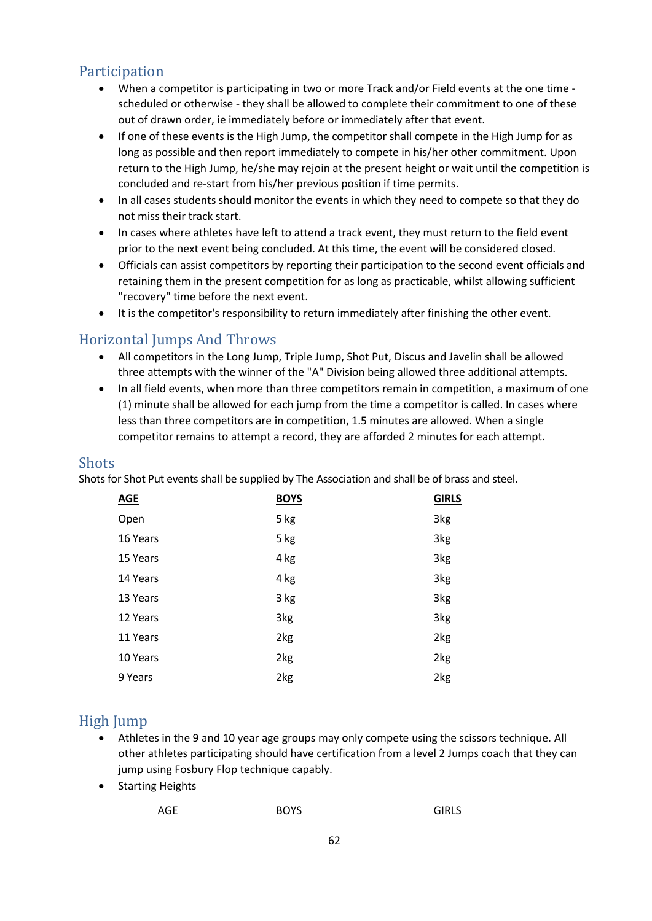## Participation

- When a competitor is participating in two or more Track and/or Field events at the one time - scheduled or otherwise - they shall be allowed to complete their commitment to one of these out of drawn order, ie immediately before or immediately after that event.
- If one of these events is the High Jump, the competitor shall compete in the High Jump for as long as possible and then report immediately to compete in his/her other commitment. Upon return to the High Jump, he/she may rejoin at the present height or wait until the competition is concluded and re-start from his/her previous position if time permits.
- In all cases students should monitor the events in which they need to compete so that they do not miss their track start.
- In cases where athletes have left to attend a track event, they must return to the field event prior to the next event being concluded. At this time, the event will be considered closed.
- Officials can assist competitors by reporting their participation to the second event officials and retaining them in the present competition for as long as practicable, whilst allowing sufficient "recovery" time before the next event.
- It is the competitor's responsibility to return immediately after finishing the other event.

## Horizontal Jumps And Throws

- All competitors in the Long Jump, Triple Jump, Shot Put, Discus and Javelin shall be allowed three attempts with the winner of the "A" Division being allowed three additional attempts.
- In all field events, when more than three competitors remain in competition, a maximum of one (1) minute shall be allowed for each jump from the time a competitor is called. In cases where less than three competitors are in competition, 1.5 minutes are allowed. When a single competitor remains to attempt a record, they are afforded 2 minutes for each attempt.

## Shots

Shots for Shot Put events shall be supplied by The Association and shall be of brass and steel.

| AGE | BOYS | GIRLS |
|---|---|---|
| Open | 5 kg | 3kg |
| 16 Years | 5 kg | 3kg |
| 15 Years | 4 kg | 3kg |
| 14 Years | 4 kg | 3kg |
| 13 Years | 3 kg | 3kg |
| 12 Years | 3kg | 3kg |
| 11 Years | 2kg | 2kg |
| 10 Years | 2kg | 2kg |
| 9 Years | 2kg | 2kg |

## High Jump

- Athletes in the 9 and 10 year age groups may only compete using the scissors technique. All other athletes participating should have certification from a level 2 Jumps coach that they can jump using Fosbury Flop technique capably.
- Starting Heights

| AGE | BOYS | GIRLS |
|---|---|---|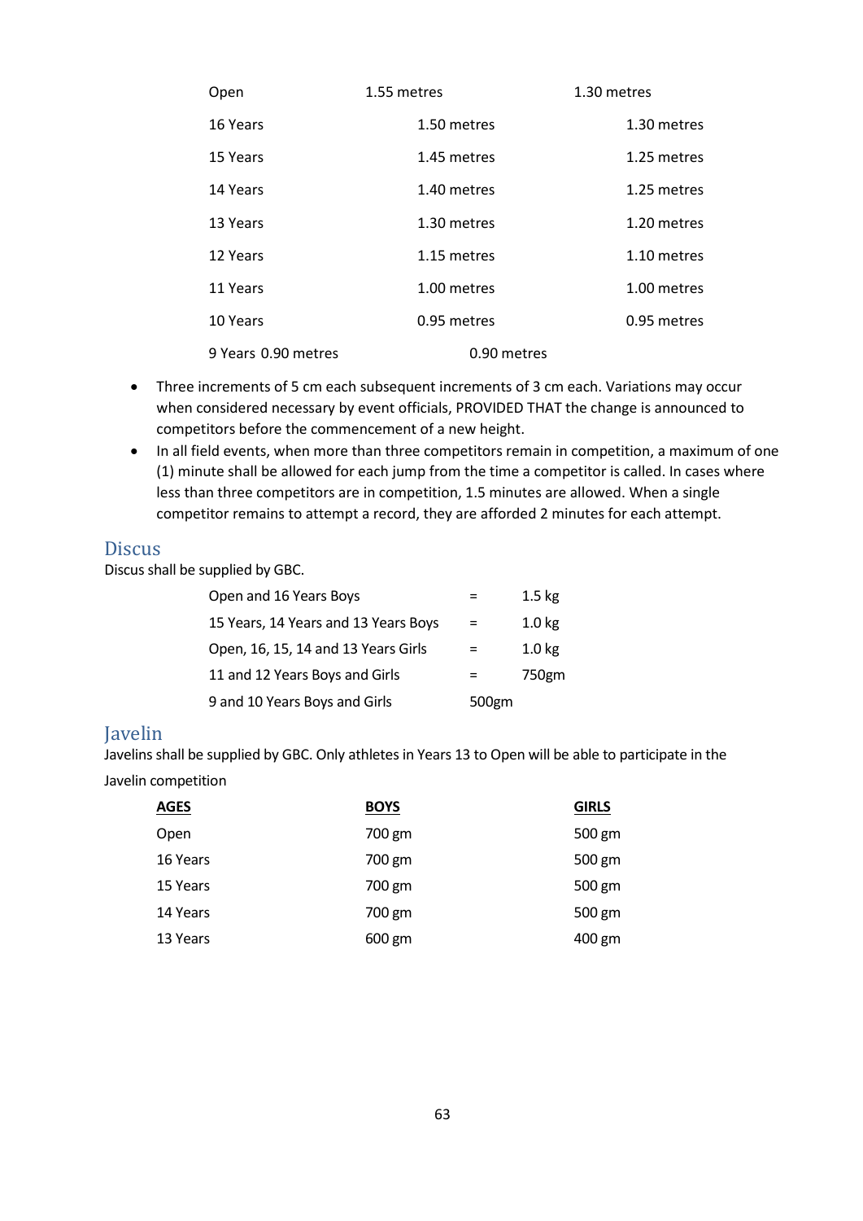| | | |
|---|---|---|
| Open | 1.55 metres | 1.30 metres |
| 16 Years | 1.50 metres | 1.30 metres |
| 15 Years | 1.45 metres | 1.25 metres |
| 14 Years | 1.40 metres | 1.25 metres |
| 13 Years | 1.30 metres | 1.20 metres |
| 12 Years | 1.15 metres | 1.10 metres |
| 11 Years | 1.00 metres | 1.00 metres |
| 10 Years | 0.95 metres | 0.95 metres |
| 9 Years | 0.90 metres | 0.90 metres |

- Three increments of 5 cm each subsequent increments of 3 cm each. Variations may occur when considered necessary by event officials, PROVIDED THAT the change is announced to competitors before the commencement of a new height.
- In all field events, when more than three competitors remain in competition, a maximum of one (1) minute shall be allowed for each jump from the time a competitor is called. In cases where less than three competitors are in competition, 1.5 minutes are allowed. When a single competitor remains to attempt a record, they are afforded 2 minutes for each attempt.

## Discus

Discus shall be supplied by GBC.

| | | |
|---|---|---|
| Open and 16 Years Boys | = | 1.5 kg |
| 15 Years, 14 Years and 13 Years Boys | = | 1.0 kg |
| Open, 16, 15, 14 and 13 Years Girls | = | 1.0 kg |
| 11 and 12 Years Boys and Girls | = | 750gm |
| 9 and 10 Years Boys and Girls | | 500gm |

## Javelin

Javelins shall be supplied by GBC. Only athletes in Years 13 to Open will be able to participate in the Javelin competition

| **AGES** | **BOYS** | **GIRLS** |
|---|---|---|
| Open | 700 gm | 500 gm |
| 16 Years | 700 gm | 500 gm |
| 15 Years | 700 gm | 500 gm |
| 14 Years | 700 gm | 500 gm |
| 13 Years | 600 gm | 400 gm |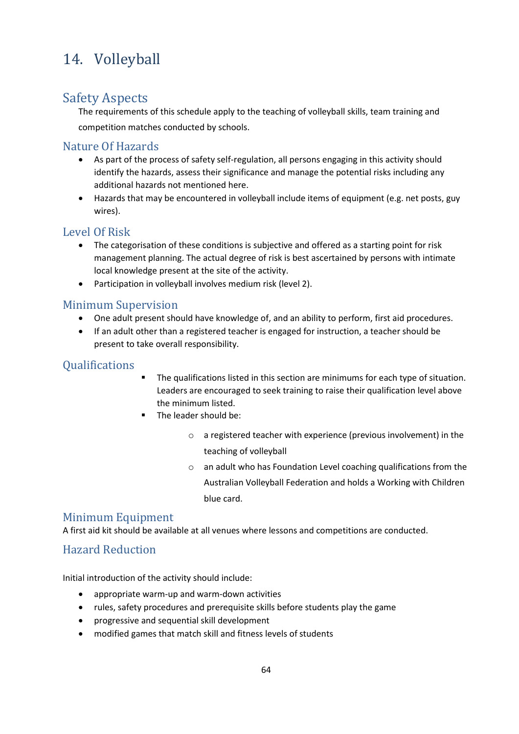# 14. Volleyball

## Safety Aspects

The requirements of this schedule apply to the teaching of volleyball skills, team training and competition matches conducted by schools.

### Nature Of Hazards

- As part of the process of safety self-regulation, all persons engaging in this activity should identify the hazards, assess their significance and manage the potential risks including any additional hazards not mentioned here.
- Hazards that may be encountered in volleyball include items of equipment (e.g. net posts, guy wires).

### Level Of Risk

- The categorisation of these conditions is subjective and offered as a starting point for risk management planning. The actual degree of risk is best ascertained by persons with intimate local knowledge present at the site of the activity.
- Participation in volleyball involves medium risk (level 2).

### Minimum Supervision

- One adult present should have knowledge of, and an ability to perform, first aid procedures.
- If an adult other than a registered teacher is engaged for instruction, a teacher should be present to take overall responsibility.

### Qualifications

- The qualifications listed in this section are minimums for each type of situation. Leaders are encouraged to seek training to raise their qualification level above the minimum listed.
- The leader should be:
  - a registered teacher with experience (previous involvement) in the teaching of volleyball
  - an adult who has Foundation Level coaching qualifications from the Australian Volleyball Federation and holds a Working with Children blue card.

### Minimum Equipment

A first aid kit should be available at all venues where lessons and competitions are conducted.

### Hazard Reduction

Initial introduction of the activity should include:

- appropriate warm-up and warm-down activities
- rules, safety procedures and prerequisite skills before students play the game
- progressive and sequential skill development
- modified games that match skill and fitness levels of students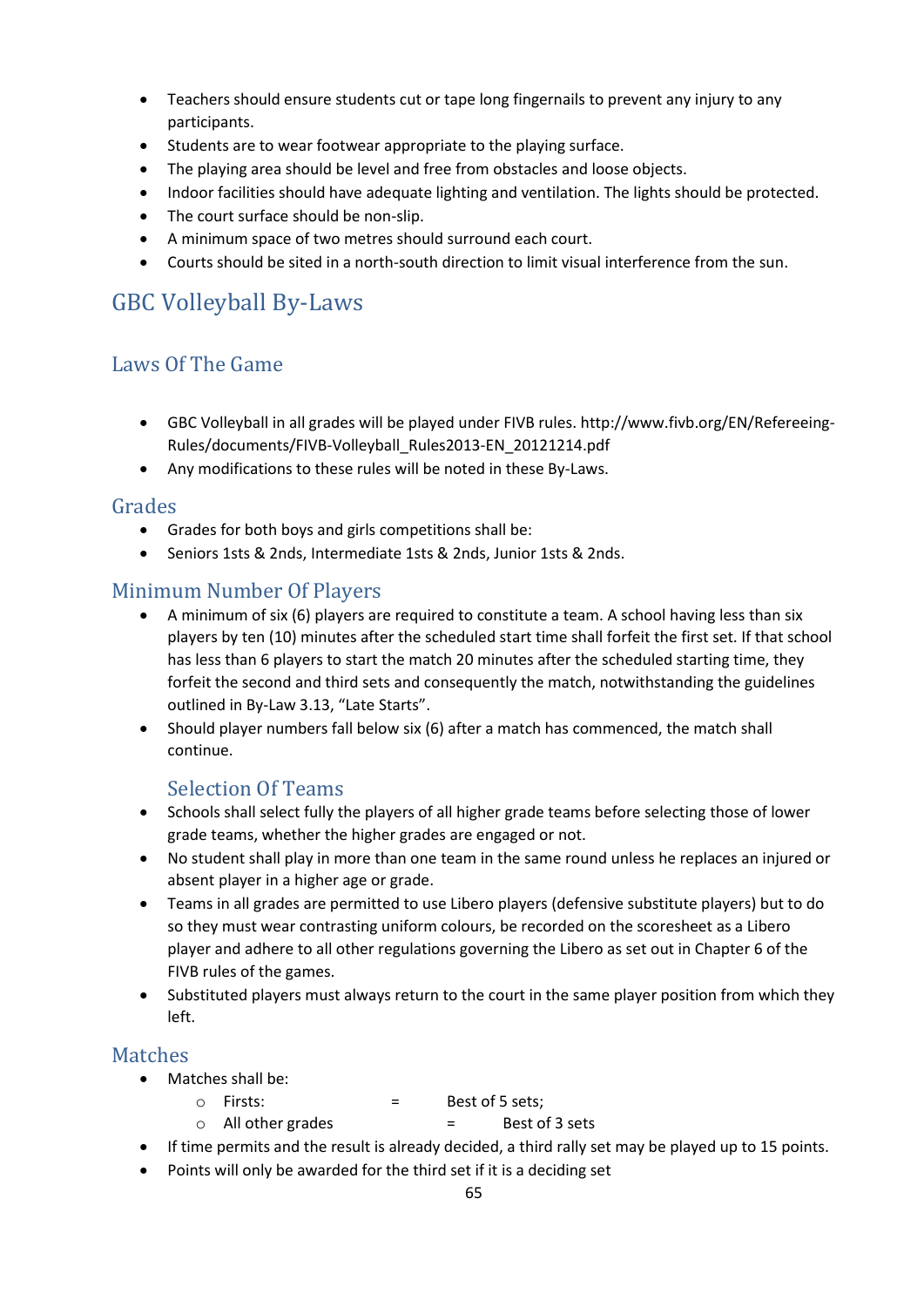- Teachers should ensure students cut or tape long fingernails to prevent any injury to any participants.
- Students are to wear footwear appropriate to the playing surface.
- The playing area should be level and free from obstacles and loose objects.
- Indoor facilities should have adequate lighting and ventilation. The lights should be protected.
- The court surface should be non-slip.
- A minimum space of two metres should surround each court.
- Courts should be sited in a north-south direction to limit visual interference from the sun.

# GBC Volleyball By-Laws

## Laws Of The Game

- GBC Volleyball in all grades will be played under FIVB rules. http://www.fivb.org/EN/Refereeing-Rules/documents/FIVB-Volleyball_Rules2013-EN_20121214.pdf
- Any modifications to these rules will be noted in these By-Laws.

## Grades

- Grades for both boys and girls competitions shall be:
- Seniors 1sts & 2nds, Intermediate 1sts & 2nds, Junior 1sts & 2nds.

## Minimum Number Of Players

- A minimum of six (6) players are required to constitute a team. A school having less than six players by ten (10) minutes after the scheduled start time shall forfeit the first set. If that school has less than 6 players to start the match 20 minutes after the scheduled starting time, they forfeit the second and third sets and consequently the match, notwithstanding the guidelines outlined in By-Law 3.13, "Late Starts".
- Should player numbers fall below six (6) after a match has commenced, the match shall continue.

### Selection Of Teams

- Schools shall select fully the players of all higher grade teams before selecting those of lower grade teams, whether the higher grades are engaged or not.
- No student shall play in more than one team in the same round unless he replaces an injured or absent player in a higher age or grade.
- Teams in all grades are permitted to use Libero players (defensive substitute players) but to do so they must wear contrasting uniform colours, be recorded on the scoresheet as a Libero player and adhere to all other regulations governing the Libero as set out in Chapter 6 of the FIVB rules of the games.
- Substituted players must always return to the court in the same player position from which they left.

## Matches

- Matches shall be:
  - Firsts: = Best of 5 sets;
  - All other grades = Best of 3 sets
- If time permits and the result is already decided, a third rally set may be played up to 15 points.
- Points will only be awarded for the third set if it is a deciding set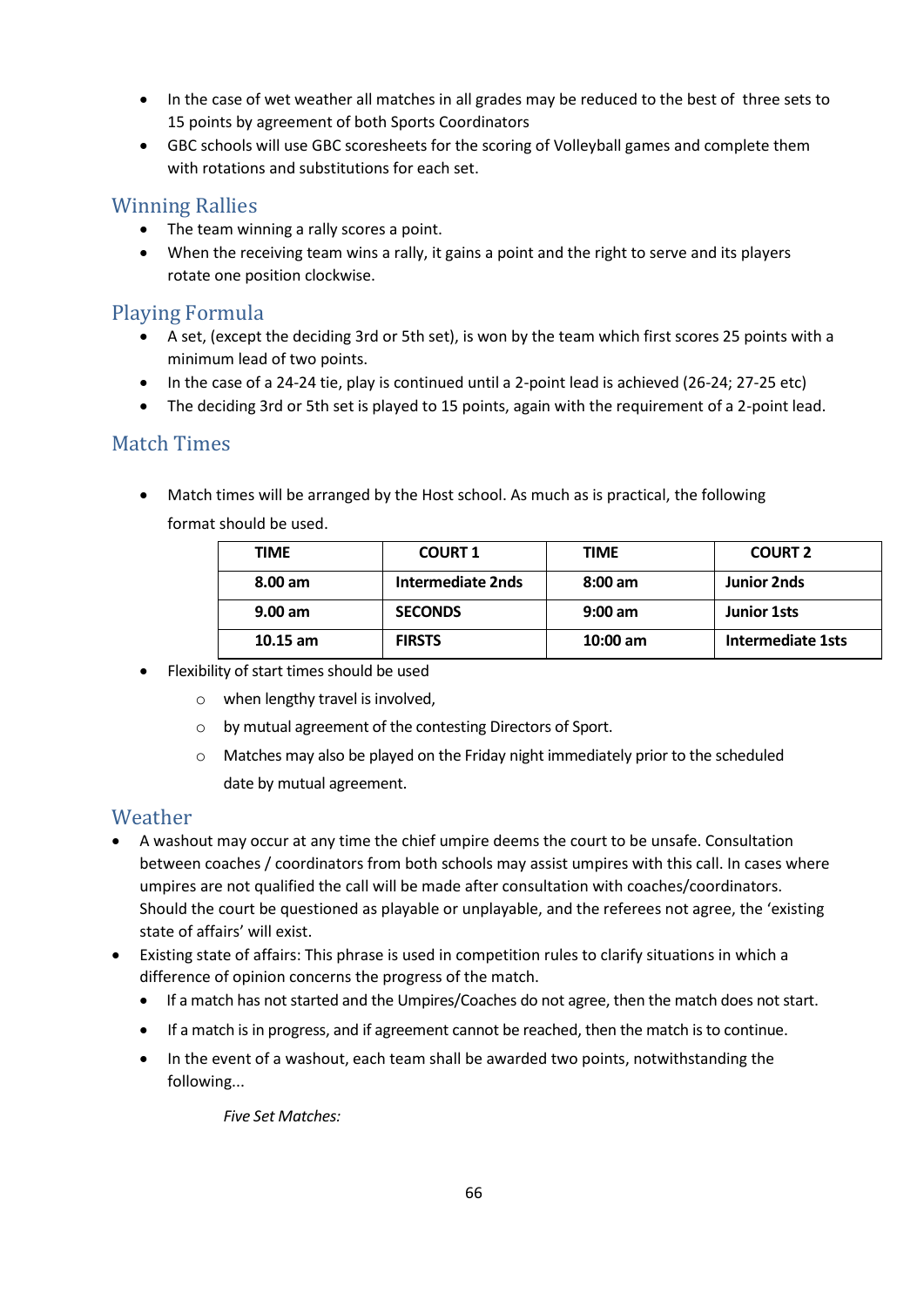- In the case of wet weather all matches in all grades may be reduced to the best of three sets to 15 points by agreement of both Sports Coordinators
- GBC schools will use GBC scoresheets for the scoring of Volleyball games and complete them with rotations and substitutions for each set.

## Winning Rallies

- The team winning a rally scores a point.
- When the receiving team wins a rally, it gains a point and the right to serve and its players rotate one position clockwise.

## Playing Formula

- A set, (except the deciding 3rd or 5th set), is won by the team which first scores 25 points with a minimum lead of two points.
- In the case of a 24-24 tie, play is continued until a 2-point lead is achieved (26-24; 27-25 etc)
- The deciding 3rd or 5th set is played to 15 points, again with the requirement of a 2-point lead.

## Match Times

- Match times will be arranged by the Host school. As much as is practical, the following format should be used.

| TIME | COURT 1 | TIME | COURT 2 |
|---|---|---|---|
| 8.00 am | Intermediate 2nds | 8:00 am | Junior 2nds |
| 9.00 am | SECONDS | 9:00 am | Junior 1sts |
| 10.15 am | FIRSTS | 10:00 am | Intermediate 1sts |

- Flexibility of start times should be used
  - when lengthy travel is involved,
  - by mutual agreement of the contesting Directors of Sport.
  - Matches may also be played on the Friday night immediately prior to the scheduled date by mutual agreement.

## Weather

- A washout may occur at any time the chief umpire deems the court to be unsafe. Consultation between coaches / coordinators from both schools may assist umpires with this call. In cases where umpires are not qualified the call will be made after consultation with coaches/coordinators. Should the court be questioned as playable or unplayable, and the referees not agree, the 'existing state of affairs' will exist.
- Existing state of affairs: This phrase is used in competition rules to clarify situations in which a difference of opinion concerns the progress of the match.
  - If a match has not started and the Umpires/Coaches do not agree, then the match does not start.
  - If a match is in progress, and if agreement cannot be reached, then the match is to continue.
  - In the event of a washout, each team shall be awarded two points, notwithstanding the following...

    *Five Set Matches:*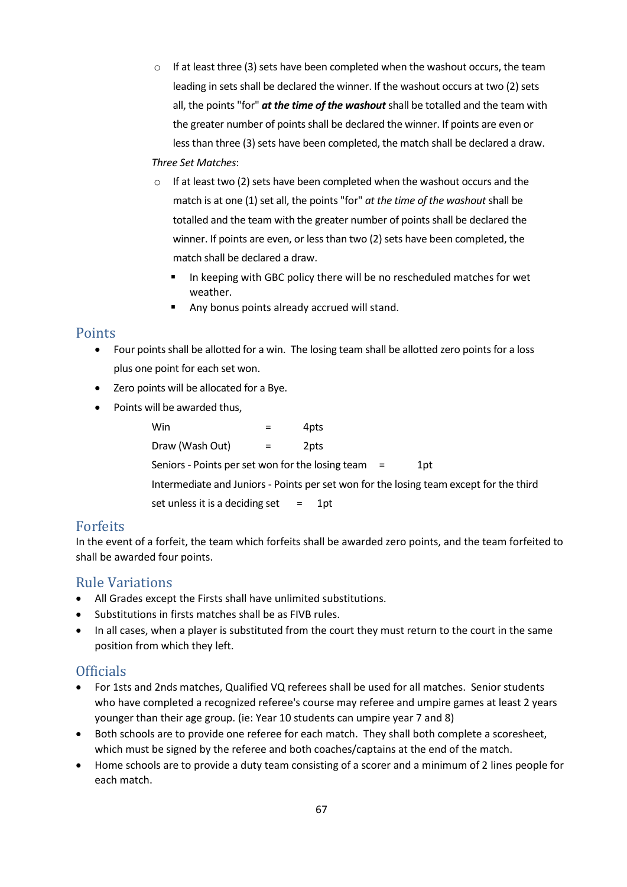- If at least three (3) sets have been completed when the washout occurs, the team leading in sets shall be declared the winner. If the washout occurs at two (2) sets all, the points "for" ***at the time of the washout*** shall be totalled and the team with the greater number of points shall be declared the winner. If points are even or less than three (3) sets have been completed, the match shall be declared a draw.

*Three Set Matches*:

- If at least two (2) sets have been completed when the washout occurs and the match is at one (1) set all, the points "for" *at the time of the washout* shall be totalled and the team with the greater number of points shall be declared the winner. If points are even, or less than two (2) sets have been completed, the match shall be declared a draw.
    - In keeping with GBC policy there will be no rescheduled matches for wet weather.
    - Any bonus points already accrued will stand.

## Points

- Four points shall be allotted for a win. The losing team shall be allotted zero points for a loss plus one point for each set won.
- Zero points will be allocated for a Bye.
- Points will be awarded thus,

  Win = 4pts

  Draw (Wash Out) = 2pts

  Seniors - Points per set won for the losing team = 1pt

  Intermediate and Juniors - Points per set won for the losing team except for the third set unless it is a deciding set = 1pt

## Forfeits

In the event of a forfeit, the team which forfeits shall be awarded zero points, and the team forfeited to shall be awarded four points.

## Rule Variations

- All Grades except the Firsts shall have unlimited substitutions.
- Substitutions in firsts matches shall be as FIVB rules.
- In all cases, when a player is substituted from the court they must return to the court in the same position from which they left.

## Officials

- For 1sts and 2nds matches, Qualified VQ referees shall be used for all matches. Senior students who have completed a recognized referee's course may referee and umpire games at least 2 years younger than their age group. (ie: Year 10 students can umpire year 7 and 8)
- Both schools are to provide one referee for each match. They shall both complete a scoresheet, which must be signed by the referee and both coaches/captains at the end of the match.
- Home schools are to provide a duty team consisting of a scorer and a minimum of 2 lines people for each match.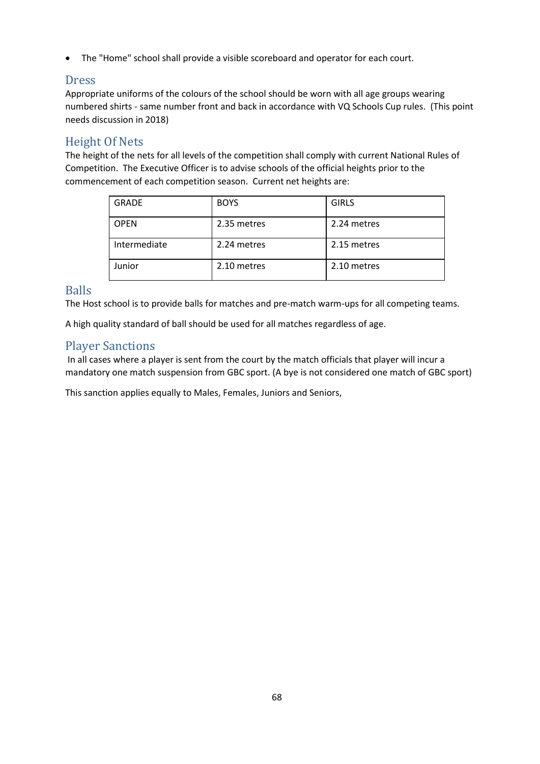- The "Home" school shall provide a visible scoreboard and operator for each court.

## Dress

Appropriate uniforms of the colours of the school should be worn with all age groups wearing numbered shirts - same number front and back in accordance with VQ Schools Cup rules. (This point needs discussion in 2018)

## Height Of Nets

The height of the nets for all levels of the competition shall comply with current National Rules of Competition. The Executive Officer is to advise schools of the official heights prior to the commencement of each competition season. Current net heights are:

| GRADE | BOYS | GIRLS |
|---|---|---|
| OPEN | 2.35 metres | 2.24 metres |
| Intermediate | 2.24 metres | 2.15 metres |
| Junior | 2.10 metres | 2.10 metres |

## Balls

The Host school is to provide balls for matches and pre-match warm-ups for all competing teams.

A high quality standard of ball should be used for all matches regardless of age.

## Player Sanctions

In all cases where a player is sent from the court by the match officials that player will incur a mandatory one match suspension from GBC sport. (A bye is not considered one match of GBC sport)

This sanction applies equally to Males, Females, Juniors and Seniors,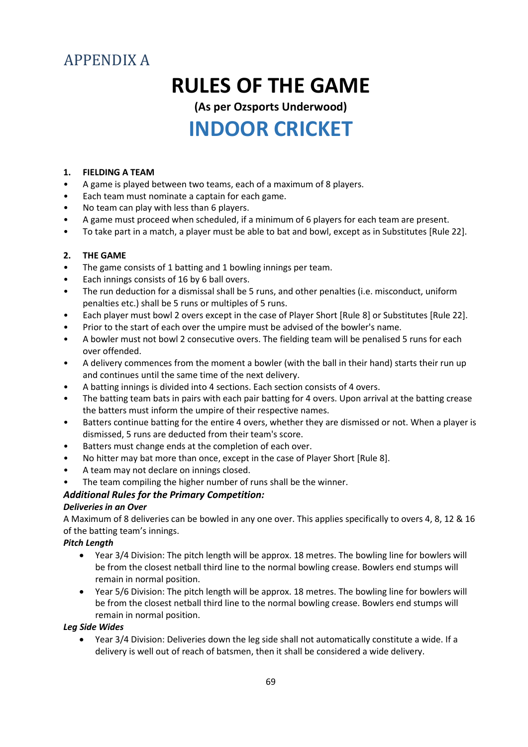## APPENDIX A

# RULES OF THE GAME

**(As per Ozsports Underwood)**

# INDOOR CRICKET

**1. FIELDING A TEAM**

- A game is played between two teams, each of a maximum of 8 players.
- Each team must nominate a captain for each game.
- No team can play with less than 6 players.
- A game must proceed when scheduled, if a minimum of 6 players for each team are present.
- To take part in a match, a player must be able to bat and bowl, except as in Substitutes [Rule 22].

**2. THE GAME**

- The game consists of 1 batting and 1 bowling innings per team.
- Each innings consists of 16 by 6 ball overs.
- The run deduction for a dismissal shall be 5 runs, and other penalties (i.e. misconduct, uniform penalties etc.) shall be 5 runs or multiples of 5 runs.
- Each player must bowl 2 overs except in the case of Player Short [Rule 8] or Substitutes [Rule 22].
- Prior to the start of each over the umpire must be advised of the bowler's name.
- A bowler must not bowl 2 consecutive overs. The fielding team will be penalised 5 runs for each over offended.
- A delivery commences from the moment a bowler (with the ball in their hand) starts their run up and continues until the same time of the next delivery.
- A batting innings is divided into 4 sections. Each section consists of 4 overs.
- The batting team bats in pairs with each pair batting for 4 overs. Upon arrival at the batting crease the batters must inform the umpire of their respective names.
- Batters continue batting for the entire 4 overs, whether they are dismissed or not. When a player is dismissed, 5 runs are deducted from their team's score.
- Batters must change ends at the completion of each over.
- No hitter may bat more than once, except in the case of Player Short [Rule 8].
- A team may not declare on innings closed.
- The team compiling the higher number of runs shall be the winner.

***Additional Rules for the Primary Competition:***

***Deliveries in an Over***

A Maximum of 8 deliveries can be bowled in any one over. This applies specifically to overs 4, 8, 12 & 16 of the batting team's innings.

***Pitch Length***

- Year 3/4 Division: The pitch length will be approx. 18 metres. The bowling line for bowlers will be from the closest netball third line to the normal bowling crease. Bowlers end stumps will remain in normal position.
- Year 5/6 Division: The pitch length will be approx. 18 metres. The bowling line for bowlers will be from the closest netball third line to the normal bowling crease. Bowlers end stumps will remain in normal position.

***Leg Side Wides***

- Year 3/4 Division: Deliveries down the leg side shall not automatically constitute a wide. If a delivery is well out of reach of batsmen, then it shall be considered a wide delivery.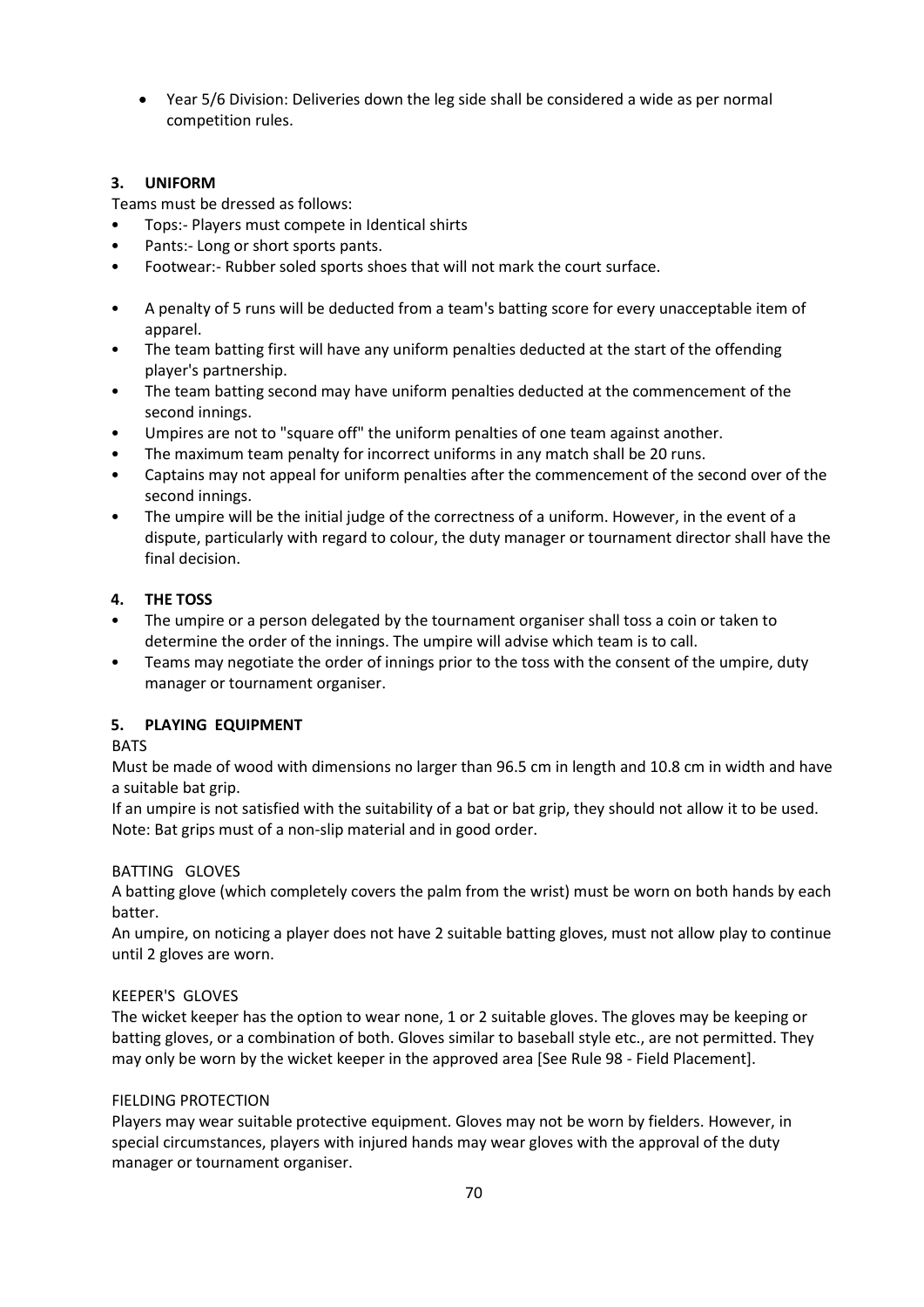- Year 5/6 Division: Deliveries down the leg side shall be considered a wide as per normal competition rules.

### 3. UNIFORM

Teams must be dressed as follows:

- Tops:- Players must compete in Identical shirts
- Pants:- Long or short sports pants.
- Footwear:- Rubber soled sports shoes that will not mark the court surface.

- A penalty of 5 runs will be deducted from a team's batting score for every unacceptable item of apparel.
- The team batting first will have any uniform penalties deducted at the start of the offending player's partnership.
- The team batting second may have uniform penalties deducted at the commencement of the second innings.
- Umpires are not to "square off" the uniform penalties of one team against another.
- The maximum team penalty for incorrect uniforms in any match shall be 20 runs.
- Captains may not appeal for uniform penalties after the commencement of the second over of the second innings.
- The umpire will be the initial judge of the correctness of a uniform. However, in the event of a dispute, particularly with regard to colour, the duty manager or tournament director shall have the final decision.

### 4. THE TOSS

- The umpire or a person delegated by the tournament organiser shall toss a coin or taken to determine the order of the innings. The umpire will advise which team is to call.
- Teams may negotiate the order of innings prior to the toss with the consent of the umpire, duty manager or tournament organiser.

### 5. PLAYING EQUIPMENT

BATS

Must be made of wood with dimensions no larger than 96.5 cm in length and 10.8 cm in width and have a suitable bat grip.

If an umpire is not satisfied with the suitability of a bat or bat grip, they should not allow it to be used.

Note: Bat grips must of a non-slip material and in good order.

BATTING GLOVES

A batting glove (which completely covers the palm from the wrist) must be worn on both hands by each batter.

An umpire, on noticing a player does not have 2 suitable batting gloves, must not allow play to continue until 2 gloves are worn.

KEEPER'S GLOVES

The wicket keeper has the option to wear none, 1 or 2 suitable gloves. The gloves may be keeping or batting gloves, or a combination of both. Gloves similar to baseball style etc., are not permitted. They may only be worn by the wicket keeper in the approved area [See Rule 98 - Field Placement].

FIELDING PROTECTION

Players may wear suitable protective equipment. Gloves may not be worn by fielders. However, in special circumstances, players with injured hands may wear gloves with the approval of the duty manager or tournament organiser.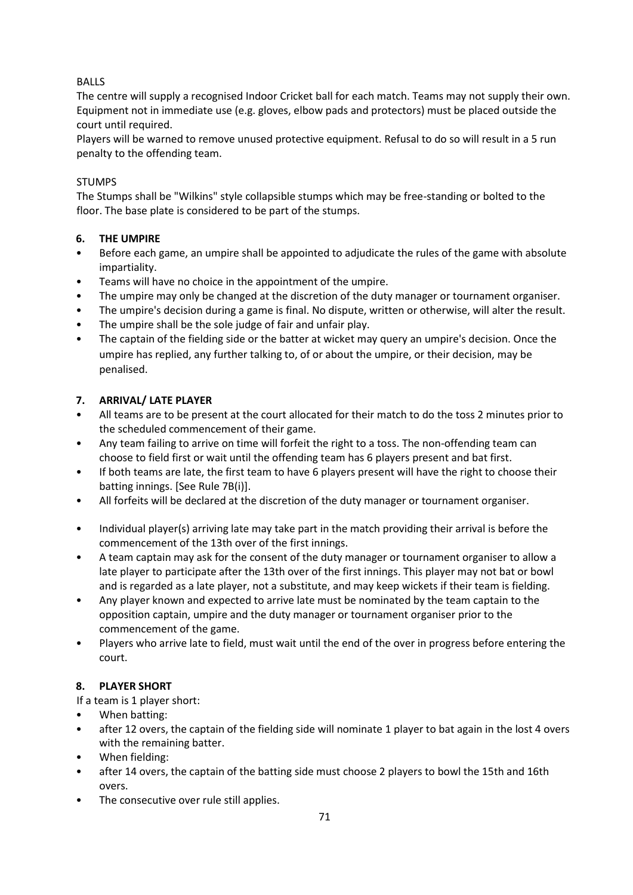BALLS

The centre will supply a recognised Indoor Cricket ball for each match. Teams may not supply their own. Equipment not in immediate use (e.g. gloves, elbow pads and protectors) must be placed outside the court until required.

Players will be warned to remove unused protective equipment. Refusal to do so will result in a 5 run penalty to the offending team.

STUMPS

The Stumps shall be "Wilkins" style collapsible stumps which may be free-standing or bolted to the floor. The base plate is considered to be part of the stumps.

## 6. THE UMPIRE

- Before each game, an umpire shall be appointed to adjudicate the rules of the game with absolute impartiality.
- Teams will have no choice in the appointment of the umpire.
- The umpire may only be changed at the discretion of the duty manager or tournament organiser.
- The umpire's decision during a game is final. No dispute, written or otherwise, will alter the result.
- The umpire shall be the sole judge of fair and unfair play.
- The captain of the fielding side or the batter at wicket may query an umpire's decision. Once the umpire has replied, any further talking to, of or about the umpire, or their decision, may be penalised.

## 7. ARRIVAL/ LATE PLAYER

- All teams are to be present at the court allocated for their match to do the toss 2 minutes prior to the scheduled commencement of their game.
- Any team failing to arrive on time will forfeit the right to a toss. The non-offending team can choose to field first or wait until the offending team has 6 players present and bat first.
- If both teams are late, the first team to have 6 players present will have the right to choose their batting innings. [See Rule 7B(i)].
- All forfeits will be declared at the discretion of the duty manager or tournament organiser.
- Individual player(s) arriving late may take part in the match providing their arrival is before the commencement of the 13th over of the first innings.
- A team captain may ask for the consent of the duty manager or tournament organiser to allow a late player to participate after the 13th over of the first innings. This player may not bat or bowl and is regarded as a late player, not a substitute, and may keep wickets if their team is fielding.
- Any player known and expected to arrive late must be nominated by the team captain to the opposition captain, umpire and the duty manager or tournament organiser prior to the commencement of the game.
- Players who arrive late to field, must wait until the end of the over in progress before entering the court.

## 8. PLAYER SHORT

If a team is 1 player short:

- When batting:
- after 12 overs, the captain of the fielding side will nominate 1 player to bat again in the lost 4 overs with the remaining batter.
- When fielding:
- after 14 overs, the captain of the batting side must choose 2 players to bowl the 15th and 16th overs.
- The consecutive over rule still applies.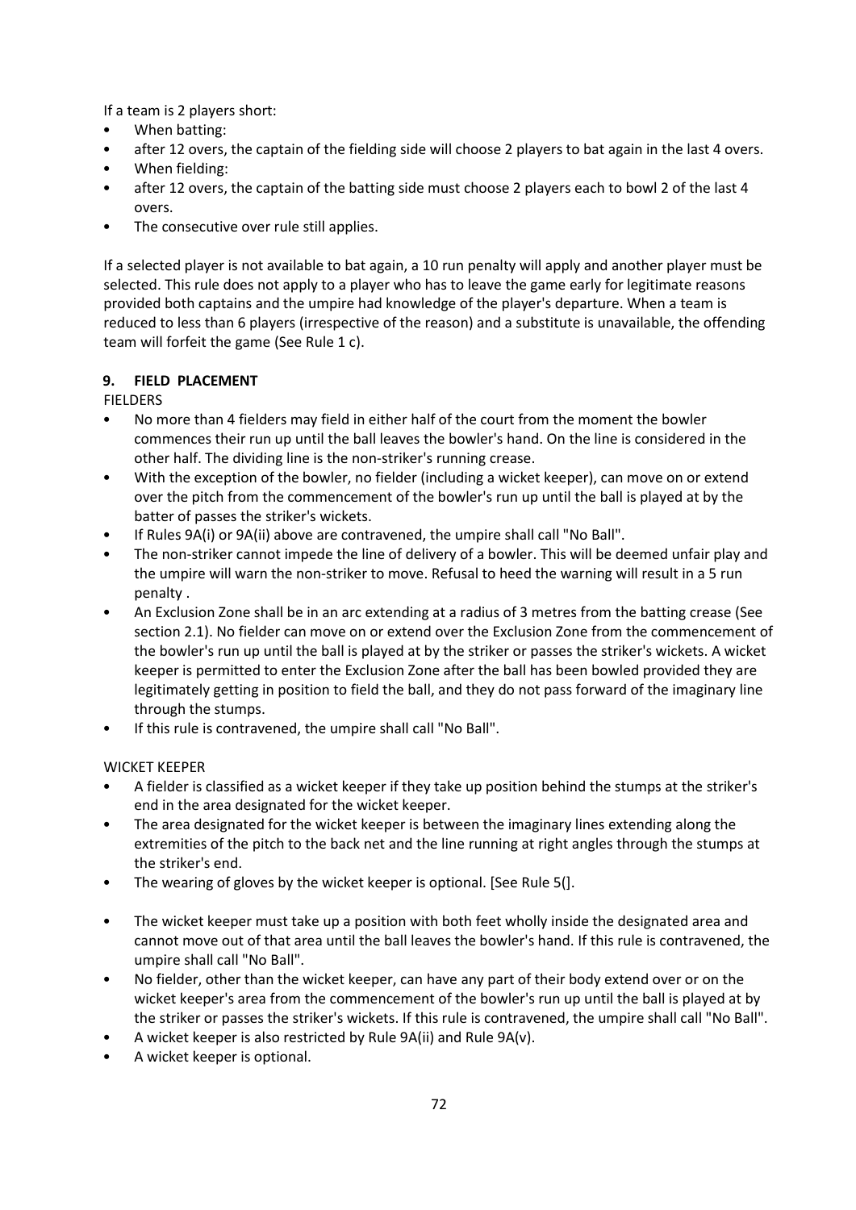If a team is 2 players short:

- When batting:
- after 12 overs, the captain of the fielding side will choose 2 players to bat again in the last 4 overs.
- When fielding:
- after 12 overs, the captain of the batting side must choose 2 players each to bowl 2 of the last 4 overs.
- The consecutive over rule still applies.

If a selected player is not available to bat again, a 10 run penalty will apply and another player must be selected. This rule does not apply to a player who has to leave the game early for legitimate reasons provided both captains and the umpire had knowledge of the player's departure. When a team is reduced to less than 6 players (irrespective of the reason) and a substitute is unavailable, the offending team will forfeit the game (See Rule 1 c).

### 9. FIELD PLACEMENT

FIELDERS

- No more than 4 fielders may field in either half of the court from the moment the bowler commences their run up until the ball leaves the bowler's hand. On the line is considered in the other half. The dividing line is the non-striker's running crease.
- With the exception of the bowler, no fielder (including a wicket keeper), can move on or extend over the pitch from the commencement of the bowler's run up until the ball is played at by the batter of passes the striker's wickets.
- If Rules 9A(i) or 9A(ii) above are contravened, the umpire shall call "No Ball".
- The non-striker cannot impede the line of delivery of a bowler. This will be deemed unfair play and the umpire will warn the non-striker to move. Refusal to heed the warning will result in a 5 run penalty .
- An Exclusion Zone shall be in an arc extending at a radius of 3 metres from the batting crease (See section 2.1). No fielder can move on or extend over the Exclusion Zone from the commencement of the bowler's run up until the ball is played at by the striker or passes the striker's wickets. A wicket keeper is permitted to enter the Exclusion Zone after the ball has been bowled provided they are legitimately getting in position to field the ball, and they do not pass forward of the imaginary line through the stumps.
- If this rule is contravened, the umpire shall call "No Ball".

WICKET KEEPER

- A fielder is classified as a wicket keeper if they take up position behind the stumps at the striker's end in the area designated for the wicket keeper.
- The area designated for the wicket keeper is between the imaginary lines extending along the extremities of the pitch to the back net and the line running at right angles through the stumps at the striker's end.
- The wearing of gloves by the wicket keeper is optional. [See Rule 5(].
- The wicket keeper must take up a position with both feet wholly inside the designated area and cannot move out of that area until the ball leaves the bowler's hand. If this rule is contravened, the umpire shall call "No Ball".
- No fielder, other than the wicket keeper, can have any part of their body extend over or on the wicket keeper's area from the commencement of the bowler's run up until the ball is played at by the striker or passes the striker's wickets. If this rule is contravened, the umpire shall call "No Ball".
- A wicket keeper is also restricted by Rule 9A(ii) and Rule 9A(v).
- A wicket keeper is optional.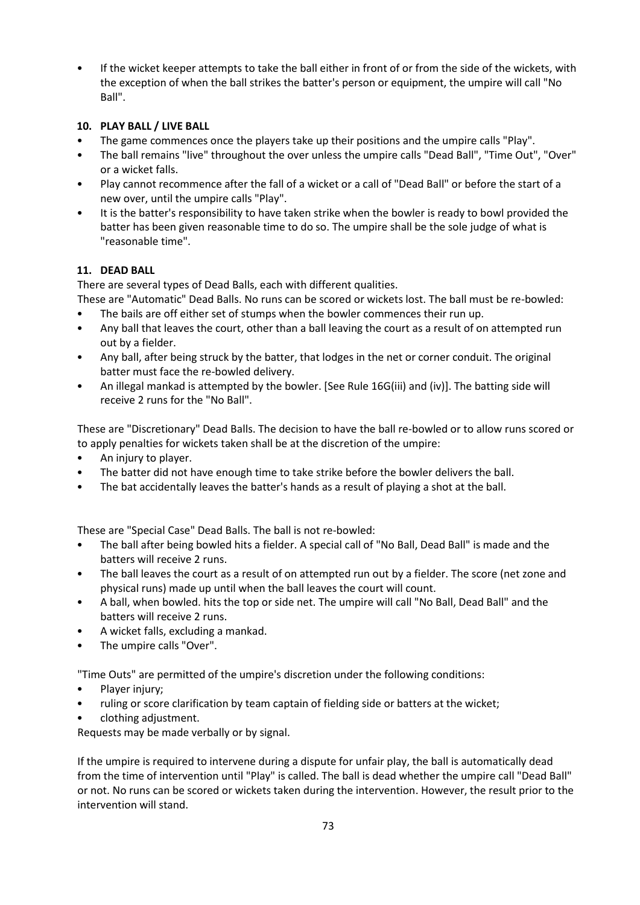- If the wicket keeper attempts to take the ball either in front of or from the side of the wickets, with the exception of when the ball strikes the batter's person or equipment, the umpire will call "No Ball".

### 10. PLAY BALL / LIVE BALL

- The game commences once the players take up their positions and the umpire calls "Play".
- The ball remains "live" throughout the over unless the umpire calls "Dead Ball", "Time Out", "Over" or a wicket falls.
- Play cannot recommence after the fall of a wicket or a call of "Dead Ball" or before the start of a new over, until the umpire calls "Play".
- It is the batter's responsibility to have taken strike when the bowler is ready to bowl provided the batter has been given reasonable time to do so. The umpire shall be the sole judge of what is "reasonable time".

### 11. DEAD BALL

There are several types of Dead Balls, each with different qualities.

These are "Automatic" Dead Balls. No runs can be scored or wickets lost. The ball must be re-bowled:

- The bails are off either set of stumps when the bowler commences their run up.
- Any ball that leaves the court, other than a ball leaving the court as a result of on attempted run out by a fielder.
- Any ball, after being struck by the batter, that lodges in the net or corner conduit. The original batter must face the re-bowled delivery.
- An illegal mankad is attempted by the bowler. [See Rule 16G(iii) and (iv)]. The batting side will receive 2 runs for the "No Ball".

These are "Discretionary" Dead Balls. The decision to have the ball re-bowled or to allow runs scored or to apply penalties for wickets taken shall be at the discretion of the umpire:

- An injury to player.
- The batter did not have enough time to take strike before the bowler delivers the ball.
- The bat accidentally leaves the batter's hands as a result of playing a shot at the ball.

These are "Special Case" Dead Balls. The ball is not re-bowled:

- The ball after being bowled hits a fielder. A special call of "No Ball, Dead Ball" is made and the batters will receive 2 runs.
- The ball leaves the court as a result of on attempted run out by a fielder. The score (net zone and physical runs) made up until when the ball leaves the court will count.
- A ball, when bowled. hits the top or side net. The umpire will call "No Ball, Dead Ball" and the batters will receive 2 runs.
- A wicket falls, excluding a mankad.
- The umpire calls "Over".

"Time Outs" are permitted of the umpire's discretion under the following conditions:

- Player injury;
- ruling or score clarification by team captain of fielding side or batters at the wicket;
- clothing adjustment.

Requests may be made verbally or by signal.

If the umpire is required to intervene during a dispute for unfair play, the ball is automatically dead from the time of intervention until "Play" is called. The ball is dead whether the umpire call "Dead Ball" or not. No runs can be scored or wickets taken during the intervention. However, the result prior to the intervention will stand.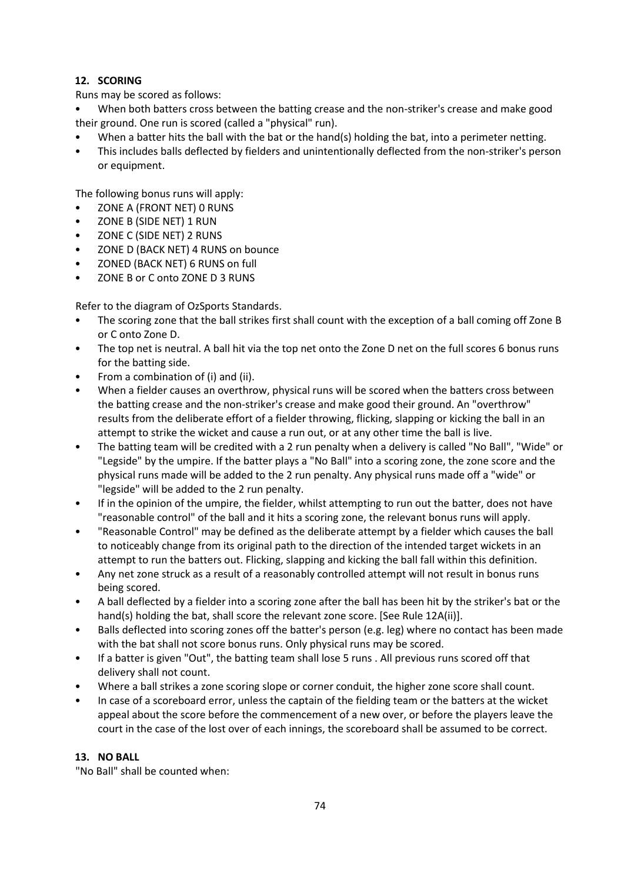## 12. SCORING

Runs may be scored as follows:

- When both batters cross between the batting crease and the non-striker's crease and make good their ground. One run is scored (called a "physical" run).
- When a batter hits the ball with the bat or the hand(s) holding the bat, into a perimeter netting.
- This includes balls deflected by fielders and unintentionally deflected from the non-striker's person or equipment.

The following bonus runs will apply:

- ZONE A (FRONT NET) 0 RUNS
- ZONE B (SIDE NET) 1 RUN
- ZONE C (SIDE NET) 2 RUNS
- ZONE D (BACK NET) 4 RUNS on bounce
- ZONED (BACK NET) 6 RUNS on full
- ZONE B or C onto ZONE D 3 RUNS

Refer to the diagram of OzSports Standards.

- The scoring zone that the ball strikes first shall count with the exception of a ball coming off Zone B or C onto Zone D.
- The top net is neutral. A ball hit via the top net onto the Zone D net on the full scores 6 bonus runs for the batting side.
- From a combination of (i) and (ii).
- When a fielder causes an overthrow, physical runs will be scored when the batters cross between the batting crease and the non-striker's crease and make good their ground. An "overthrow" results from the deliberate effort of a fielder throwing, flicking, slapping or kicking the ball in an attempt to strike the wicket and cause a run out, or at any other time the ball is live.
- The batting team will be credited with a 2 run penalty when a delivery is called "No Ball", "Wide" or "Legside" by the umpire. If the batter plays a "No Ball" into a scoring zone, the zone score and the physical runs made will be added to the 2 run penalty. Any physical runs made off a "wide" or "legside" will be added to the 2 run penalty.
- If in the opinion of the umpire, the fielder, whilst attempting to run out the batter, does not have "reasonable control" of the ball and it hits a scoring zone, the relevant bonus runs will apply.
- "Reasonable Control" may be defined as the deliberate attempt by a fielder which causes the ball to noticeably change from its original path to the direction of the intended target wickets in an attempt to run the batters out. Flicking, slapping and kicking the ball fall within this definition.
- Any net zone struck as a result of a reasonably controlled attempt will not result in bonus runs being scored.
- A ball deflected by a fielder into a scoring zone after the ball has been hit by the striker's bat or the hand(s) holding the bat, shall score the relevant zone score. [See Rule 12A(ii)].
- Balls deflected into scoring zones off the batter's person (e.g. leg) where no contact has been made with the bat shall not score bonus runs. Only physical runs may be scored.
- If a batter is given "Out", the batting team shall lose 5 runs . All previous runs scored off that delivery shall not count.
- Where a ball strikes a zone scoring slope or corner conduit, the higher zone score shall count.
- In case of a scoreboard error, unless the captain of the fielding team or the batters at the wicket appeal about the score before the commencement of a new over, or before the players leave the court in the case of the lost over of each innings, the scoreboard shall be assumed to be correct.

## 13. NO BALL

"No Ball" shall be counted when: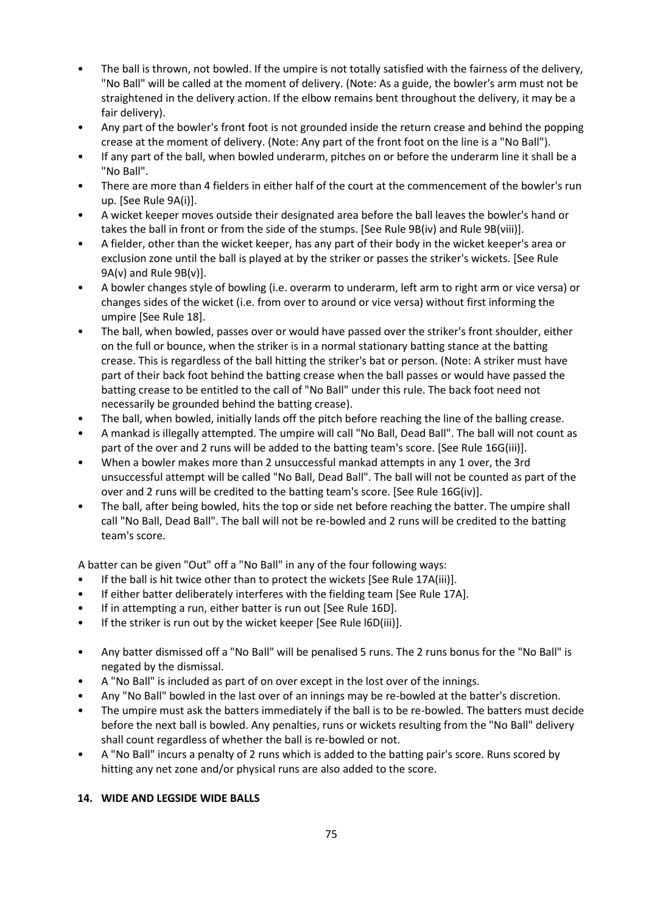- The ball is thrown, not bowled. If the umpire is not totally satisfied with the fairness of the delivery, "No Ball" will be called at the moment of delivery. (Note: As a guide, the bowler's arm must not be straightened in the delivery action. If the elbow remains bent throughout the delivery, it may be a fair delivery).
- Any part of the bowler's front foot is not grounded inside the return crease and behind the popping crease at the moment of delivery. (Note: Any part of the front foot on the line is a "No Ball").
- If any part of the ball, when bowled underarm, pitches on or before the underarm line it shall be a "No Ball".
- There are more than 4 fielders in either half of the court at the commencement of the bowler's run up. [See Rule 9A(i)].
- A wicket keeper moves outside their designated area before the ball leaves the bowler's hand or takes the ball in front or from the side of the stumps. [See Rule 9B(iv) and Rule 9B(viii)].
- A fielder, other than the wicket keeper, has any part of their body in the wicket keeper's area or exclusion zone until the ball is played at by the striker or passes the striker's wickets. [See Rule 9A(v) and Rule 9B(v)].
- A bowler changes style of bowling (i.e. overarm to underarm, left arm to right arm or vice versa) or changes sides of the wicket (i.e. from over to around or vice versa) without first informing the umpire [See Rule 18].
- The ball, when bowled, passes over or would have passed over the striker's front shoulder, either on the full or bounce, when the striker is in a normal stationary batting stance at the batting crease. This is regardless of the ball hitting the striker's bat or person. (Note: A striker must have part of their back foot behind the batting crease when the ball passes or would have passed the batting crease to be entitled to the call of "No Ball" under this rule. The back foot need not necessarily be grounded behind the batting crease).
- The ball, when bowled, initially lands off the pitch before reaching the line of the balling crease.
- A mankad is illegally attempted. The umpire will call "No Ball, Dead Ball". The ball will not count as part of the over and 2 runs will be added to the batting team's score. [See Rule 16G(iii)].
- When a bowler makes more than 2 unsuccessful mankad attempts in any 1 over, the 3rd unsuccessful attempt will be called "No Ball, Dead Ball". The ball will not be counted as part of the over and 2 runs will be credited to the batting team's score. [See Rule 16G(iv)].
- The ball, after being bowled, hits the top or side net before reaching the batter. The umpire shall call "No Ball, Dead Ball". The ball will not be re-bowled and 2 runs will be credited to the batting team's score.

A batter can be given "Out" off a "No Ball" in any of the four following ways:

- If the ball is hit twice other than to protect the wickets [See Rule 17A(iii)].
- If either batter deliberately interferes with the fielding team [See Rule 17A].
- If in attempting a run, either batter is run out [See Rule 16D].
- If the striker is run out by the wicket keeper [See Rule l6D(iii)].

- Any batter dismissed off a "No Ball" will be penalised 5 runs. The 2 runs bonus for the "No Ball" is negated by the dismissal.
- A "No Ball" is included as part of on over except in the lost over of the innings.
- Any "No Ball" bowled in the last over of an innings may be re-bowled at the batter's discretion.
- The umpire must ask the batters immediately if the ball is to be re-bowled. The batters must decide before the next ball is bowled. Any penalties, runs or wickets resulting from the "No Ball" delivery shall count regardless of whether the ball is re-bowled or not.
- A "No Ball" incurs a penalty of 2 runs which is added to the batting pair's score. Runs scored by hitting any net zone and/or physical runs are also added to the score.

## 14. WIDE AND LEGSIDE WIDE BALLS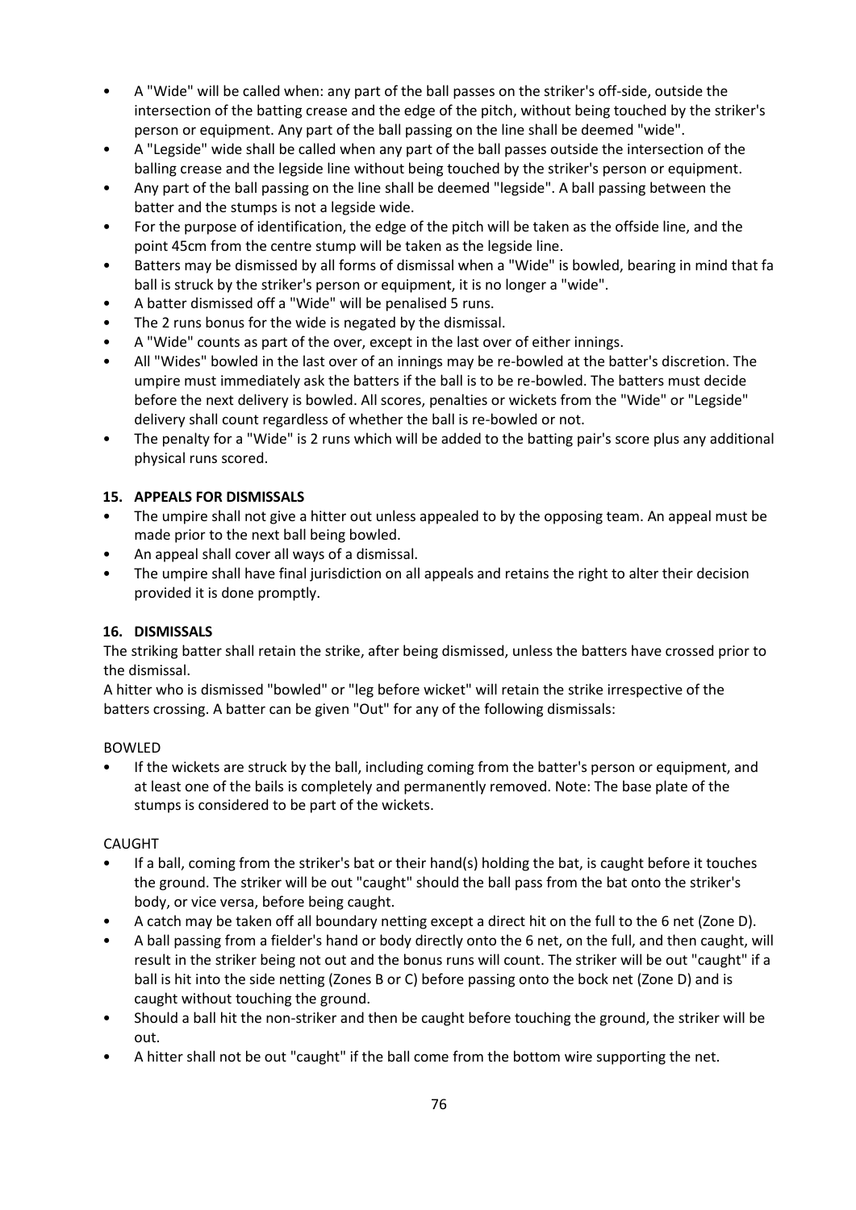- A "Wide" will be called when: any part of the ball passes on the striker's off-side, outside the intersection of the batting crease and the edge of the pitch, without being touched by the striker's person or equipment. Any part of the ball passing on the line shall be deemed "wide".
- A "Legside" wide shall be called when any part of the ball passes outside the intersection of the balling crease and the legside line without being touched by the striker's person or equipment.
- Any part of the ball passing on the line shall be deemed "legside". A ball passing between the batter and the stumps is not a legside wide.
- For the purpose of identification, the edge of the pitch will be taken as the offside line, and the point 45cm from the centre stump will be taken as the legside line.
- Batters may be dismissed by all forms of dismissal when a "Wide" is bowled, bearing in mind that fa ball is struck by the striker's person or equipment, it is no longer a "wide".
- A batter dismissed off a "Wide" will be penalised 5 runs.
- The 2 runs bonus for the wide is negated by the dismissal.
- A "Wide" counts as part of the over, except in the last over of either innings.
- All "Wides" bowled in the last over of an innings may be re-bowled at the batter's discretion. The umpire must immediately ask the batters if the ball is to be re-bowled. The batters must decide before the next delivery is bowled. All scores, penalties or wickets from the "Wide" or "Legside" delivery shall count regardless of whether the ball is re-bowled or not.
- The penalty for a "Wide" is 2 runs which will be added to the batting pair's score plus any additional physical runs scored.

### 15. APPEALS FOR DISMISSALS

- The umpire shall not give a hitter out unless appealed to by the opposing team. An appeal must be made prior to the next ball being bowled.
- An appeal shall cover all ways of a dismissal.
- The umpire shall have final jurisdiction on all appeals and retains the right to alter their decision provided it is done promptly.

### 16. DISMISSALS

The striking batter shall retain the strike, after being dismissed, unless the batters have crossed prior to the dismissal.

A hitter who is dismissed "bowled" or "leg before wicket" will retain the strike irrespective of the batters crossing. A batter can be given "Out" for any of the following dismissals:

BOWLED

- If the wickets are struck by the ball, including coming from the batter's person or equipment, and at least one of the bails is completely and permanently removed. Note: The base plate of the stumps is considered to be part of the wickets.

CAUGHT

- If a ball, coming from the striker's bat or their hand(s) holding the bat, is caught before it touches the ground. The striker will be out "caught" should the ball pass from the bat onto the striker's body, or vice versa, before being caught.
- A catch may be taken off all boundary netting except a direct hit on the full to the 6 net (Zone D).
- A ball passing from a fielder's hand or body directly onto the 6 net, on the full, and then caught, will result in the striker being not out and the bonus runs will count. The striker will be out "caught" if a ball is hit into the side netting (Zones B or C) before passing onto the bock net (Zone D) and is caught without touching the ground.
- Should a ball hit the non-striker and then be caught before touching the ground, the striker will be out.
- A hitter shall not be out "caught" if the ball come from the bottom wire supporting the net.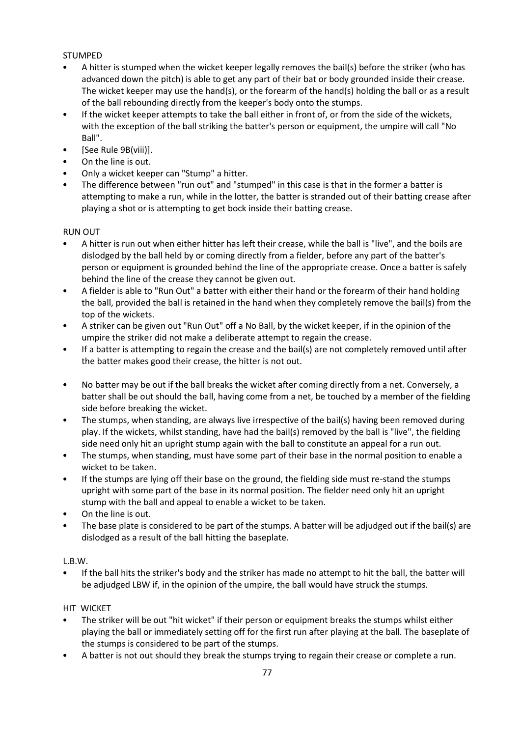STUMPED

- A hitter is stumped when the wicket keeper legally removes the bail(s) before the striker (who has advanced down the pitch) is able to get any part of their bat or body grounded inside their crease. The wicket keeper may use the hand(s), or the forearm of the hand(s) holding the ball or as a result of the ball rebounding directly from the keeper's body onto the stumps.
- If the wicket keeper attempts to take the ball either in front of, or from the side of the wickets, with the exception of the ball striking the batter's person or equipment, the umpire will call "No Ball".
- [See Rule 9B(viii)].
- On the line is out.
- Only a wicket keeper can "Stump" a hitter.
- The difference between "run out" and "stumped" in this case is that in the former a batter is attempting to make a run, while in the lotter, the batter is stranded out of their batting crease after playing a shot or is attempting to get bock inside their batting crease.

RUN OUT

- A hitter is run out when either hitter has left their crease, while the ball is "live", and the boils are dislodged by the ball held by or coming directly from a fielder, before any part of the batter's person or equipment is grounded behind the line of the appropriate crease. Once a batter is safely behind the line of the crease they cannot be given out.
- A fielder is able to "Run Out" a batter with either their hand or the forearm of their hand holding the ball, provided the ball is retained in the hand when they completely remove the bail(s) from the top of the wickets.
- A striker can be given out "Run Out" off a No Ball, by the wicket keeper, if in the opinion of the umpire the striker did not make a deliberate attempt to regain the crease.
- If a batter is attempting to regain the crease and the bail(s) are not completely removed until after the batter makes good their crease, the hitter is not out.

- No batter may be out if the ball breaks the wicket after coming directly from a net. Conversely, a batter shall be out should the ball, having come from a net, be touched by a member of the fielding side before breaking the wicket.
- The stumps, when standing, are always live irrespective of the bail(s) having been removed during play. If the wickets, whilst standing, have had the bail(s) removed by the ball is "live", the fielding side need only hit an upright stump again with the ball to constitute an appeal for a run out.
- The stumps, when standing, must have some part of their base in the normal position to enable a wicket to be taken.
- If the stumps are lying off their base on the ground, the fielding side must re-stand the stumps upright with some part of the base in its normal position. The fielder need only hit an upright stump with the ball and appeal to enable a wicket to be taken.
- On the line is out.
- The base plate is considered to be part of the stumps. A batter will be adjudged out if the bail(s) are dislodged as a result of the ball hitting the baseplate.

L.B.W.

- If the ball hits the striker's body and the striker has made no attempt to hit the ball, the batter will be adjudged LBW if, in the opinion of the umpire, the ball would have struck the stumps.

HIT WICKET

- The striker will be out "hit wicket" if their person or equipment breaks the stumps whilst either playing the ball or immediately setting off for the first run after playing at the ball. The baseplate of the stumps is considered to be part of the stumps.
- A batter is not out should they break the stumps trying to regain their crease or complete a run.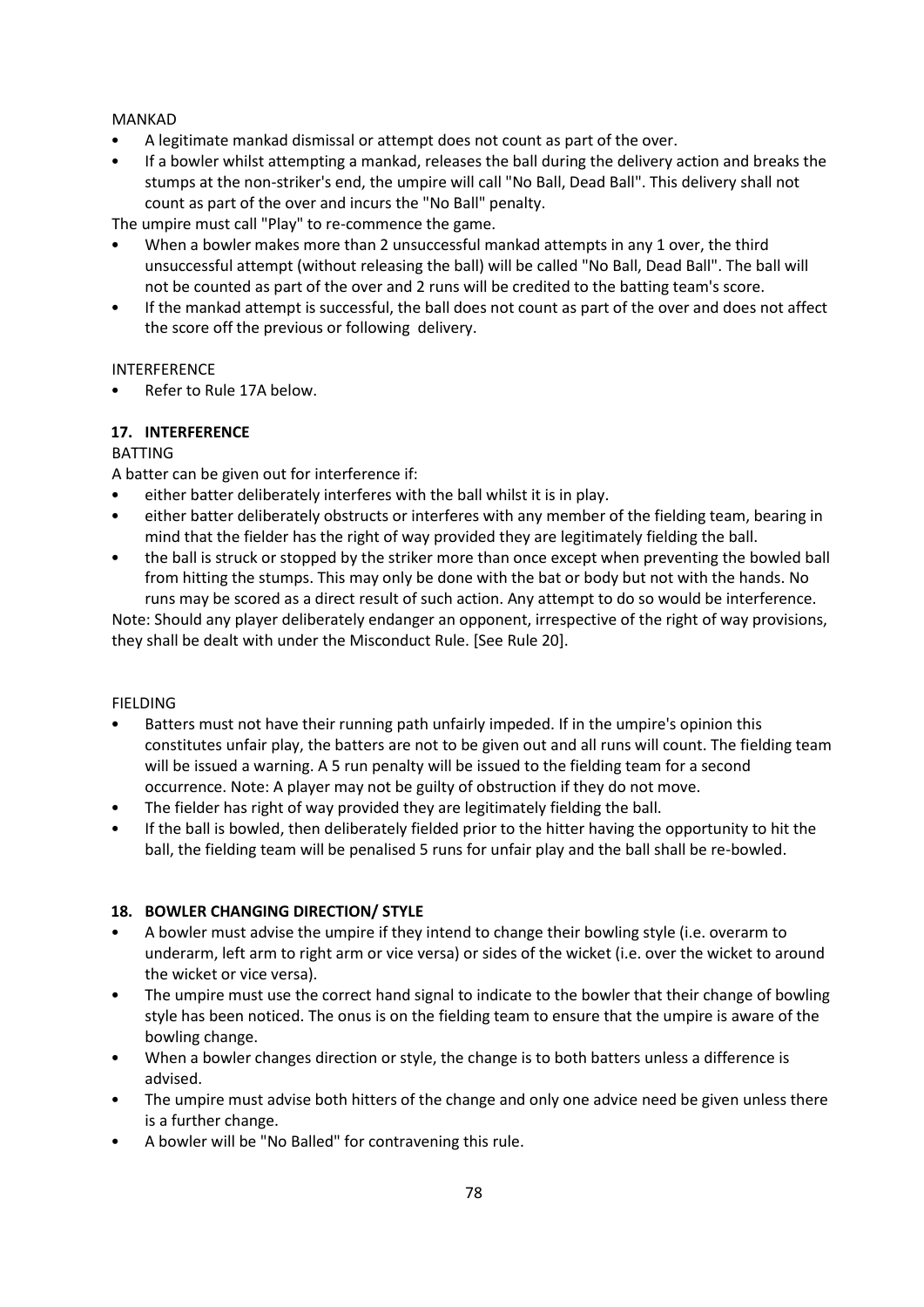MANKAD

- A legitimate mankad dismissal or attempt does not count as part of the over.
- If a bowler whilst attempting a mankad, releases the ball during the delivery action and breaks the stumps at the non-striker's end, the umpire will call "No Ball, Dead Ball". This delivery shall not count as part of the over and incurs the "No Ball" penalty.

The umpire must call "Play" to re-commence the game.

- When a bowler makes more than 2 unsuccessful mankad attempts in any 1 over, the third unsuccessful attempt (without releasing the ball) will be called "No Ball, Dead Ball". The ball will not be counted as part of the over and 2 runs will be credited to the batting team's score.
- If the mankad attempt is successful, the ball does not count as part of the over and does not affect the score off the previous or following delivery.

INTERFERENCE

- Refer to Rule 17A below.

## 17. INTERFERENCE

BATTING

A batter can be given out for interference if:

- either batter deliberately interferes with the ball whilst it is in play.
- either batter deliberately obstructs or interferes with any member of the fielding team, bearing in mind that the fielder has the right of way provided they are legitimately fielding the ball.
- the ball is struck or stopped by the striker more than once except when preventing the bowled ball from hitting the stumps. This may only be done with the bat or body but not with the hands. No runs may be scored as a direct result of such action. Any attempt to do so would be interference.

Note: Should any player deliberately endanger an opponent, irrespective of the right of way provisions, they shall be dealt with under the Misconduct Rule. [See Rule 20].

FIELDING

- Batters must not have their running path unfairly impeded. If in the umpire's opinion this constitutes unfair play, the batters are not to be given out and all runs will count. The fielding team will be issued a warning. A 5 run penalty will be issued to the fielding team for a second occurrence. Note: A player may not be guilty of obstruction if they do not move.
- The fielder has right of way provided they are legitimately fielding the ball.
- If the ball is bowled, then deliberately fielded prior to the hitter having the opportunity to hit the ball, the fielding team will be penalised 5 runs for unfair play and the ball shall be re-bowled.

## 18. BOWLER CHANGING DIRECTION/ STYLE

- A bowler must advise the umpire if they intend to change their bowling style (i.e. overarm to underarm, left arm to right arm or vice versa) or sides of the wicket (i.e. over the wicket to around the wicket or vice versa).
- The umpire must use the correct hand signal to indicate to the bowler that their change of bowling style has been noticed. The onus is on the fielding team to ensure that the umpire is aware of the bowling change.
- When a bowler changes direction or style, the change is to both batters unless a difference is advised.
- The umpire must advise both hitters of the change and only one advice need be given unless there is a further change.
- A bowler will be "No Balled" for contravening this rule.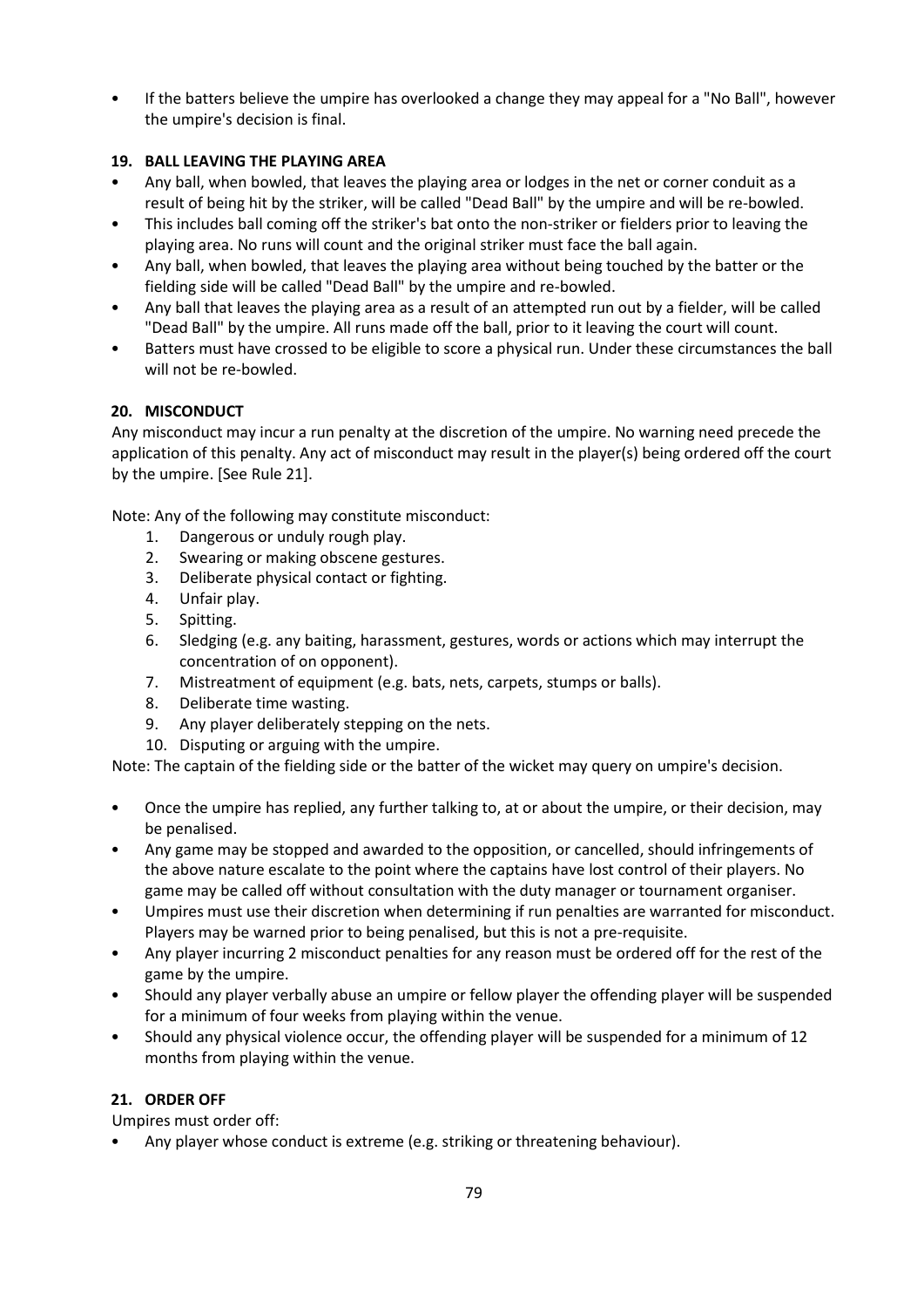- If the batters believe the umpire has overlooked a change they may appeal for a "No Ball", however the umpire's decision is final.

## 19. BALL LEAVING THE PLAYING AREA

- Any ball, when bowled, that leaves the playing area or lodges in the net or corner conduit as a result of being hit by the striker, will be called "Dead Ball" by the umpire and will be re-bowled.
- This includes ball coming off the striker's bat onto the non-striker or fielders prior to leaving the playing area. No runs will count and the original striker must face the ball again.
- Any ball, when bowled, that leaves the playing area without being touched by the batter or the fielding side will be called "Dead Ball" by the umpire and re-bowled.
- Any ball that leaves the playing area as a result of an attempted run out by a fielder, will be called "Dead Ball" by the umpire. All runs made off the ball, prior to it leaving the court will count.
- Batters must have crossed to be eligible to score a physical run. Under these circumstances the ball will not be re-bowled.

## 20. MISCONDUCT

Any misconduct may incur a run penalty at the discretion of the umpire. No warning need precede the application of this penalty. Any act of misconduct may result in the player(s) being ordered off the court by the umpire. [See Rule 21].

Note: Any of the following may constitute misconduct:

1. Dangerous or unduly rough play.
2. Swearing or making obscene gestures.
3. Deliberate physical contact or fighting.
4. Unfair play.
5. Spitting.
6. Sledging (e.g. any baiting, harassment, gestures, words or actions which may interrupt the concentration of on opponent).
7. Mistreatment of equipment (e.g. bats, nets, carpets, stumps or balls).
8. Deliberate time wasting.
9. Any player deliberately stepping on the nets.
10. Disputing or arguing with the umpire.

Note: The captain of the fielding side or the batter of the wicket may query on umpire's decision.

- Once the umpire has replied, any further talking to, at or about the umpire, or their decision, may be penalised.
- Any game may be stopped and awarded to the opposition, or cancelled, should infringements of the above nature escalate to the point where the captains have lost control of their players. No game may be called off without consultation with the duty manager or tournament organiser.
- Umpires must use their discretion when determining if run penalties are warranted for misconduct. Players may be warned prior to being penalised, but this is not a pre-requisite.
- Any player incurring 2 misconduct penalties for any reason must be ordered off for the rest of the game by the umpire.
- Should any player verbally abuse an umpire or fellow player the offending player will be suspended for a minimum of four weeks from playing within the venue.
- Should any physical violence occur, the offending player will be suspended for a minimum of 12 months from playing within the venue.

## 21. ORDER OFF

Umpires must order off:

- Any player whose conduct is extreme (e.g. striking or threatening behaviour).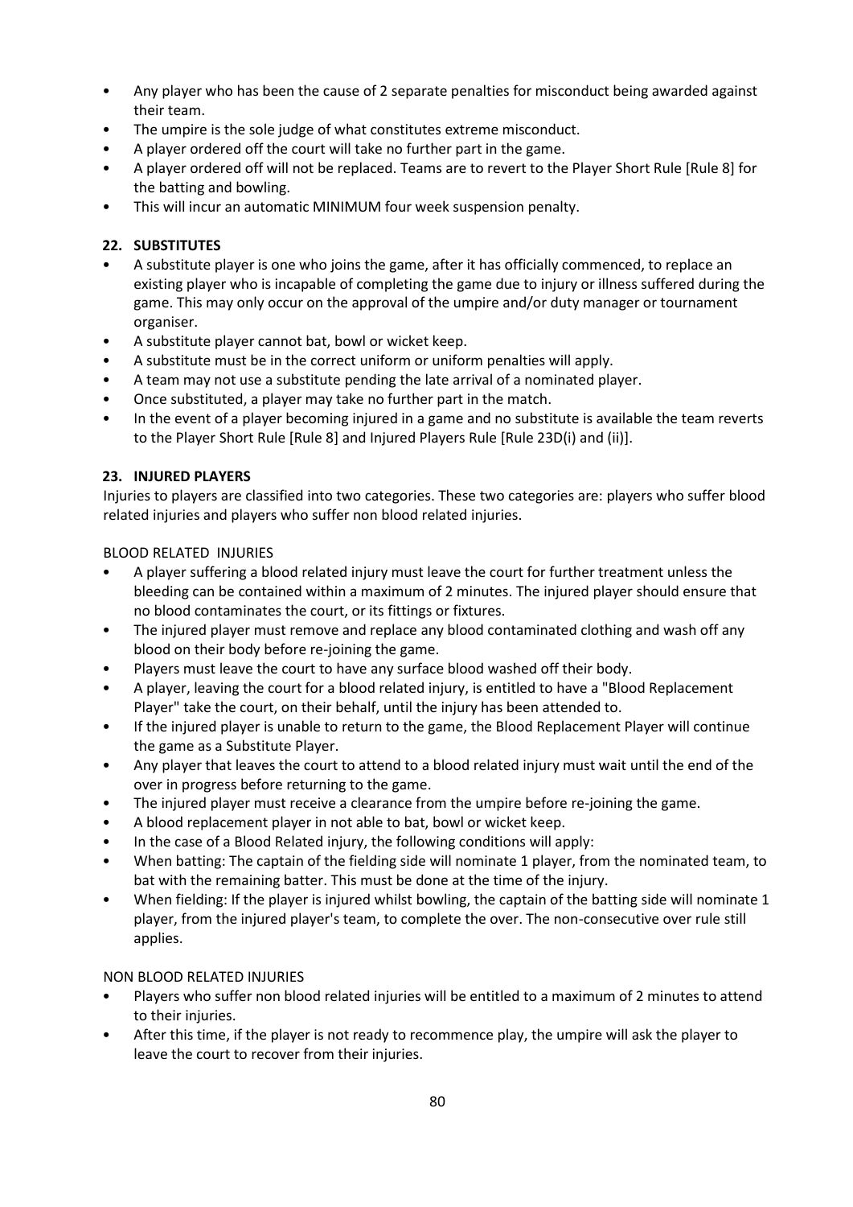- Any player who has been the cause of 2 separate penalties for misconduct being awarded against their team.
- The umpire is the sole judge of what constitutes extreme misconduct.
- A player ordered off the court will take no further part in the game.
- A player ordered off will not be replaced. Teams are to revert to the Player Short Rule [Rule 8] for the batting and bowling.
- This will incur an automatic MINIMUM four week suspension penalty.

**22. SUBSTITUTES**

- A substitute player is one who joins the game, after it has officially commenced, to replace an existing player who is incapable of completing the game due to injury or illness suffered during the game. This may only occur on the approval of the umpire and/or duty manager or tournament organiser.
- A substitute player cannot bat, bowl or wicket keep.
- A substitute must be in the correct uniform or uniform penalties will apply.
- A team may not use a substitute pending the late arrival of a nominated player.
- Once substituted, a player may take no further part in the match.
- In the event of a player becoming injured in a game and no substitute is available the team reverts to the Player Short Rule [Rule 8] and Injured Players Rule [Rule 23D(i) and (ii)].

**23. INJURED PLAYERS**

Injuries to players are classified into two categories. These two categories are: players who suffer blood related injuries and players who suffer non blood related injuries.

BLOOD RELATED INJURIES

- A player suffering a blood related injury must leave the court for further treatment unless the bleeding can be contained within a maximum of 2 minutes. The injured player should ensure that no blood contaminates the court, or its fittings or fixtures.
- The injured player must remove and replace any blood contaminated clothing and wash off any blood on their body before re-joining the game.
- Players must leave the court to have any surface blood washed off their body.
- A player, leaving the court for a blood related injury, is entitled to have a "Blood Replacement Player" take the court, on their behalf, until the injury has been attended to.
- If the injured player is unable to return to the game, the Blood Replacement Player will continue the game as a Substitute Player.
- Any player that leaves the court to attend to a blood related injury must wait until the end of the over in progress before returning to the game.
- The injured player must receive a clearance from the umpire before re-joining the game.
- A blood replacement player in not able to bat, bowl or wicket keep.
- In the case of a Blood Related injury, the following conditions will apply:
- When batting: The captain of the fielding side will nominate 1 player, from the nominated team, to bat with the remaining batter. This must be done at the time of the injury.
- When fielding: If the player is injured whilst bowling, the captain of the batting side will nominate 1 player, from the injured player's team, to complete the over. The non-consecutive over rule still applies.

NON BLOOD RELATED INJURIES

- Players who suffer non blood related injuries will be entitled to a maximum of 2 minutes to attend to their injuries.
- After this time, if the player is not ready to recommence play, the umpire will ask the player to leave the court to recover from their injuries.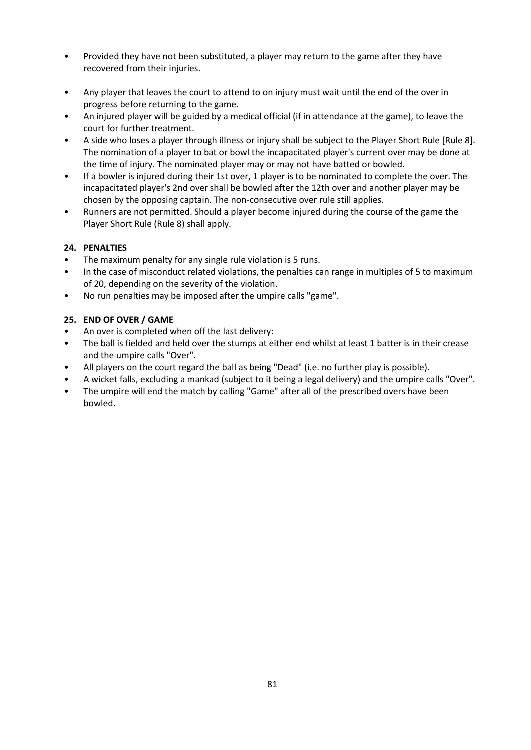- Provided they have not been substituted, a player may return to the game after they have recovered from their injuries.

- Any player that leaves the court to attend to on injury must wait until the end of the over in progress before returning to the game.
- An injured player will be guided by a medical official (if in attendance at the game), to leave the court for further treatment.
- A side who loses a player through illness or injury shall be subject to the Player Short Rule [Rule 8]. The nomination of a player to bat or bowl the incapacitated player's current over may be done at the time of injury. The nominated player may or may not have batted or bowled.
- If a bowler is injured during their 1st over, 1 player is to be nominated to complete the over. The incapacitated player's 2nd over shall be bowled after the 12th over and another player may be chosen by the opposing captain. The non-consecutive over rule still applies.
- Runners are not permitted. Should a player become injured during the course of the game the Player Short Rule (Rule 8) shall apply.

**24. PENALTIES**

- The maximum penalty for any single rule violation is 5 runs.
- In the case of misconduct related violations, the penalties can range in multiples of 5 to maximum of 20, depending on the severity of the violation.
- No run penalties may be imposed after the umpire calls "game".

**25. END OF OVER / GAME**

- An over is completed when off the last delivery:
- The ball is fielded and held over the stumps at either end whilst at least 1 batter is in their crease and the umpire calls "Over".
- All players on the court regard the ball as being "Dead" (i.e. no further play is possible).
- A wicket falls, excluding a mankad (subject to it being a legal delivery) and the umpire calls "Over".
- The umpire will end the match by calling "Game" after all of the prescribed overs have been bowled.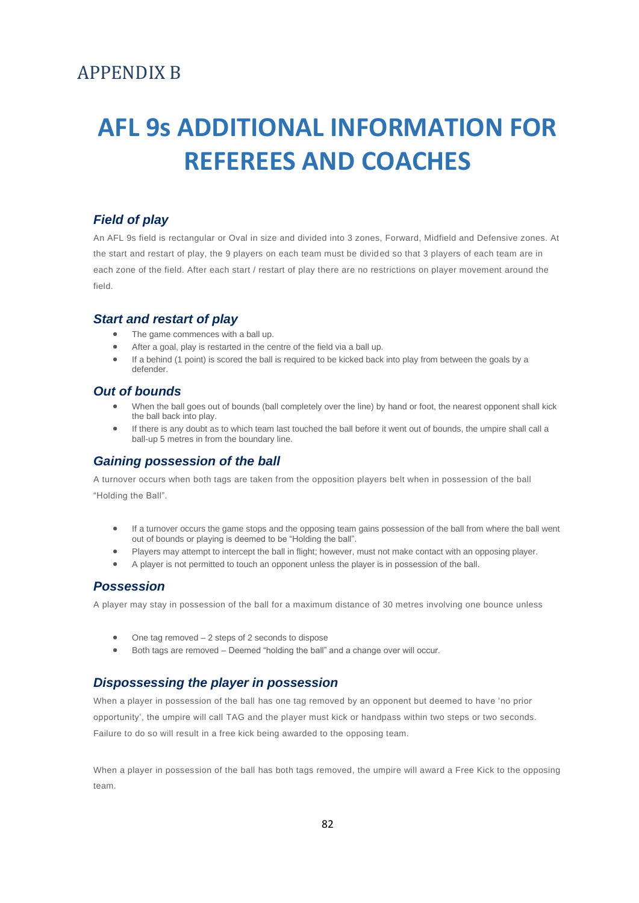## APPENDIX B

# AFL 9s ADDITIONAL INFORMATION FOR REFEREES AND COACHES

### *Field of play*

An AFL 9s field is rectangular or Oval in size and divided into 3 zones, Forward, Midfield and Defensive zones. At the start and restart of play, the 9 players on each team must be divided so that 3 players of each team are in each zone of the field. After each start / restart of play there are no restrictions on player movement around the field.

### *Start and restart of play*

- The game commences with a ball up.
- After a goal, play is restarted in the centre of the field via a ball up.
- If a behind (1 point) is scored the ball is required to be kicked back into play from between the goals by a defender.

### *Out of bounds*

- When the ball goes out of bounds (ball completely over the line) by hand or foot, the nearest opponent shall kick the ball back into play.
- If there is any doubt as to which team last touched the ball before it went out of bounds, the umpire shall call a ball-up 5 metres in from the boundary line.

### *Gaining possession of the ball*

A turnover occurs when both tags are taken from the opposition players belt when in possession of the ball "Holding the Ball".

- If a turnover occurs the game stops and the opposing team gains possession of the ball from where the ball went out of bounds or playing is deemed to be "Holding the ball".
- Players may attempt to intercept the ball in flight; however, must not make contact with an opposing player.
- A player is not permitted to touch an opponent unless the player is in possession of the ball.

### *Possession*

A player may stay in possession of the ball for a maximum distance of 30 metres involving one bounce unless

- One tag removed – 2 steps of 2 seconds to dispose
- Both tags are removed – Deemed "holding the ball" and a change over will occur.

### *Dispossessing the player in possession*

When a player in possession of the ball has one tag removed by an opponent but deemed to have 'no prior opportunity', the umpire will call TAG and the player must kick or handpass within two steps or two seconds. Failure to do so will result in a free kick being awarded to the opposing team.

When a player in possession of the ball has both tags removed, the umpire will award a Free Kick to the opposing team.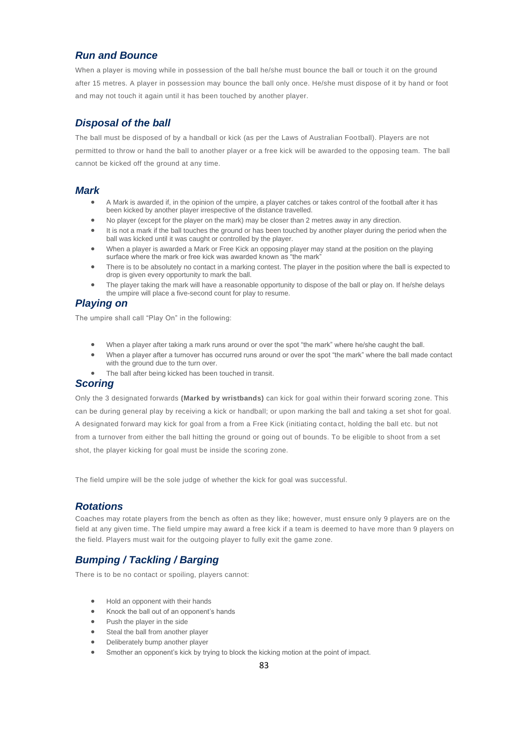## *Run and Bounce*

When a player is moving while in possession of the ball he/she must bounce the ball or touch it on the ground after 15 metres. A player in possession may bounce the ball only once. He/she must dispose of it by hand or foot and may not touch it again until it has been touched by another player.

## *Disposal of the ball*

The ball must be disposed of by a handball or kick (as per the Laws of Australian Football). Players are not permitted to throw or hand the ball to another player or a free kick will be awarded to the opposing team. The ball cannot be kicked off the ground at any time.

## *Mark*

- A Mark is awarded if, in the opinion of the umpire, a player catches or takes control of the football after it has been kicked by another player irrespective of the distance travelled.
- No player (except for the player on the mark) may be closer than 2 metres away in any direction.
- It is not a mark if the ball touches the ground or has been touched by another player during the period when the ball was kicked until it was caught or controlled by the player.
- When a player is awarded a Mark or Free Kick an opposing player may stand at the position on the playing surface where the mark or free kick was awarded known as "the mark"
- There is to be absolutely no contact in a marking contest. The player in the position where the ball is expected to drop is given every opportunity to mark the ball.
- The player taking the mark will have a reasonable opportunity to dispose of the ball or play on. If he/she delays the umpire will place a five-second count for play to resume.

## *Playing on*

The umpire shall call "Play On" in the following:

- When a player after taking a mark runs around or over the spot "the mark" where he/she caught the ball.
- When a player after a turnover has occurred runs around or over the spot "the mark" where the ball made contact with the ground due to the turn over.
- The ball after being kicked has been touched in transit.

## *Scoring*

Only the 3 designated forwards **(Marked by wristbands)** can kick for goal within their forward scoring zone. This can be during general play by receiving a kick or handball; or upon marking the ball and taking a set shot for goal. A designated forward may kick for goal from a from a Free Kick (initiating contact, holding the ball etc. but not from a turnover from either the ball hitting the ground or going out of bounds. To be eligible to shoot from a set shot, the player kicking for goal must be inside the scoring zone.

The field umpire will be the sole judge of whether the kick for goal was successful.

## *Rotations*

Coaches may rotate players from the bench as often as they like; however, must ensure only 9 players are on the field at any given time. The field umpire may award a free kick if a team is deemed to have more than 9 players on the field. Players must wait for the outgoing player to fully exit the game zone.

## *Bumping / Tackling / Barging*

There is to be no contact or spoiling, players cannot:

- Hold an opponent with their hands
- Knock the ball out of an opponent's hands
- Push the player in the side
- Steal the ball from another player
- Deliberately bump another player
- Smother an opponent's kick by trying to block the kicking motion at the point of impact.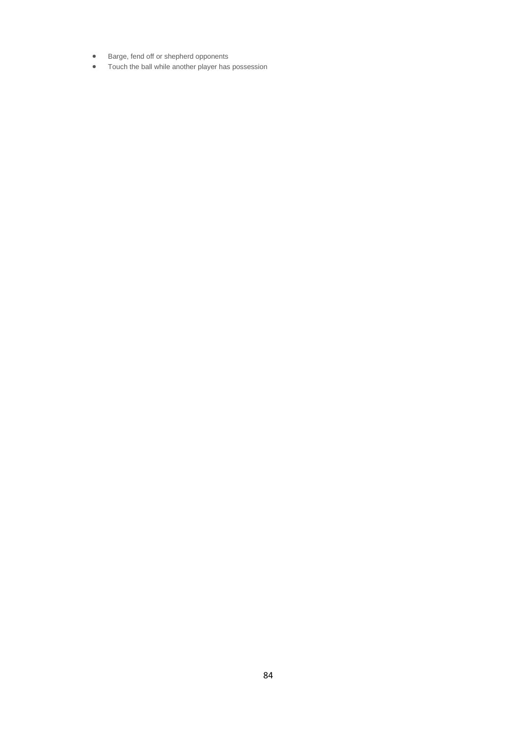- Barge, fend off or shepherd opponents
- Touch the ball while another player has possession